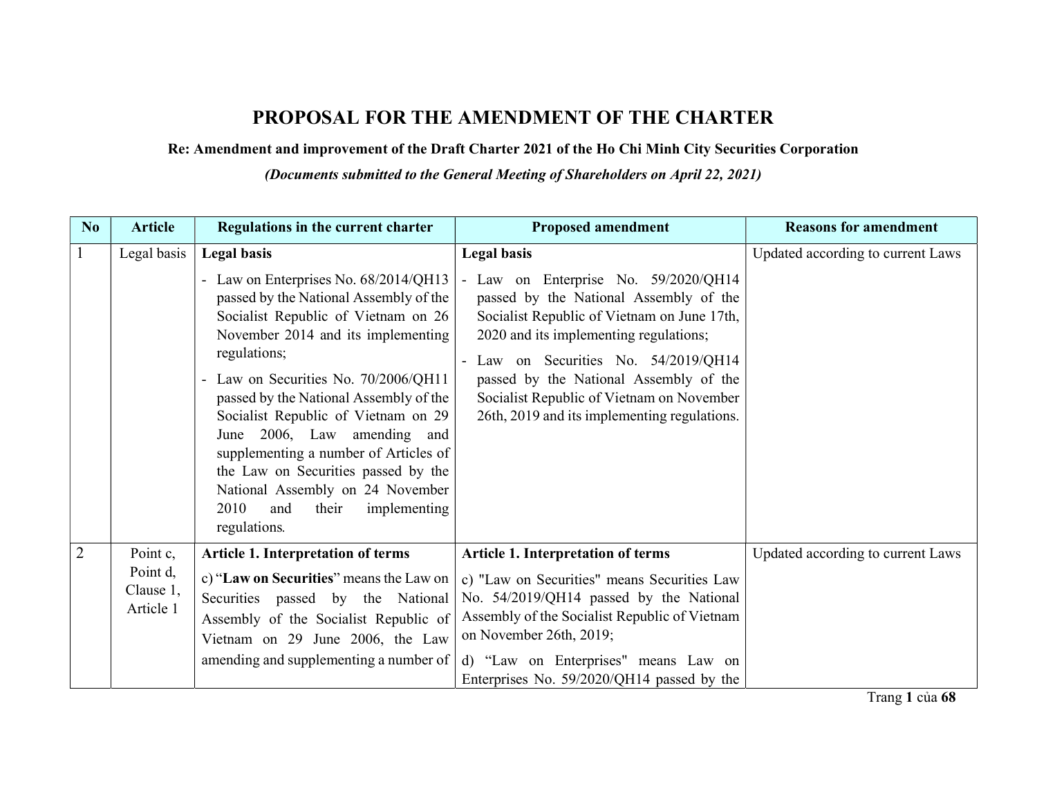# PROPOSAL FOR THE AMENDMENT OF THE CHARTER

**Re: Amendment and improvement of the Draft Charter 2021 of the Ho Chi Minh City Securities Corporation**

***(Documents submitted to the General Meeting of Shareholders on April 22, 2021)***

| No | Article | Regulations in the current charter | Proposed amendment | Reasons for amendment |
|---|---|---|---|---|
| 1 | Legal basis | **Legal basis**<br>- Law on Enterprises No. 68/2014/QH13 passed by the National Assembly of the Socialist Republic of Vietnam on 26 November 2014 and its implementing regulations;<br>- Law on Securities No. 70/2006/QH11 passed by the National Assembly of the Socialist Republic of Vietnam on 29 June 2006, Law amending and supplementing a number of Articles of the Law on Securities passed by the National Assembly on 24 November 2010 and their implementing regulations. | **Legal basis**<br>- Law on Enterprise No. 59/2020/QH14 passed by the National Assembly of the Socialist Republic of Vietnam on June 17th, 2020 and its implementing regulations;<br>- Law on Securities No. 54/2019/QH14 passed by the National Assembly of the Socialist Republic of Vietnam on November 26th, 2019 and its implementing regulations. | Updated according to current Laws |
| 2 | Point c, Point d, Clause 1, Article 1 | **Article 1. Interpretation of terms**<br>c) "**Law on Securities**" means the Law on Securities passed by the National Assembly of the Socialist Republic of Vietnam on 29 June 2006, the Law amending and supplementing a number of | **Article 1. Interpretation of terms**<br>c) "Law on Securities" means Securities Law No. 54/2019/QH14 passed by the National Assembly of the Socialist Republic of Vietnam on November 26th, 2019;<br>d) "Law on Enterprises" means Law on Enterprises No. 59/2020/QH14 passed by the | Updated according to current Laws |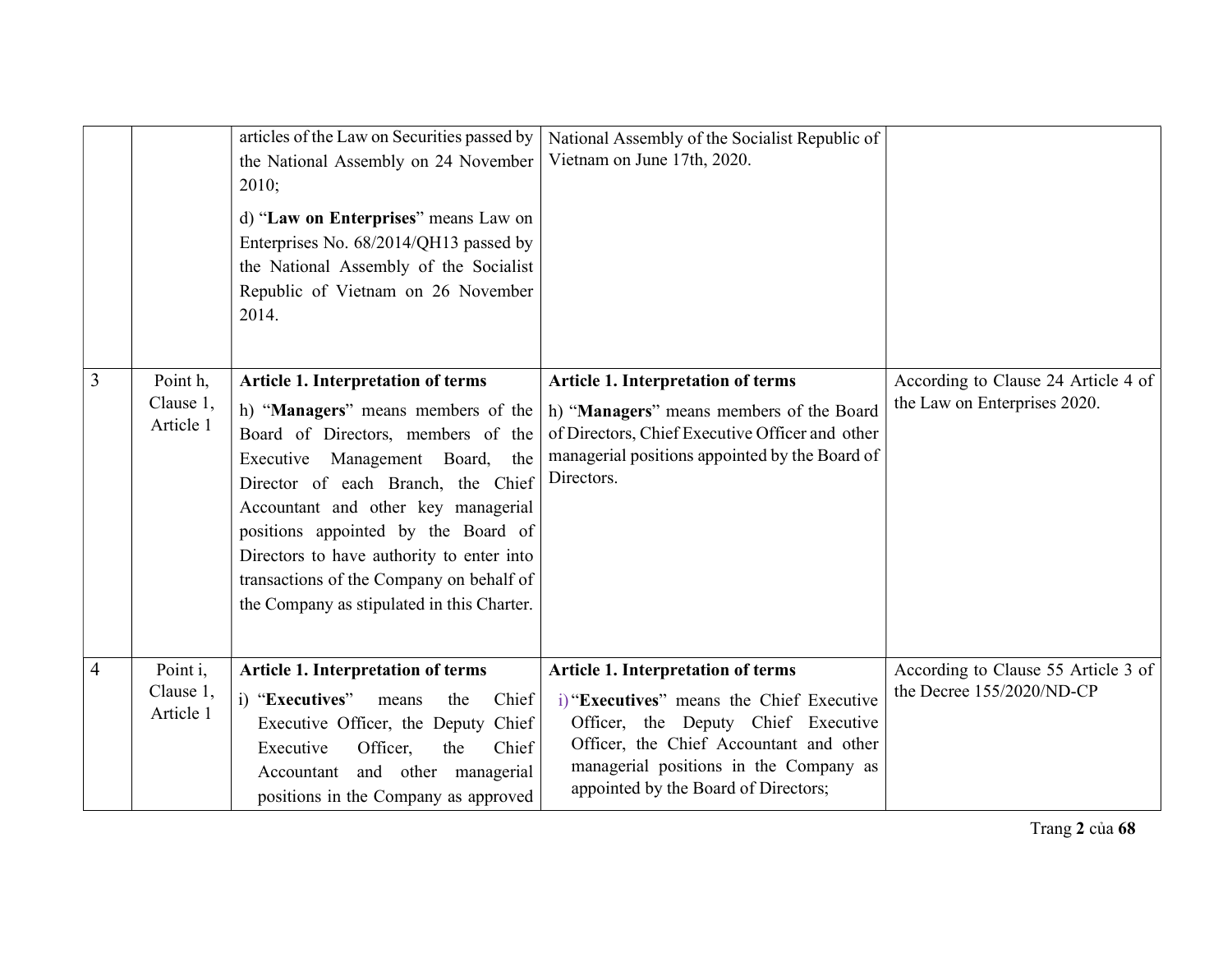| | | | | |
|---|---|---|---|---|
| | | articles of the Law on Securities passed by the National Assembly on 24 November 2010;<br><br>d) "**Law on Enterprises**" means Law on Enterprises No. 68/2014/QH13 passed by the National Assembly of the Socialist Republic of Vietnam on 26 November 2014. | National Assembly of the Socialist Republic of Vietnam on June 17th, 2020. | |
| 3 | Point h, Clause 1, Article 1 | **Article 1. Interpretation of terms**<br><br>h) "**Managers**" means members of the Board of Directors, members of the Executive Management Board, the Director of each Branch, the Chief Accountant and other key managerial positions appointed by the Board of Directors to have authority to enter into transactions of the Company on behalf of the Company as stipulated in this Charter. | **Article 1. Interpretation of terms**<br><br>h) "**Managers**" means members of the Board of Directors, Chief Executive Officer and other managerial positions appointed by the Board of Directors. | According to Clause 24 Article 4 of the Law on Enterprises 2020. |
| 4 | Point i, Clause 1, Article 1 | **Article 1. Interpretation of terms**<br><br>i) "**Executives**" means the Chief Executive Officer, the Deputy Chief Executive Officer, the Chief Accountant and other managerial positions in the Company as approved | **Article 1. Interpretation of terms**<br><br>i) "**Executives**" means the Chief Executive Officer, the Deputy Chief Executive Officer, the Chief Accountant and other managerial positions in the Company as appointed by the Board of Directors; | According to Clause 55 Article 3 of the Decree 155/2020/ND-CP |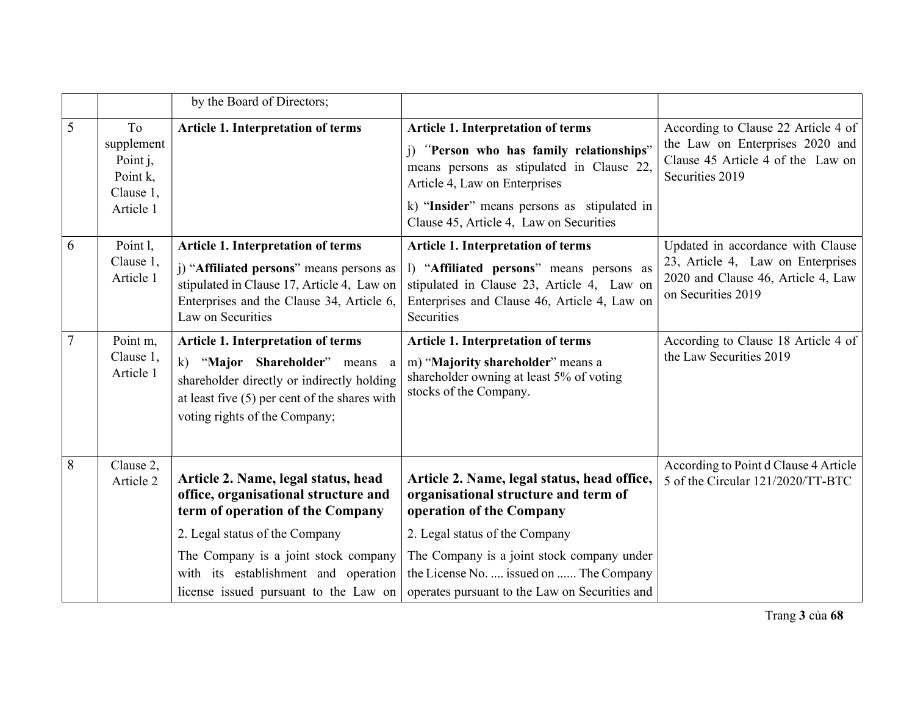| | | | | |
|---|---|---|---|---|
| | | by the Board of Directors; | | |
| 5 | To supplement Point j, Point k, Clause 1, Article 1 | **Article 1. Interpretation of terms** | **Article 1. Interpretation of terms**<br>j) "**Person who has family relationships**" means persons as stipulated in Clause 22, Article 4, Law on Enterprises<br>k) "**Insider**" means persons as stipulated in Clause 45, Article 4, Law on Securities | According to Clause 22 Article 4 of the Law on Enterprises 2020 and Clause 45 Article 4 of the Law on Securities 2019 |
| 6 | Point l, Clause 1, Article 1 | **Article 1. Interpretation of terms**<br>j) "**Affiliated persons**" means persons as stipulated in Clause 17, Article 4, Law on Enterprises and the Clause 34, Article 6, Law on Securities | **Article 1. Interpretation of terms**<br>l) "**Affiliated persons**" means persons as stipulated in Clause 23, Article 4, Law on Enterprises and Clause 46, Article 4, Law on Securities | Updated in accordance with Clause 23, Article 4, Law on Enterprises 2020 and Clause 46, Article 4, Law on Securities 2019 |
| 7 | Point m, Clause 1, Article 1 | **Article 1. Interpretation of terms**<br>k) "**Major Shareholder**" means a shareholder directly or indirectly holding at least five (5) per cent of the shares with voting rights of the Company; | **Article 1. Interpretation of terms**<br>m) "**Majority shareholder**" means a shareholder owning at least 5% of voting stocks of the Company. | According to Clause 18 Article 4 of the Law Securities 2019 |
| 8 | Clause 2, Article 2 | **Article 2. Name, legal status, head office, organisational structure and term of operation of the Company**<br>2. Legal status of the Company<br>The Company is a joint stock company with its establishment and operation license issued pursuant to the Law on | **Article 2. Name, legal status, head office, organisational structure and term of operation of the Company**<br>2. Legal status of the Company<br>The Company is a joint stock company under the License No. .... issued on ...... The Company operates pursuant to the Law on Securities and | According to Point d Clause 4 Article 5 of the Circular 121/2020/TT-BTC |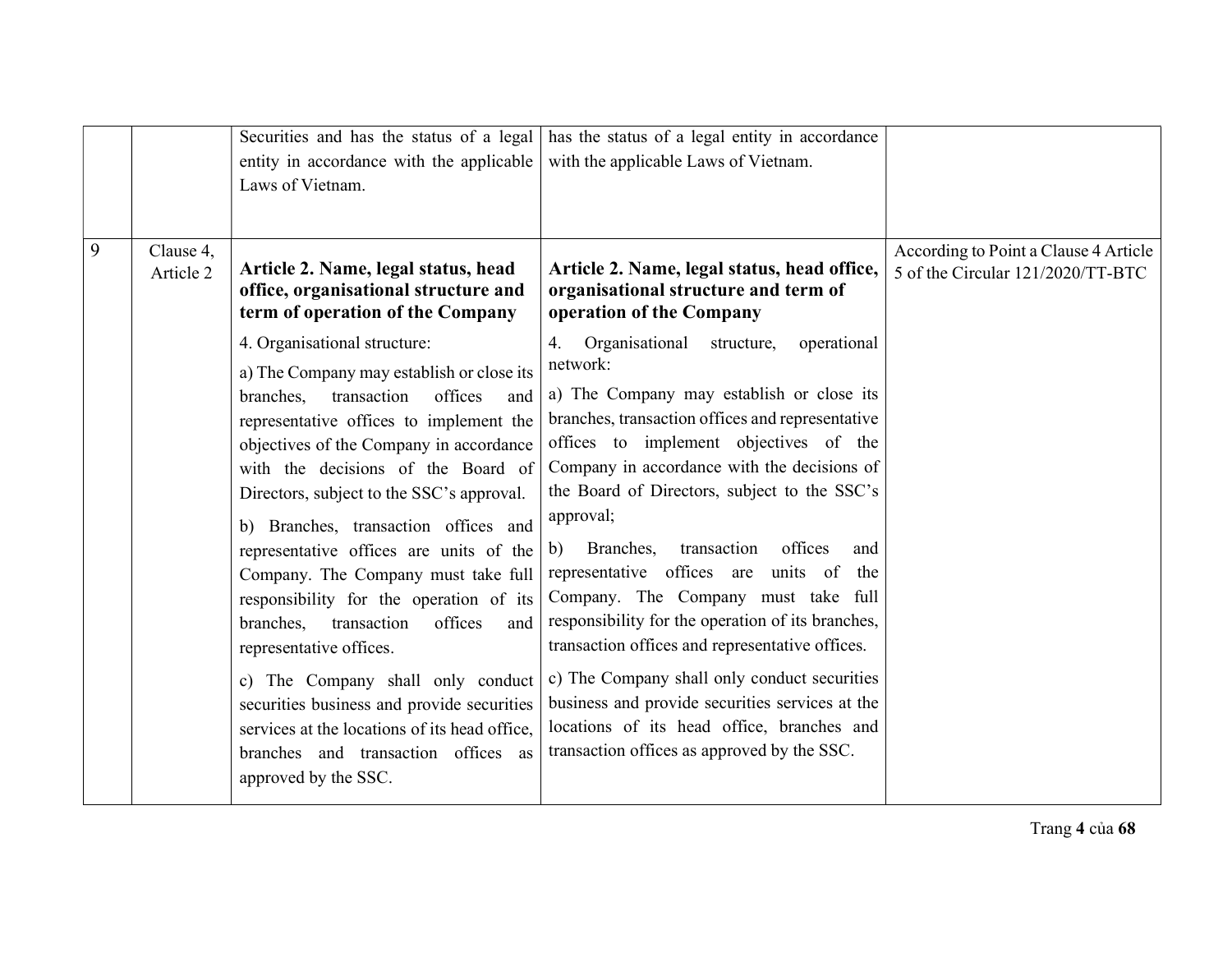| | | | | |
|---|---|---|---|---|
| | | Securities and has the status of a legal entity in accordance with the applicable Laws of Vietnam. | has the status of a legal entity in accordance with the applicable Laws of Vietnam. | |
| 9 | Clause 4, Article 2 | **Article 2. Name, legal status, head office, organisational structure and term of operation of the Company**<br><br>4. Organisational structure:<br><br>a) The Company may establish or close its branches, transaction offices and representative offices to implement the objectives of the Company in accordance with the decisions of the Board of Directors, subject to the SSC's approval.<br><br>b) Branches, transaction offices and representative offices are units of the Company. The Company must take full responsibility for the operation of its branches, transaction offices and representative offices.<br><br>c) The Company shall only conduct securities business and provide securities services at the locations of its head office, branches and transaction offices as approved by the SSC. | **Article 2. Name, legal status, head office, organisational structure and term of operation of the Company**<br><br>4. Organisational structure, operational network:<br><br>a) The Company may establish or close its branches, transaction offices and representative offices to implement objectives of the Company in accordance with the decisions of the Board of Directors, subject to the SSC's approval;<br><br>b) Branches, transaction offices and representative offices are units of the Company. The Company must take full responsibility for the operation of its branches, transaction offices and representative offices.<br><br>c) The Company shall only conduct securities business and provide securities services at the locations of its head office, branches and transaction offices as approved by the SSC. | According to Point a Clause 4 Article 5 of the Circular 121/2020/TT-BTC |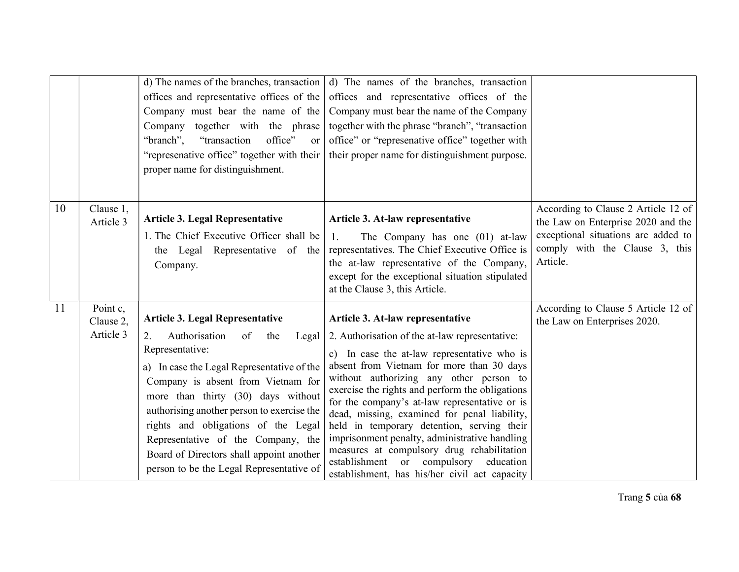| | | | | |
|---|---|---|---|---|
| | | d) The names of the branches, transaction offices and representative offices of the Company must bear the name of the Company together with the phrase "branch", "transaction office" or "represenative office" together with their proper name for distinguishment. | d) The names of the branches, transaction offices and representative offices of the Company must bear the name of the Company together with the phrase "branch", "transaction office" or "represenative office" together with their proper name for distinguishment purpose. | |
| 10 | Clause 1, Article 3 | **Article 3. Legal Representative**<br>1. The Chief Executive Officer shall be the Legal Representative of the Company. | **Article 3. At-law representative**<br>1. The Company has one (01) at-law representatives. The Chief Executive Office is the at-law representative of the Company, except for the exceptional situation stipulated at the Clause 3, this Article. | According to Clause 2 Article 12 of the Law on Enterprise 2020 and the exceptional situations are added to comply with the Clause 3, this Article. |
| 11 | Point c, Clause 2, Article 3 | **Article 3. Legal Representative**<br>2. Authorisation of the Legal Representative:<br>a) In case the Legal Representative of the Company is absent from Vietnam for more than thirty (30) days without authorising another person to exercise the rights and obligations of the Legal Representative of the Company, the Board of Directors shall appoint another person to be the Legal Representative of | **Article 3. At-law representative**<br>2. Authorisation of the at-law representative:<br>c) In case the at-law representative who is absent from Vietnam for more than 30 days without authorizing any other person to exercise the rights and perform the obligations for the company's at-law representative or is dead, missing, examined for penal liability, held in temporary detention, serving their imprisonment penalty, administrative handling measures at compulsory drug rehabilitation establishment or compulsory education establishment, has his/her civil act capacity | According to Clause 5 Article 12 of the Law on Enterprises 2020. |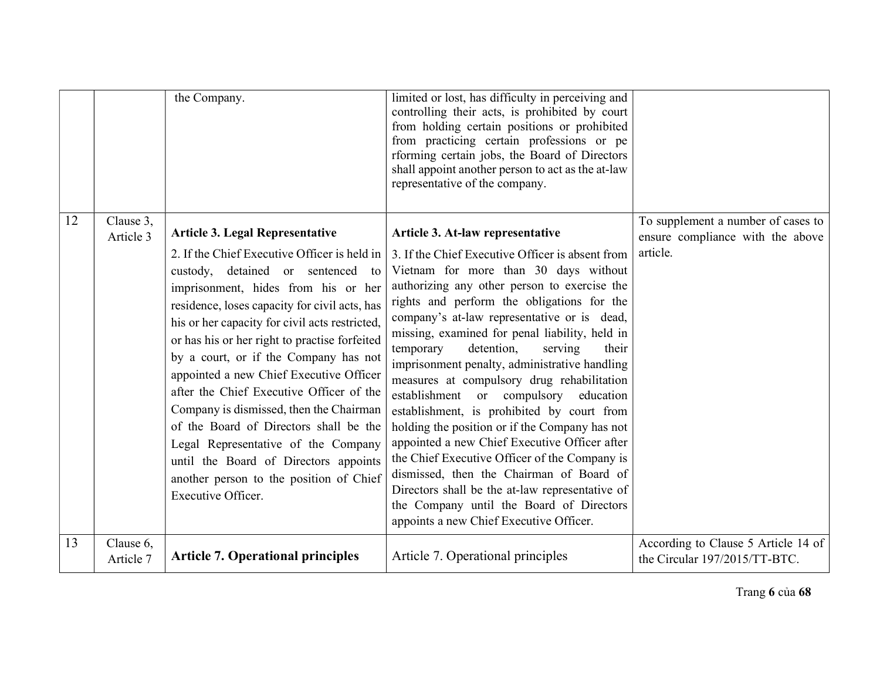| | | | | |
|---|---|---|---|---|
| | | the Company. | limited or lost, has difficulty in perceiving and controlling their acts, is prohibited by court from holding certain positions or prohibited from practicing certain professions or pe rforming certain jobs, the Board of Directors shall appoint another person to act as the at-law representative of the company. | |
| 12 | Clause 3, Article 3 | **Article 3. Legal Representative**<br>2. If the Chief Executive Officer is held in custody, detained or sentenced to imprisonment, hides from his or her residence, loses capacity for civil acts, has his or her capacity for civil acts restricted, or has his or her right to practise forfeited by a court, or if the Company has not appointed a new Chief Executive Officer after the Chief Executive Officer of the Company is dismissed, then the Chairman of the Board of Directors shall be the Legal Representative of the Company until the Board of Directors appoints another person to the position of Chief Executive Officer. | **Article 3. At-law representative**<br>3. If the Chief Executive Officer is absent from Vietnam for more than 30 days without authorizing any other person to exercise the rights and perform the obligations for the company's at-law representative or is dead, missing, examined for penal liability, held in temporary detention, serving their imprisonment penalty, administrative handling measures at compulsory drug rehabilitation establishment or compulsory education establishment, is prohibited by court from holding the position or if the Company has not appointed a new Chief Executive Officer after the Chief Executive Officer of the Company is dismissed, then the Chairman of Board of Directors shall be the at-law representative of the Company until the Board of Directors appoints a new Chief Executive Officer. | To supplement a number of cases to ensure compliance with the above article. |
| 13 | Clause 6, Article 7 | **Article 7. Operational principles** | Article 7. Operational principles | According to Clause 5 Article 14 of the Circular 197/2015/TT-BTC. |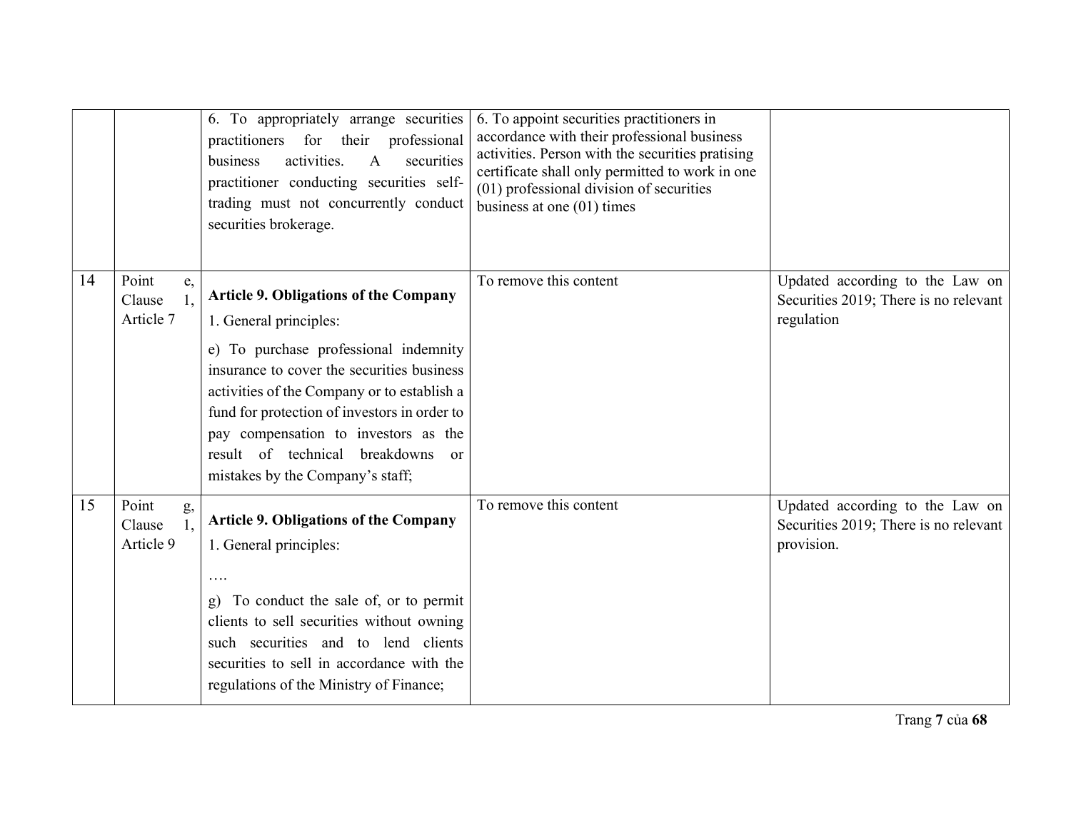| | | | | |
|---|---|---|---|---|
| | | 6. To appropriately arrange securities practitioners for their professional business activities. A securities practitioner conducting securities self-trading must not concurrently conduct securities brokerage. | 6. To appoint securities practitioners in accordance with their professional business activities. Person with the securities pratising certificate shall only permitted to work in one (01) professional division of securities business at one (01) times | |
| 14 | Point e, Clause 1, Article 7 | **Article 9. Obligations of the Company**<br>1. General principles:<br>e) To purchase professional indemnity insurance to cover the securities business activities of the Company or to establish a fund for protection of investors in order to pay compensation to investors as the result of technical breakdowns or mistakes by the Company's staff; | To remove this content | Updated according to the Law on Securities 2019; There is no relevant regulation |
| 15 | Point g, Clause 1, Article 9 | **Article 9. Obligations of the Company**<br>1. General principles:<br>….<br>g) To conduct the sale of, or to permit clients to sell securities without owning such securities and to lend clients securities to sell in accordance with the regulations of the Ministry of Finance; | To remove this content | Updated according to the Law on Securities 2019; There is no relevant provision. |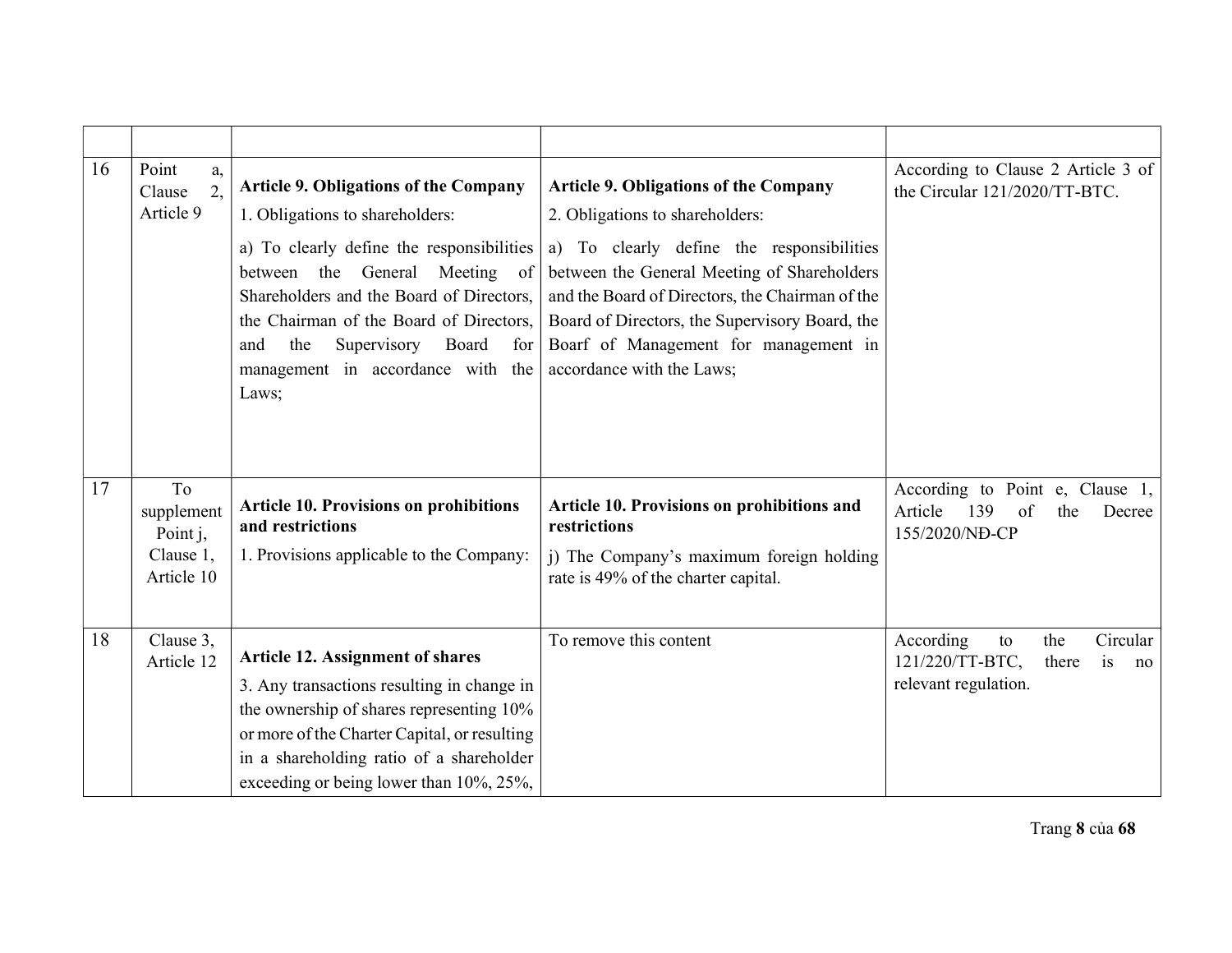| | | | | |
|---|---|---|---|---|
| 16 | Point a, Clause 2, Article 9 | **Article 9. Obligations of the Company**<br>1. Obligations to shareholders:<br>a) To clearly define the responsibilities between the General Meeting of Shareholders and the Board of Directors, the Chairman of the Board of Directors, and the Supervisory Board for management in accordance with the Laws; | **Article 9. Obligations of the Company**<br>2. Obligations to shareholders:<br>a) To clearly define the responsibilities between the General Meeting of Shareholders and the Board of Directors, the Chairman of the Board of Directors, the Supervisory Board, the Boarf of Management for management in accordance with the Laws; | According to Clause 2 Article 3 of the Circular 121/2020/TT-BTC. |
| 17 | To supplement Point j, Clause 1, Article 10 | **Article 10. Provisions on prohibitions and restrictions**<br>1. Provisions applicable to the Company: | **Article 10. Provisions on prohibitions and restrictions**<br>j) The Company's maximum foreign holding rate is 49% of the charter capital. | According to Point e, Clause 1, Article 139 of the Decree 155/2020/NĐ-CP |
| 18 | Clause 3, Article 12 | **Article 12. Assignment of shares**<br>3. Any transactions resulting in change in the ownership of shares representing 10% or more of the Charter Capital, or resulting in a shareholding ratio of a shareholder exceeding or being lower than 10%, 25%, | To remove this content | According to the Circular 121/220/TT-BTC, there is no relevant regulation. |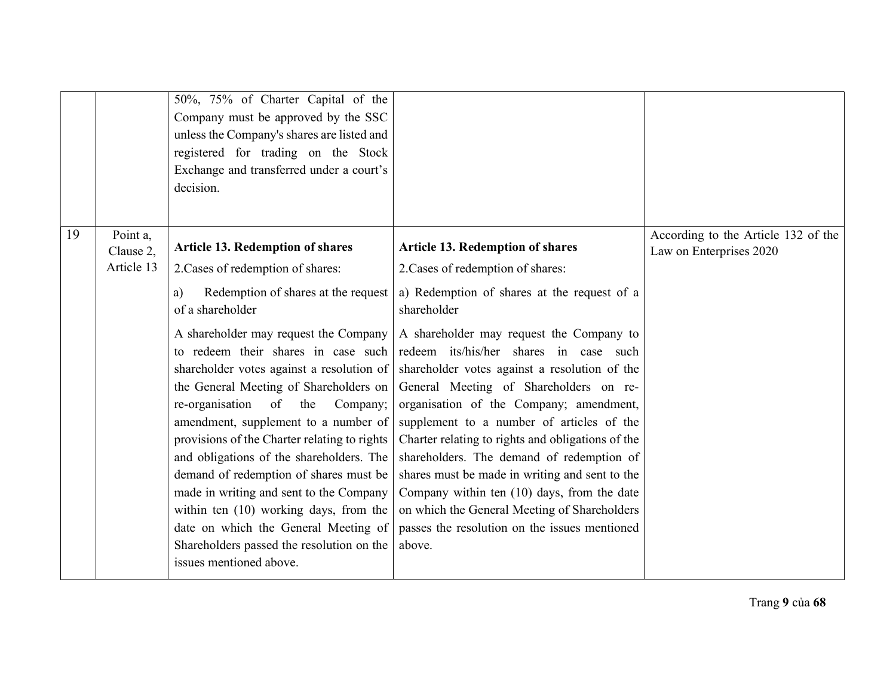| | | | | |
|---|---|---|---|---|
| | | 50%, 75% of Charter Capital of the Company must be approved by the SSC unless the Company's shares are listed and registered for trading on the Stock Exchange and transferred under a court's decision. | | |
| 19 | Point a, Clause 2, Article 13 | **Article 13. Redemption of shares**<br>2.Cases of redemption of shares:<br>a) Redemption of shares at the request of a shareholder<br>A shareholder may request the Company to redeem their shares in case such shareholder votes against a resolution of the General Meeting of Shareholders on re-organisation of the Company; amendment, supplement to a number of provisions of the Charter relating to rights and obligations of the shareholders. The demand of redemption of shares must be made in writing and sent to the Company within ten (10) working days, from the date on which the General Meeting of Shareholders passed the resolution on the issues mentioned above. | **Article 13. Redemption of shares**<br>2.Cases of redemption of shares:<br>a) Redemption of shares at the request of a shareholder<br>A shareholder may request the Company to redeem its/his/her shares in case such shareholder votes against a resolution of the General Meeting of Shareholders on re-organisation of the Company; amendment, supplement to a number of articles of the Charter relating to rights and obligations of the shareholders. The demand of redemption of shares must be made in writing and sent to the Company within ten (10) days, from the date on which the General Meeting of Shareholders passes the resolution on the issues mentioned above. | According to the Article 132 of the Law on Enterprises 2020 |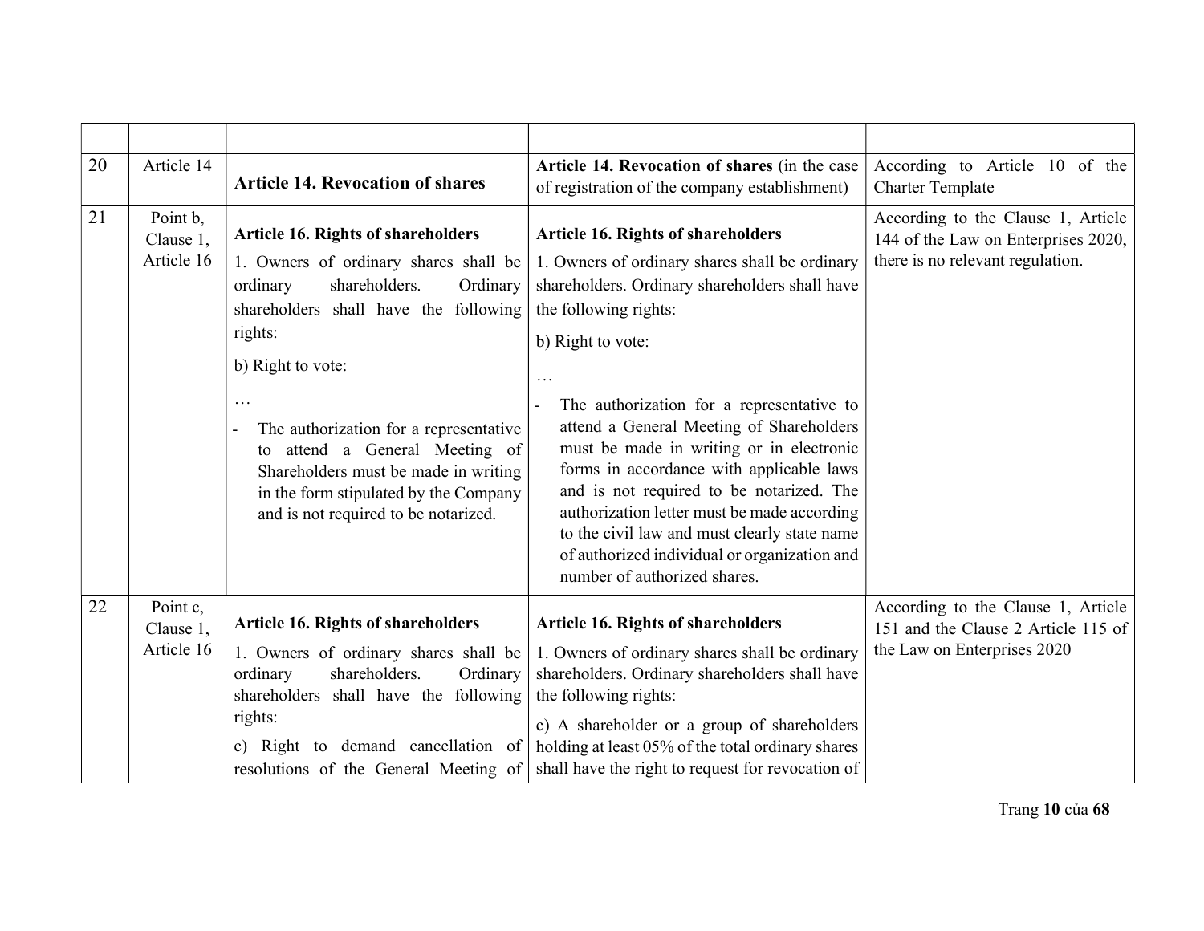| | | | | |
|---|---|---|---|---|
| 20 | Article 14 | **Article 14. Revocation of shares** | **Article 14. Revocation of shares** (in the case of registration of the company establishment) | According to Article 10 of the Charter Template |
| 21 | Point b, Clause 1, Article 16 | **Article 16. Rights of shareholders**<br>1. Owners of ordinary shares shall be ordinary shareholders. Ordinary shareholders shall have the following rights:<br>b) Right to vote:<br>…<br>- The authorization for a representative to attend a General Meeting of Shareholders must be made in writing in the form stipulated by the Company and is not required to be notarized. | **Article 16. Rights of shareholders**<br>1. Owners of ordinary shares shall be ordinary shareholders. Ordinary shareholders shall have the following rights:<br>b) Right to vote:<br>…<br>- The authorization for a representative to attend a General Meeting of Shareholders must be made in writing or in electronic forms in accordance with applicable laws and is not required to be notarized. The authorization letter must be made according to the civil law and must clearly state name of authorized individual or organization and number of authorized shares. | According to the Clause 1, Article 144 of the Law on Enterprises 2020, there is no relevant regulation. |
| 22 | Point c, Clause 1, Article 16 | **Article 16. Rights of shareholders**<br>1. Owners of ordinary shares shall be ordinary shareholders. Ordinary shareholders shall have the following rights:<br>c) Right to demand cancellation of resolutions of the General Meeting of | **Article 16. Rights of shareholders**<br>1. Owners of ordinary shares shall be ordinary shareholders. Ordinary shareholders shall have the following rights:<br>c) A shareholder or a group of shareholders holding at least 05% of the total ordinary shares shall have the right to request for revocation of | According to the Clause 1, Article 151 and the Clause 2 Article 115 of the Law on Enterprises 2020 |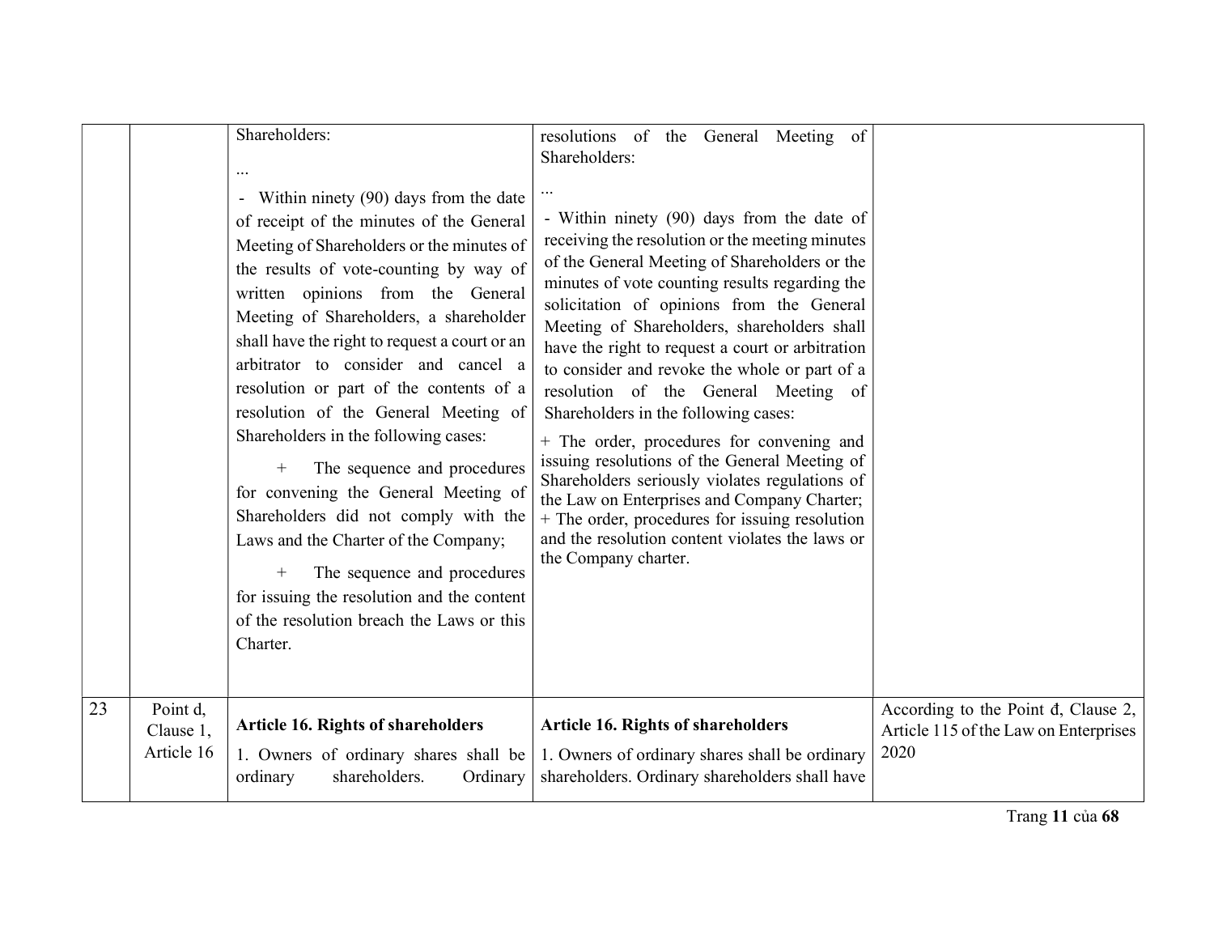| | | | | |
|---|---|---|---|---|
| | | Shareholders:<br><br>...<br><br>- Within ninety (90) days from the date of receipt of the minutes of the General Meeting of Shareholders or the minutes of the results of vote-counting by way of written opinions from the General Meeting of Shareholders, a shareholder shall have the right to request a court or an arbitrator to consider and cancel a resolution or part of the contents of a resolution of the General Meeting of Shareholders in the following cases:<br><br>+ The sequence and procedures for convening the General Meeting of Shareholders did not comply with the Laws and the Charter of the Company;<br><br>+ The sequence and procedures for issuing the resolution and the content of the resolution breach the Laws or this Charter. | resolutions of the General Meeting of Shareholders:<br><br>...<br><br>- Within ninety (90) days from the date of receiving the resolution or the meeting minutes of the General Meeting of Shareholders or the minutes of vote counting results regarding the solicitation of opinions from the General Meeting of Shareholders, shareholders shall have the right to request a court or arbitration to consider and revoke the whole or part of a resolution of the General Meeting of Shareholders in the following cases:<br><br>+ The order, procedures for convening and issuing resolutions of the General Meeting of Shareholders seriously violates regulations of the Law on Enterprises and Company Charter;<br>+ The order, procedures for issuing resolution and the resolution content violates the laws or the Company charter. | |
| 23 | Point d, Clause 1, Article 16 | **Article 16. Rights of shareholders**<br><br>1. Owners of ordinary shares shall be ordinary shareholders. Ordinary | **Article 16. Rights of shareholders**<br><br>1. Owners of ordinary shares shall be ordinary shareholders. Ordinary shareholders shall have | According to the Point đ, Clause 2, Article 115 of the Law on Enterprises 2020 |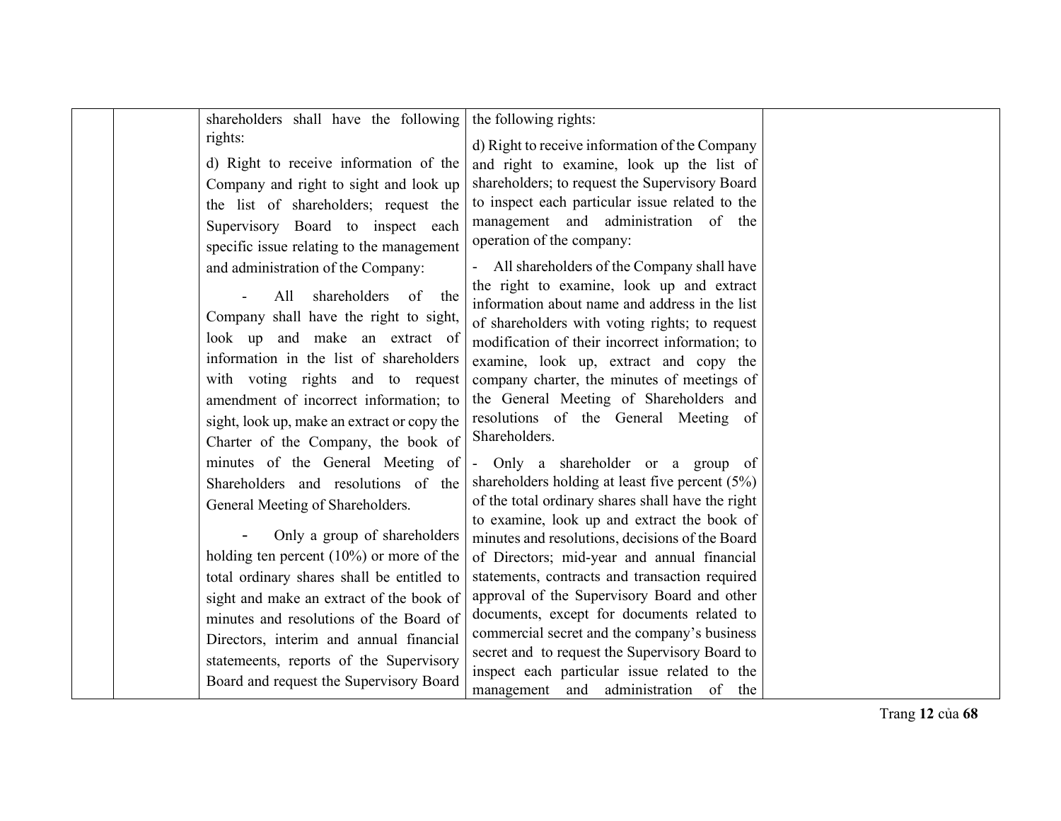| | | | | |
|---|---|---|---|---|
| | | shareholders shall have the following rights:<br><br>d) Right to receive information of the Company and right to sight and look up the list of shareholders; request the Supervisory Board to inspect each specific issue relating to the management and administration of the Company:<br><br>- All shareholders of the Company shall have the right to sight, look up and make an extract of information in the list of shareholders with voting rights and to request amendment of incorrect information; to sight, look up, make an extract or copy the Charter of the Company, the book of minutes of the General Meeting of Shareholders and resolutions of the General Meeting of Shareholders.<br><br>- Only a group of shareholders holding ten percent (10%) or more of the total ordinary shares shall be entitled to sight and make an extract of the book of minutes and resolutions of the Board of Directors, interim and annual financial statemeents, reports of the Supervisory Board and request the Supervisory Board | the following rights:<br><br>d) Right to receive information of the Company and right to examine, look up the list of shareholders; to request the Supervisory Board to inspect each particular issue related to the management and administration of the operation of the company:<br><br>- All shareholders of the Company shall have the right to examine, look up and extract information about name and address in the list of shareholders with voting rights; to request modification of their incorrect information; to examine, look up, extract and copy the company charter, the minutes of meetings of the General Meeting of Shareholders and resolutions of the General Meeting of Shareholders.<br><br>- Only a shareholder or a group of shareholders holding at least five percent (5%) of the total ordinary shares shall have the right to examine, look up and extract the book of minutes and resolutions, decisions of the Board of Directors; mid-year and annual financial statements, contracts and transaction required approval of the Supervisory Board and other documents, except for documents related to commercial secret and the company's business secret and to request the Supervisory Board to inspect each particular issue related to the management and administration of the | |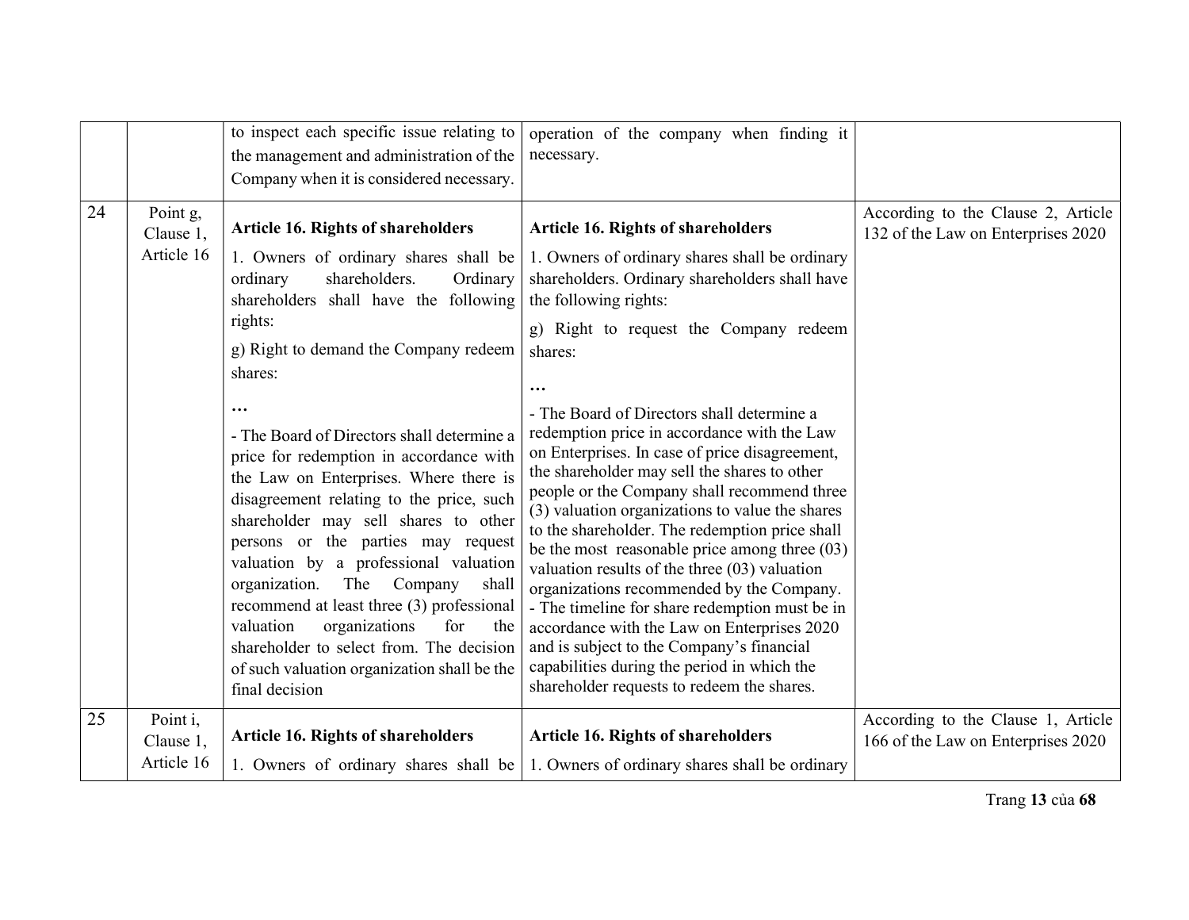| | | | | |
|---|---|---|---|---|
| | | to inspect each specific issue relating to the management and administration of the Company when it is considered necessary. | operation of the company when finding it necessary. | |
| 24 | Point g, Clause 1, Article 16 | **Article 16. Rights of shareholders**<br><br>1. Owners of ordinary shares shall be ordinary shareholders. Ordinary shareholders shall have the following rights:<br><br>g) Right to demand the Company redeem shares:<br><br>**…**<br><br>- The Board of Directors shall determine a price for redemption in accordance with the Law on Enterprises. Where there is disagreement relating to the price, such shareholder may sell shares to other persons or the parties may request valuation by a professional valuation organization. The Company shall recommend at least three (3) professional valuation organizations for the shareholder to select from. The decision of such valuation organization shall be the final decision | **Article 16. Rights of shareholders**<br><br>1. Owners of ordinary shares shall be ordinary shareholders. Ordinary shareholders shall have the following rights:<br><br>g) Right to request the Company redeem shares:<br><br>**…**<br><br>- The Board of Directors shall determine a redemption price in accordance with the Law on Enterprises. In case of price disagreement, the shareholder may sell the shares to other people or the Company shall recommend three (3) valuation organizations to value the shares to the shareholder. The redemption price shall be the most reasonable price among three (03) valuation results of the three (03) valuation organizations recommended by the Company.<br>- The timeline for share redemption must be in accordance with the Law on Enterprises 2020 and is subject to the Company's financial capabilities during the period in which the shareholder requests to redeem the shares. | According to the Clause 2, Article 132 of the Law on Enterprises 2020 |
| 25 | Point i, Clause 1, Article 16 | **Article 16. Rights of shareholders**<br><br>1. Owners of ordinary shares shall be | **Article 16. Rights of shareholders**<br><br>1. Owners of ordinary shares shall be ordinary | According to the Clause 1, Article 166 of the Law on Enterprises 2020 |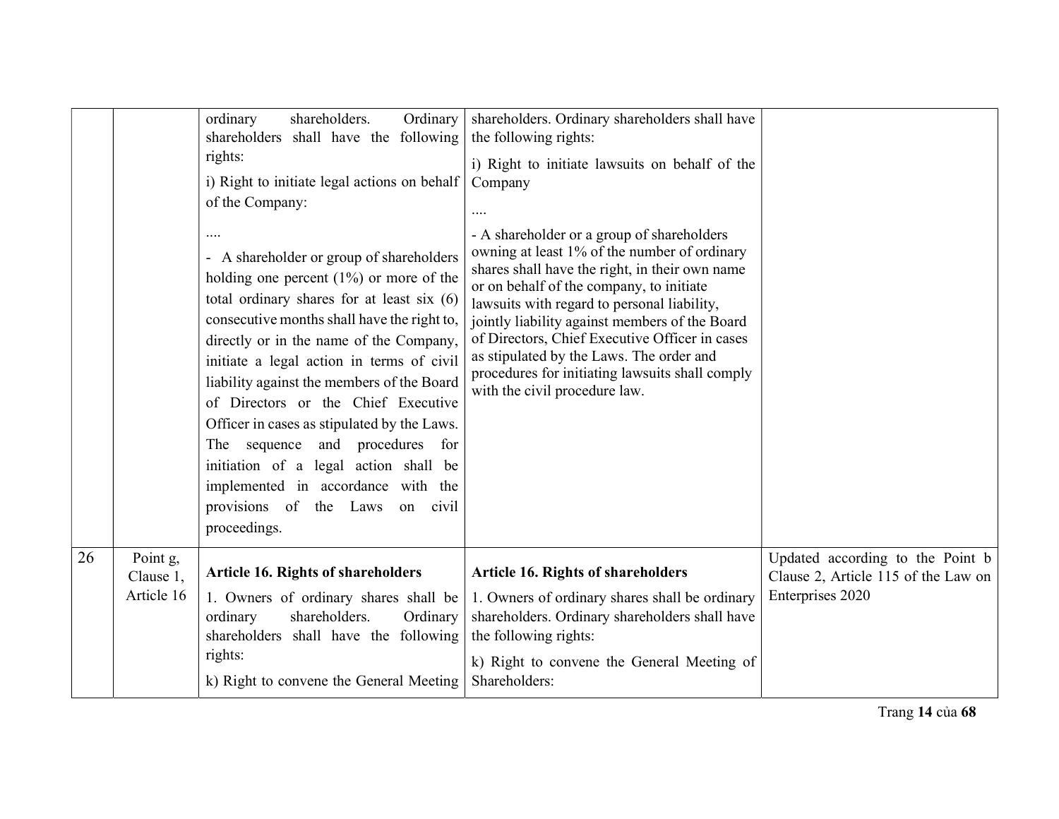| | | | | |
|---|---|---|---|---|
| | | ordinary shareholders. Ordinary shareholders shall have the following rights:<br><br>i) Right to initiate legal actions on behalf of the Company:<br><br>....<br><br>- A shareholder or group of shareholders holding one percent (1%) or more of the total ordinary shares for at least six (6) consecutive months shall have the right to, directly or in the name of the Company, initiate a legal action in terms of civil liability against the members of the Board of Directors or the Chief Executive Officer in cases as stipulated by the Laws. The sequence and procedures for initiation of a legal action shall be implemented in accordance with the provisions of the Laws on civil proceedings. | shareholders. Ordinary shareholders shall have the following rights:<br><br>i) Right to initiate lawsuits on behalf of the Company<br><br>....<br><br>- A shareholder or a group of shareholders owning at least 1% of the number of ordinary shares shall have the right, in their own name or on behalf of the company, to initiate lawsuits with regard to personal liability, jointly liability against members of the Board of Directors, Chief Executive Officer in cases as stipulated by the Laws. The order and procedures for initiating lawsuits shall comply with the civil procedure law. | |
| 26 | Point g, Clause 1, Article 16 | **Article 16. Rights of shareholders**<br><br>1. Owners of ordinary shares shall be ordinary shareholders. Ordinary shareholders shall have the following rights:<br><br>k) Right to convene the General Meeting | **Article 16. Rights of shareholders**<br><br>1. Owners of ordinary shares shall be ordinary shareholders. Ordinary shareholders shall have the following rights:<br><br>k) Right to convene the General Meeting of Shareholders: | Updated according to the Point b Clause 2, Article 115 of the Law on Enterprises 2020 |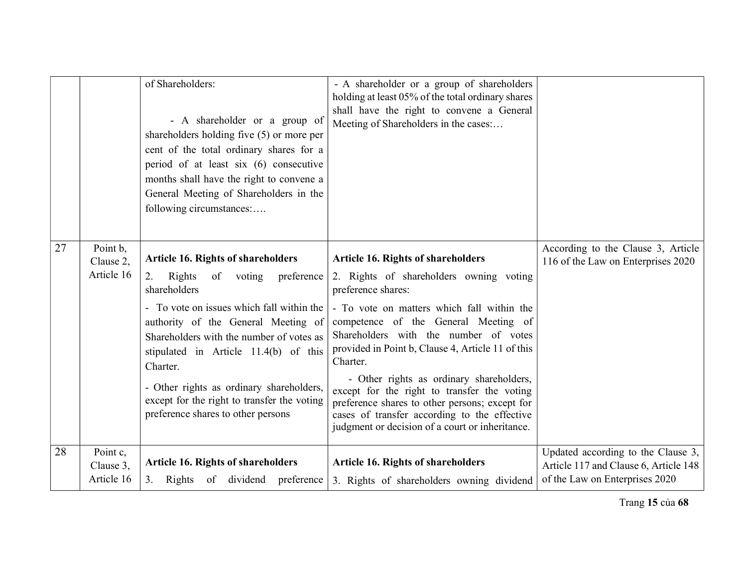| | | | | |
|---|---|---|---|---|
| | | of Shareholders:<br><br>- A shareholder or a group of shareholders holding five (5) or more per cent of the total ordinary shares for a period of at least six (6) consecutive months shall have the right to convene a General Meeting of Shareholders in the following circumstances:…. | - A shareholder or a group of shareholders holding at least 05% of the total ordinary shares shall have the right to convene a General Meeting of Shareholders in the cases:… | |
| 27 | Point b, Clause 2, Article 16 | **Article 16. Rights of shareholders**<br>2. Rights of voting preference shareholders<br>- To vote on issues which fall within the authority of the General Meeting of Shareholders with the number of votes as stipulated in Article 11.4(b) of this Charter.<br>- Other rights as ordinary shareholders, except for the right to transfer the voting preference shares to other persons | **Article 16. Rights of shareholders**<br>2. Rights of shareholders owning voting preference shares:<br>- To vote on matters which fall within the competence of the General Meeting of Shareholders with the number of votes provided in Point b, Clause 4, Article 11 of this Charter.<br>- Other rights as ordinary shareholders, except for the right to transfer the voting preference shares to other persons; except for cases of transfer according to the effective judgment or decision of a court or inheritance. | According to the Clause 3, Article 116 of the Law on Enterprises 2020 |
| 28 | Point c, Clause 3, Article 16 | **Article 16. Rights of shareholders**<br>3. Rights of dividend preference | **Article 16. Rights of shareholders**<br>3. Rights of shareholders owning dividend | Updated according to the Clause 3, Article 117 and Clause 6, Article 148 of the Law on Enterprises 2020 |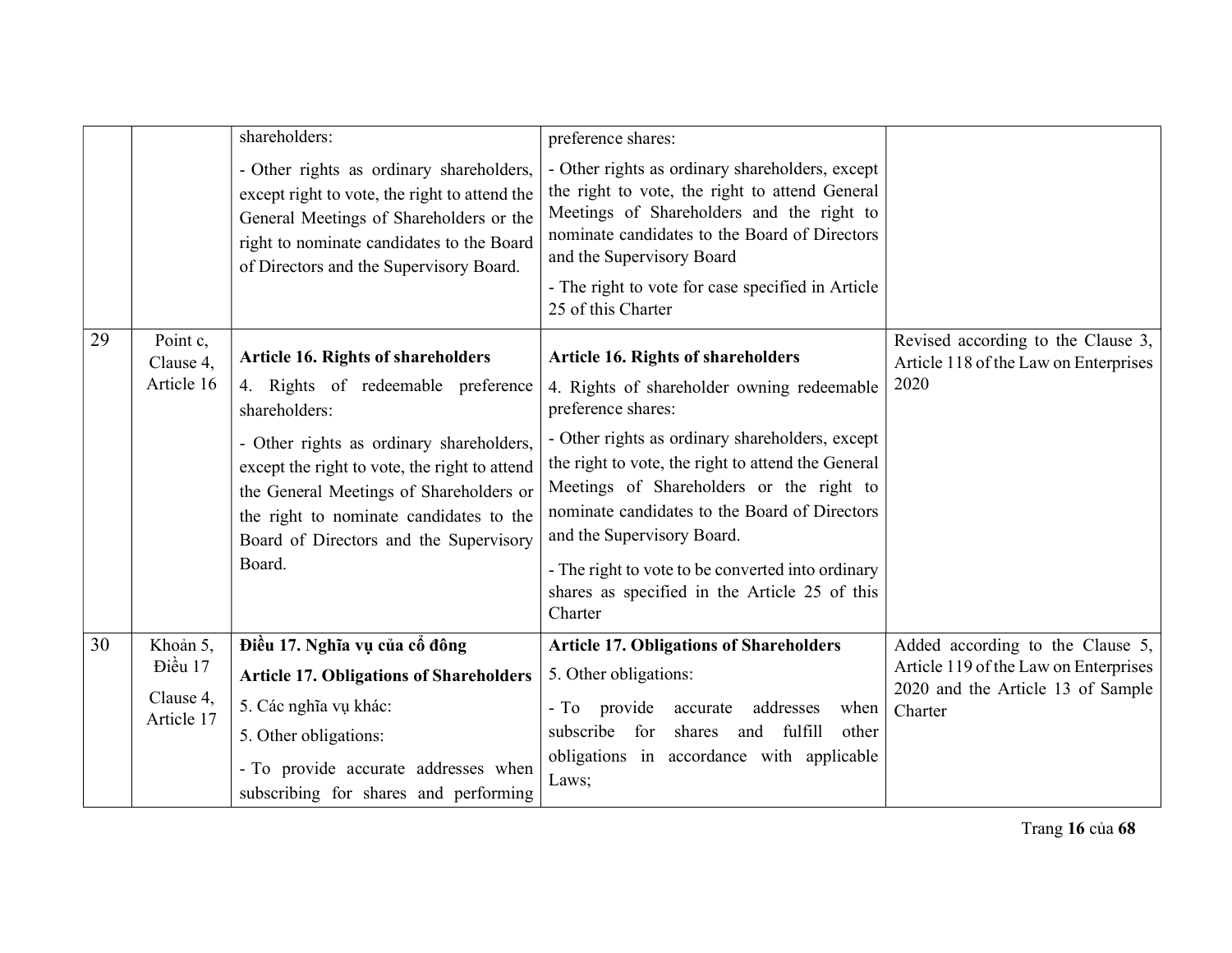| | | | | |
|---|---|---|---|---|
| | | shareholders:<br>- Other rights as ordinary shareholders, except right to vote, the right to attend the General Meetings of Shareholders or the right to nominate candidates to the Board of Directors and the Supervisory Board. | preference shares:<br>- Other rights as ordinary shareholders, except the right to vote, the right to attend General Meetings of Shareholders and the right to nominate candidates to the Board of Directors and the Supervisory Board<br>- The right to vote for case specified in Article 25 of this Charter | |
| 29 | Point c, Clause 4, Article 16 | **Article 16. Rights of shareholders**<br>4. Rights of redeemable preference shareholders:<br>- Other rights as ordinary shareholders, except the right to vote, the right to attend the General Meetings of Shareholders or the right to nominate candidates to the Board of Directors and the Supervisory Board. | **Article 16. Rights of shareholders**<br>4. Rights of shareholder owning redeemable preference shares:<br>- Other rights as ordinary shareholders, except the right to vote, the right to attend the General Meetings of Shareholders or the right to nominate candidates to the Board of Directors and the Supervisory Board.<br>- The right to vote to be converted into ordinary shares as specified in the Article 25 of this Charter | Revised according to the Clause 3, Article 118 of the Law on Enterprises 2020 |
| 30 | Khoản 5, Điều 17<br>Clause 4, Article 17 | **Điều 17. Nghĩa vụ của cổ đông**<br>**Article 17. Obligations of Shareholders**<br>5. Các nghĩa vụ khác:<br>5. Other obligations:<br>- To provide accurate addresses when subscribing for shares and performing | **Article 17. Obligations of Shareholders**<br>5. Other obligations:<br>- To provide accurate addresses when subscribe for shares and fulfill other obligations in accordance with applicable Laws; | Added according to the Clause 5, Article 119 of the Law on Enterprises 2020 and the Article 13 of Sample Charter |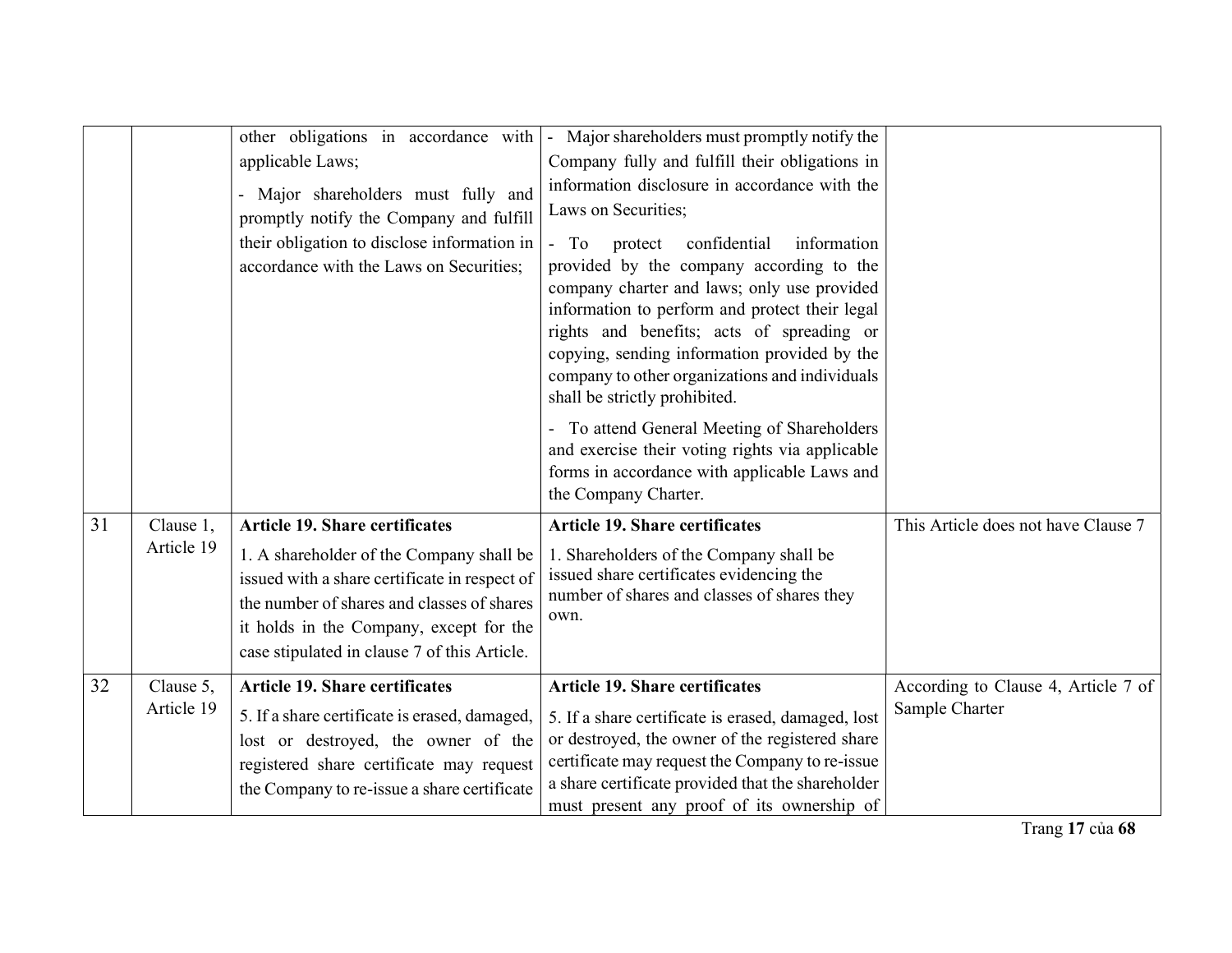| | | | | |
|---|---|---|---|---|
| | | other obligations in accordance with applicable Laws;<br>- Major shareholders must fully and promptly notify the Company and fulfill their obligation to disclose information in accordance with the Laws on Securities; | - Major shareholders must promptly notify the Company fully and fulfill their obligations in information disclosure in accordance with the Laws on Securities;<br>- To protect confidential information provided by the company according to the company charter and laws; only use provided information to perform and protect their legal rights and benefits; acts of spreading or copying, sending information provided by the company to other organizations and individuals shall be strictly prohibited.<br>- To attend General Meeting of Shareholders and exercise their voting rights via applicable forms in accordance with applicable Laws and the Company Charter. | |
| 31 | Clause 1, Article 19 | **Article 19. Share certificates**<br>1. A shareholder of the Company shall be issued with a share certificate in respect of the number of shares and classes of shares it holds in the Company, except for the case stipulated in clause 7 of this Article. | **Article 19. Share certificates**<br>1. Shareholders of the Company shall be issued share certificates evidencing the number of shares and classes of shares they own. | This Article does not have Clause 7 |
| 32 | Clause 5, Article 19 | **Article 19. Share certificates**<br>5. If a share certificate is erased, damaged, lost or destroyed, the owner of the registered share certificate may request the Company to re-issue a share certificate | **Article 19. Share certificates**<br>5. If a share certificate is erased, damaged, lost or destroyed, the owner of the registered share certificate may request the Company to re-issue a share certificate provided that the shareholder must present any proof of its ownership of | According to Clause 4, Article 7 of Sample Charter |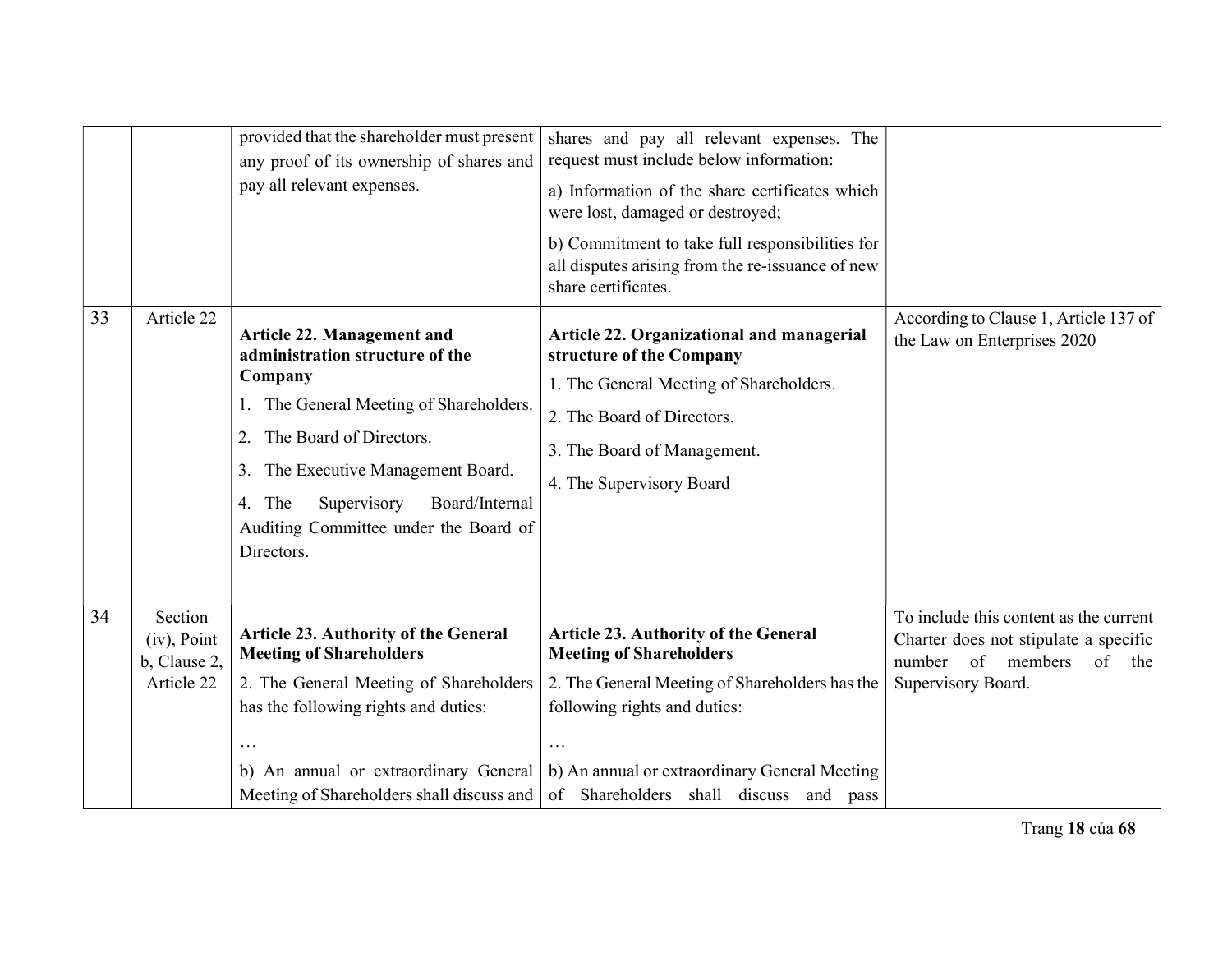| | | | | |
|---|---|---|---|---|
| | | provided that the shareholder must present any proof of its ownership of shares and pay all relevant expenses. | shares and pay all relevant expenses. The request must include below information:<br>a) Information of the share certificates which were lost, damaged or destroyed;<br>b) Commitment to take full responsibilities for all disputes arising from the re-issuance of new share certificates. | |
| 33 | Article 22 | **Article 22. Management and administration structure of the Company**<br>1. The General Meeting of Shareholders.<br>2. The Board of Directors.<br>3. The Executive Management Board.<br>4. The Supervisory Board/Internal Auditing Committee under the Board of Directors. | **Article 22. Organizational and managerial structure of the Company**<br>1. The General Meeting of Shareholders.<br>2. The Board of Directors.<br>3. The Board of Management.<br>4. The Supervisory Board | According to Clause 1, Article 137 of the Law on Enterprises 2020 |
| 34 | Section (iv), Point b, Clause 2, Article 22 | **Article 23. Authority of the General Meeting of Shareholders**<br>2. The General Meeting of Shareholders has the following rights and duties:<br>…<br>b) An annual or extraordinary General Meeting of Shareholders shall discuss and | **Article 23. Authority of the General Meeting of Shareholders**<br>2. The General Meeting of Shareholders has the following rights and duties:<br>…<br>b) An annual or extraordinary General Meeting of Shareholders shall discuss and pass | To include this content as the current Charter does not stipulate a specific number of members of the Supervisory Board. |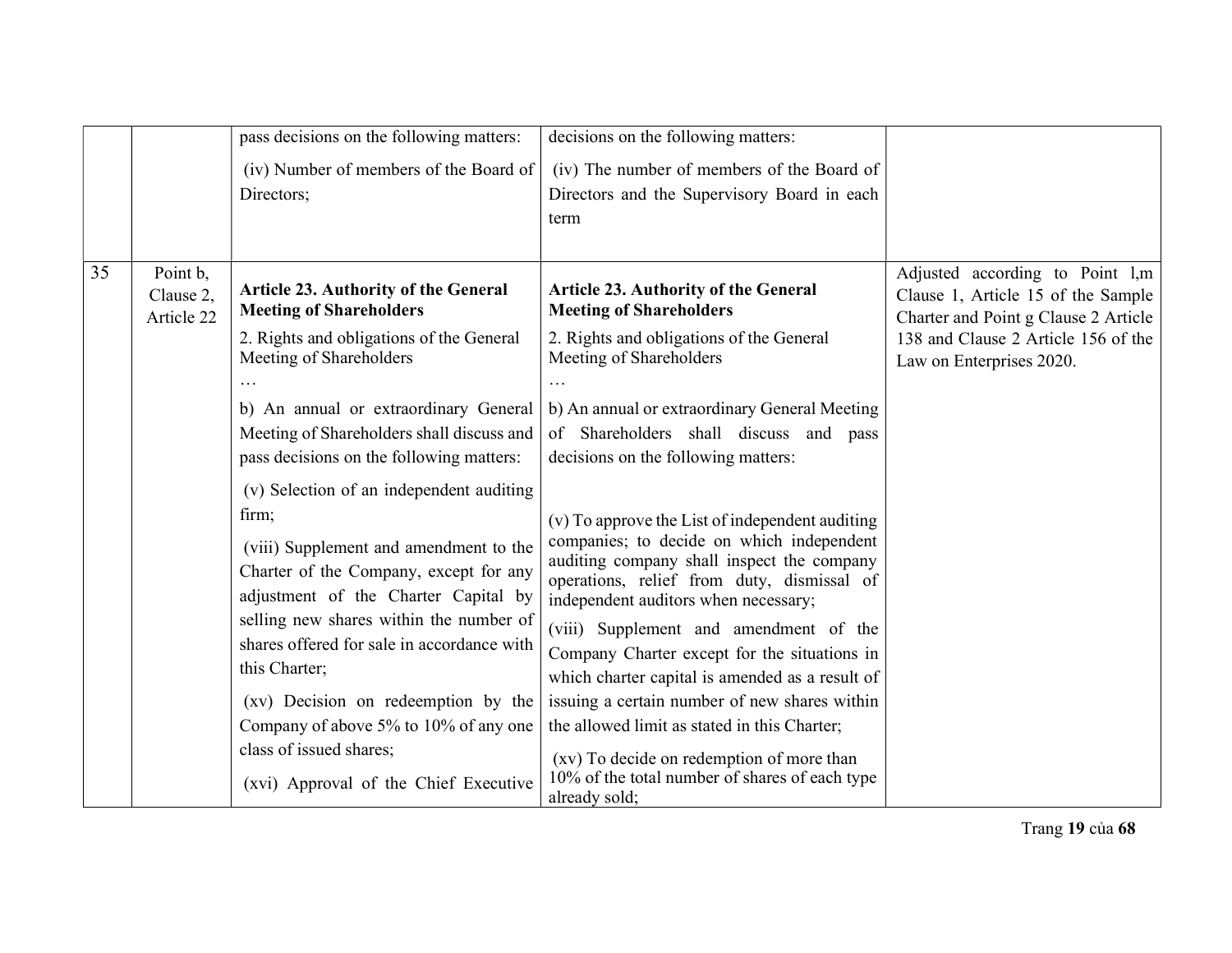| | | | | |
|---|---|---|---|---|
| | | pass decisions on the following matters: (iv) Number of members of the Board of Directors; | decisions on the following matters: (iv) The number of members of the Board of Directors and the Supervisory Board in each term | |
| 35 | Point b, Clause 2, Article 22 | **Article 23. Authority of the General Meeting of Shareholders** 2. Rights and obligations of the General Meeting of Shareholders … b) An annual or extraordinary General Meeting of Shareholders shall discuss and pass decisions on the following matters: (v) Selection of an independent auditing firm; (viii) Supplement and amendment to the Charter of the Company, except for any adjustment of the Charter Capital by selling new shares within the number of shares offered for sale in accordance with this Charter; (xv) Decision on redeemption by the Company of above 5% to 10% of any one class of issued shares; (xvi) Approval of the Chief Executive | **Article 23. Authority of the General Meeting of Shareholders** 2. Rights and obligations of the General Meeting of Shareholders … b) An annual or extraordinary General Meeting of Shareholders shall discuss and pass decisions on the following matters: (v) To approve the List of independent auditing companies; to decide on which independent auditing company shall inspect the company operations, relief from duty, dismissal of independent auditors when necessary; (viii) Supplement and amendment of the Company Charter except for the situations in which charter capital is amended as a result of issuing a certain number of new shares within the allowed limit as stated in this Charter; (xv) To decide on redemption of more than 10% of the total number of shares of each type already sold; | Adjusted according to Point l,m Clause 1, Article 15 of the Sample Charter and Point g Clause 2 Article 138 and Clause 2 Article 156 of the Law on Enterprises 2020. |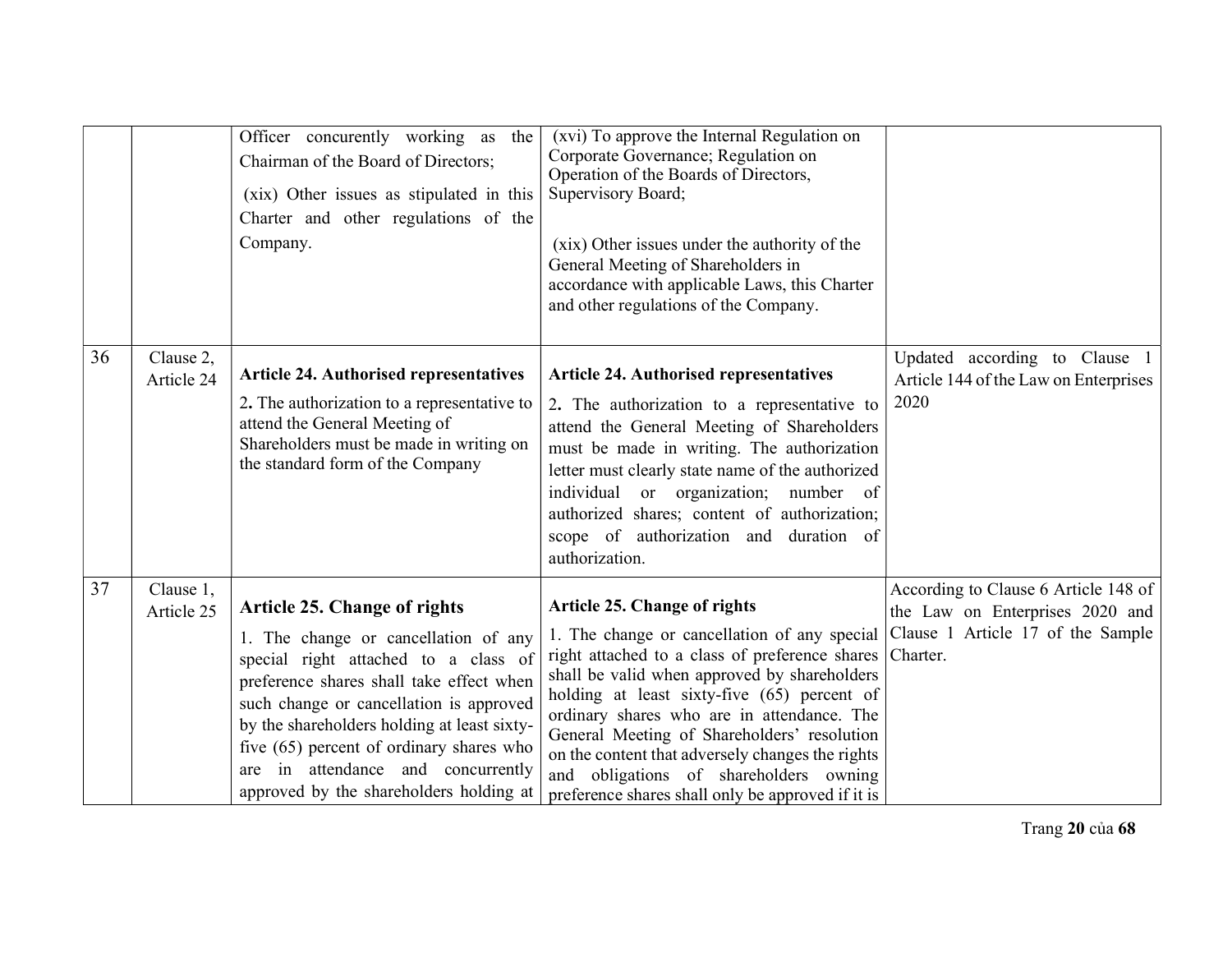| | | | | |
|---|---|---|---|---|
| | | Officer concurently working as the Chairman of the Board of Directors;<br><br>(xix) Other issues as stipulated in this Charter and other regulations of the Company. | (xvi) To approve the Internal Regulation on Corporate Governance; Regulation on Operation of the Boards of Directors, Supervisory Board;<br><br>(xix) Other issues under the authority of the General Meeting of Shareholders in accordance with applicable Laws, this Charter and other regulations of the Company. | |
| 36 | Clause 2, Article 24 | **Article 24. Authorised representatives**<br><br>2. The authorization to a representative to attend the General Meeting of Shareholders must be made in writing on the standard form of the Company | **Article 24. Authorised representatives**<br><br>2. The authorization to a representative to attend the General Meeting of Shareholders must be made in writing. The authorization letter must clearly state name of the authorized individual or organization; number of authorized shares; content of authorization; scope of authorization and duration of authorization. | Updated according to Clause 1 Article 144 of the Law on Enterprises 2020 |
| 37 | Clause 1, Article 25 | **Article 25. Change of rights**<br><br>1. The change or cancellation of any special right attached to a class of preference shares shall take effect when such change or cancellation is approved by the shareholders holding at least sixty-five (65) percent of ordinary shares who are in attendance and concurrently approved by the shareholders holding at | **Article 25. Change of rights**<br><br>1. The change or cancellation of any special right attached to a class of preference shares shall be valid when approved by shareholders holding at least sixty-five (65) percent of ordinary shares who are in attendance. The General Meeting of Shareholders' resolution on the content that adversely changes the rights and obligations of shareholders owning preference shares shall only be approved if it is | According to Clause 6 Article 148 of the Law on Enterprises 2020 and Clause 1 Article 17 of the Sample Charter. |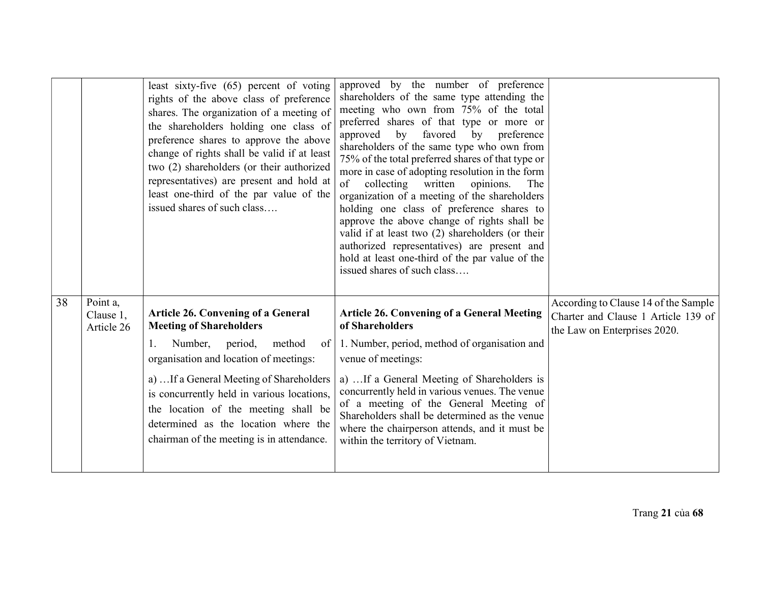| | | | | |
|---|---|---|---|---|
| | | least sixty-five (65) percent of voting rights of the above class of preference shares. The organization of a meeting of the shareholders holding one class of preference shares to approve the above change of rights shall be valid if at least two (2) shareholders (or their authorized representatives) are present and hold at least one-third of the par value of the issued shares of such class…. | approved by the number of preference shareholders of the same type attending the meeting who own from 75% of the total preferred shares of that type or more or approved by favored by preference shareholders of the same type who own from 75% of the total preferred shares of that type or more in case of adopting resolution in the form of collecting written opinions. The organization of a meeting of the shareholders holding one class of preference shares to approve the above change of rights shall be valid if at least two (2) shareholders (or their authorized representatives) are present and hold at least one-third of the par value of the issued shares of such class…. | |
| 38 | Point a, Clause 1, Article 26 | **Article 26. Convening of a General Meeting of Shareholders**<br>1. Number, period, method of organisation and location of meetings:<br>a) …If a General Meeting of Shareholders is concurrently held in various locations, the location of the meeting shall be determined as the location where the chairman of the meeting is in attendance. | **Article 26. Convening of a General Meeting of Shareholders**<br>1. Number, period, method of organisation and venue of meetings:<br>a) …If a General Meeting of Shareholders is concurrently held in various venues. The venue of a meeting of the General Meeting of Shareholders shall be determined as the venue where the chairperson attends, and it must be within the territory of Vietnam. | According to Clause 14 of the Sample Charter and Clause 1 Article 139 of the Law on Enterprises 2020. |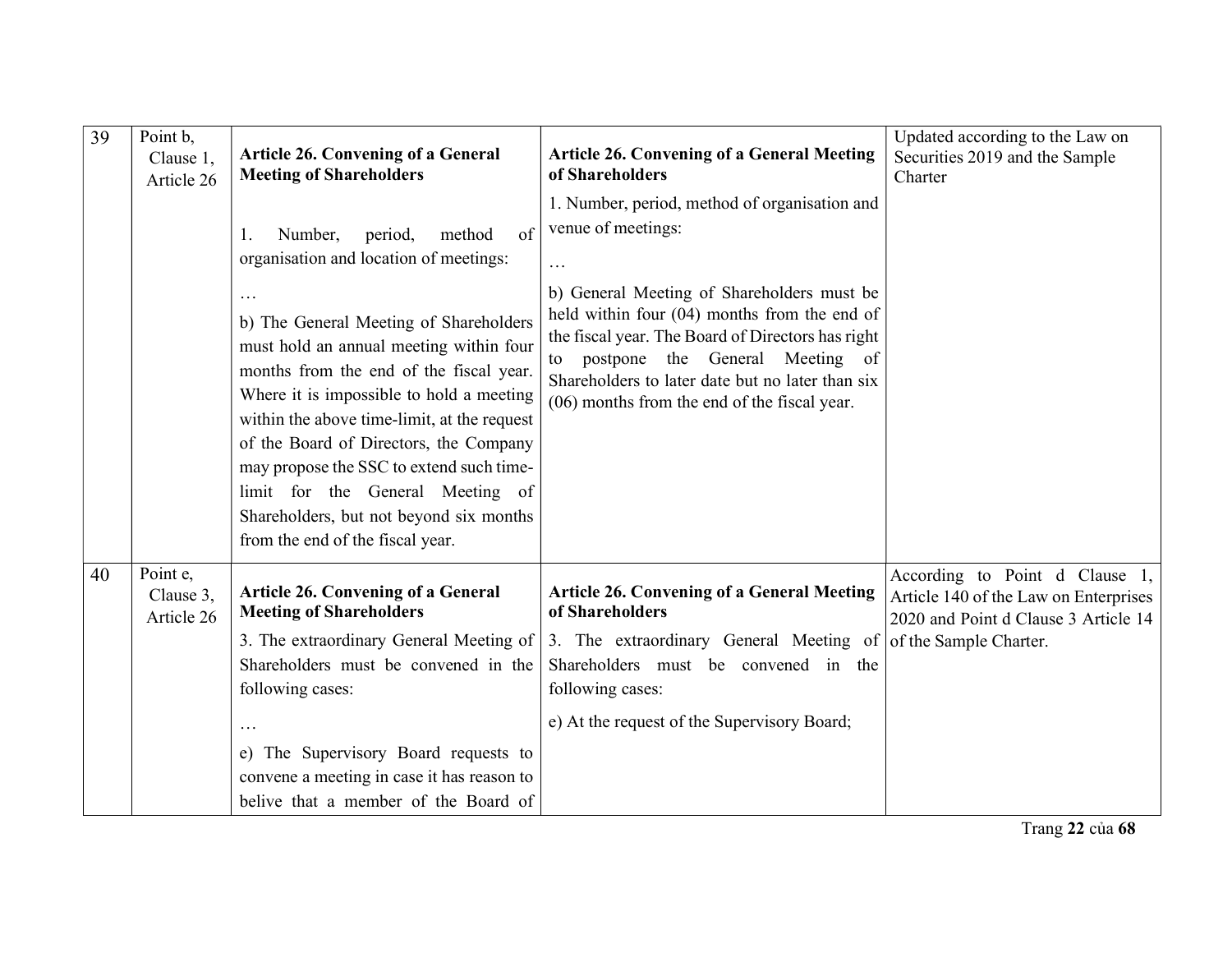| | | | | |
|---|---|---|---|---|
| 39 | Point b, Clause 1, Article 26 | **Article 26. Convening of a General Meeting of Shareholders**<br><br>1. Number, period, method of organisation and location of meetings:<br><br>…<br><br>b) The General Meeting of Shareholders must hold an annual meeting within four months from the end of the fiscal year. Where it is impossible to hold a meeting within the above time-limit, at the request of the Board of Directors, the Company may propose the SSC to extend such time-limit for the General Meeting of Shareholders, but not beyond six months from the end of the fiscal year. | **Article 26. Convening of a General Meeting of Shareholders**<br><br>1. Number, period, method of organisation and venue of meetings:<br><br>…<br><br>b) General Meeting of Shareholders must be held within four (04) months from the end of the fiscal year. The Board of Directors has right to postpone the General Meeting of Shareholders to later date but no later than six (06) months from the end of the fiscal year. | Updated according to the Law on Securities 2019 and the Sample Charter |
| 40 | Point e, Clause 3, Article 26 | **Article 26. Convening of a General Meeting of Shareholders**<br><br>3. The extraordinary General Meeting of Shareholders must be convened in the following cases:<br><br>…<br><br>e) The Supervisory Board requests to convene a meeting in case it has reason to belive that a member of the Board of | **Article 26. Convening of a General Meeting of Shareholders**<br><br>3. The extraordinary General Meeting of Shareholders must be convened in the following cases:<br><br>e) At the request of the Supervisory Board; | According to Point d Clause 1, Article 140 of the Law on Enterprises 2020 and Point d Clause 3 Article 14 of the Sample Charter. |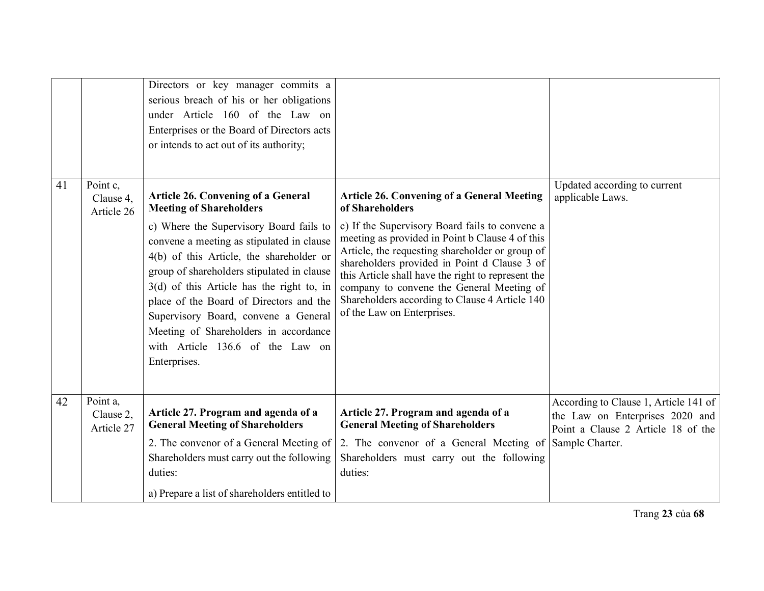| | | | | |
|---|---|---|---|---|
| | | Directors or key manager commits a serious breach of his or her obligations under Article 160 of the Law on Enterprises or the Board of Directors acts or intends to act out of its authority; | | |
| 41 | Point c, Clause 4, Article 26 | **Article 26. Convening of a General Meeting of Shareholders**<br><br>c) Where the Supervisory Board fails to convene a meeting as stipulated in clause 4(b) of this Article, the shareholder or group of shareholders stipulated in clause 3(d) of this Article has the right to, in place of the Board of Directors and the Supervisory Board, convene a General Meeting of Shareholders in accordance with Article 136.6 of the Law on Enterprises. | **Article 26. Convening of a General Meeting of Shareholders**<br><br>c) If the Supervisory Board fails to convene a meeting as provided in Point b Clause 4 of this Article, the requesting shareholder or group of shareholders provided in Point d Clause 3 of this Article shall have the right to represent the company to convene the General Meeting of Shareholders according to Clause 4 Article 140 of the Law on Enterprises. | Updated according to current applicable Laws. |
| 42 | Point a, Clause 2, Article 27 | **Article 27. Program and agenda of a General Meeting of Shareholders**<br><br>2. The convenor of a General Meeting of Shareholders must carry out the following duties:<br><br>a) Prepare a list of shareholders entitled to | **Article 27. Program and agenda of a General Meeting of Shareholders**<br><br>2. The convenor of a General Meeting of Shareholders must carry out the following duties: | According to Clause 1, Article 141 of the Law on Enterprises 2020 and Point a Clause 2 Article 18 of the Sample Charter. |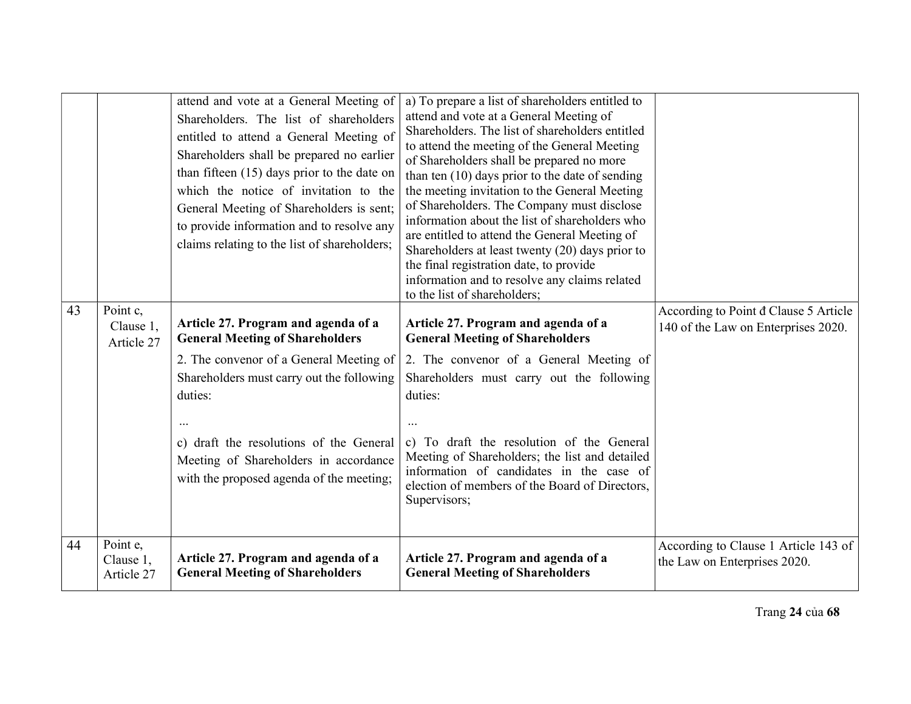| | | | | |
|---|---|---|---|---|
| | | attend and vote at a General Meeting of Shareholders. The list of shareholders entitled to attend a General Meeting of Shareholders shall be prepared no earlier than fifteen (15) days prior to the date on which the notice of invitation to the General Meeting of Shareholders is sent; to provide information and to resolve any claims relating to the list of shareholders; | a) To prepare a list of shareholders entitled to attend and vote at a General Meeting of Shareholders. The list of shareholders entitled to attend the meeting of the General Meeting of Shareholders shall be prepared no more than ten (10) days prior to the date of sending the meeting invitation to the General Meeting of Shareholders. The Company must disclose information about the list of shareholders who are entitled to attend the General Meeting of Shareholders at least twenty (20) days prior to the final registration date, to provide information and to resolve any claims related to the list of shareholders; | |
| 43 | Point c, Clause 1, Article 27 | **Article 27. Program and agenda of a General Meeting of Shareholders**<br>2. The convenor of a General Meeting of Shareholders must carry out the following duties:<br>...<br>c) draft the resolutions of the General Meeting of Shareholders in accordance with the proposed agenda of the meeting; | **Article 27. Program and agenda of a General Meeting of Shareholders**<br>2. The convenor of a General Meeting of Shareholders must carry out the following duties:<br>...<br>c) To draft the resolution of the General Meeting of Shareholders; the list and detailed information of candidates in the case of election of members of the Board of Directors, Supervisors; | According to Point đ Clause 5 Article 140 of the Law on Enterprises 2020. |
| 44 | Point e, Clause 1, Article 27 | **Article 27. Program and agenda of a General Meeting of Shareholders** | **Article 27. Program and agenda of a General Meeting of Shareholders** | According to Clause 1 Article 143 of the Law on Enterprises 2020. |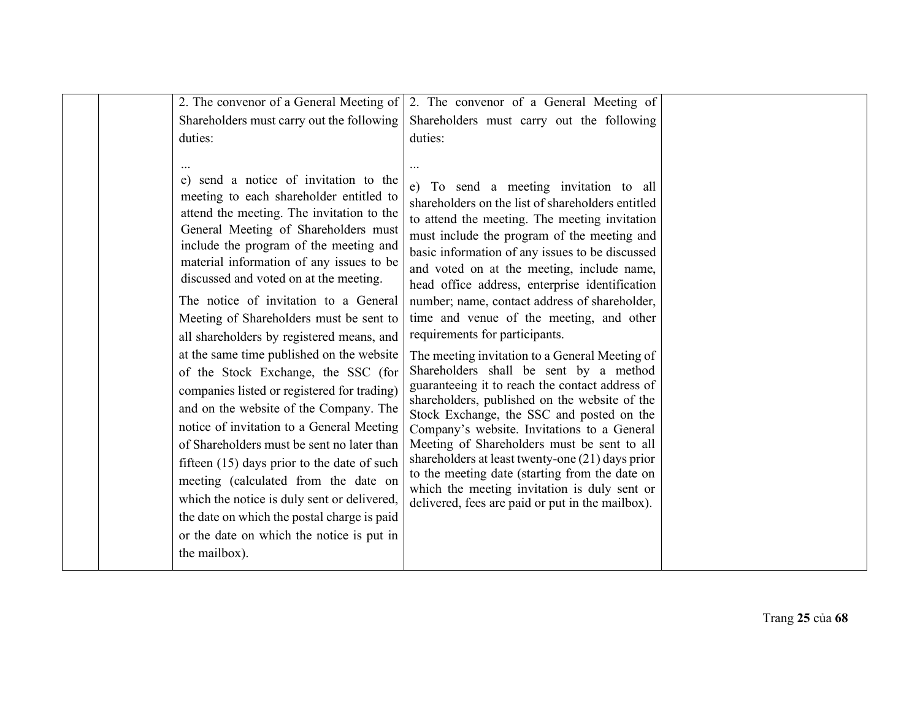| | | | | |
|---|---|---|---|---|
| | | 2. The convenor of a General Meeting of Shareholders must carry out the following duties:<br><br>...<br>e) send a notice of invitation to the meeting to each shareholder entitled to attend the meeting. The invitation to the General Meeting of Shareholders must include the program of the meeting and material information of any issues to be discussed and voted on at the meeting.<br><br>The notice of invitation to a General Meeting of Shareholders must be sent to all shareholders by registered means, and at the same time published on the website of the Stock Exchange, the SSC (for companies listed or registered for trading) and on the website of the Company. The notice of invitation to a General Meeting of Shareholders must be sent no later than fifteen (15) days prior to the date of such meeting (calculated from the date on which the notice is duly sent or delivered, the date on which the postal charge is paid or the date on which the notice is put in the mailbox). | 2. The convenor of a General Meeting of Shareholders must carry out the following duties:<br><br>...<br><br>e) To send a meeting invitation to all shareholders on the list of shareholders entitled to attend the meeting. The meeting invitation must include the program of the meeting and basic information of any issues to be discussed and voted on at the meeting, include name, head office address, enterprise identification number; name, contact address of shareholder, time and venue of the meeting, and other requirements for participants.<br><br>The meeting invitation to a General Meeting of Shareholders shall be sent by a method guaranteeing it to reach the contact address of shareholders, published on the website of the Stock Exchange, the SSC and posted on the Company's website. Invitations to a General Meeting of Shareholders must be sent to all shareholders at least twenty-one (21) days prior to the meeting date (starting from the date on which the meeting invitation is duly sent or delivered, fees are paid or put in the mailbox). | |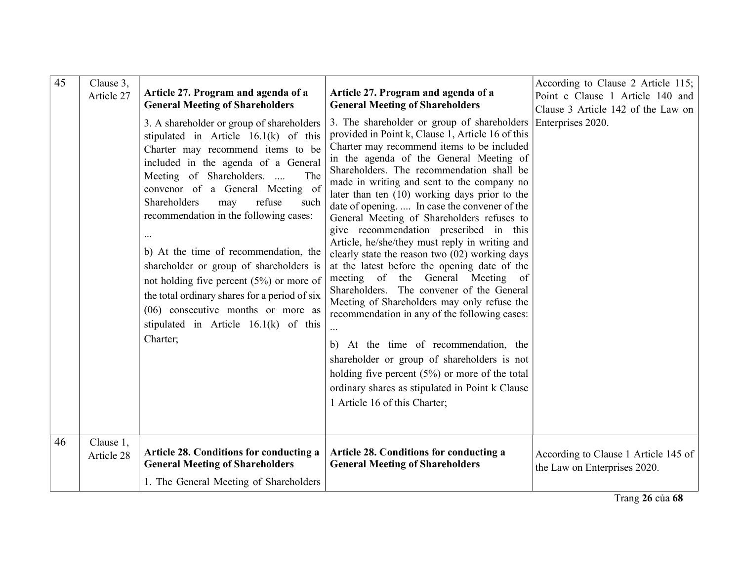| | | | | |
|---|---|---|---|---|
| 45 | Clause 3, Article 27 | **Article 27. Program and agenda of a General Meeting of Shareholders**<br><br>3. A shareholder or group of shareholders stipulated in Article 16.1(k) of this Charter may recommend items to be included in the agenda of a General Meeting of Shareholders. .... The convenor of a General Meeting of Shareholders may refuse such recommendation in the following cases:<br><br>...<br><br>b) At the time of recommendation, the shareholder or group of shareholders is not holding five percent (5%) or more of the total ordinary shares for a period of six (06) consecutive months or more as stipulated in Article 16.1(k) of this Charter; | **Article 27. Program and agenda of a General Meeting of Shareholders**<br><br>3. The shareholder or group of shareholders provided in Point k, Clause 1, Article 16 of this Charter may recommend items to be included in the agenda of the General Meeting of Shareholders. The recommendation shall be made in writing and sent to the company no later than ten (10) working days prior to the date of opening. .... In case the convener of the General Meeting of Shareholders refuses to give recommendation prescribed in this Article, he/she/they must reply in writing and clearly state the reason two (02) working days at the latest before the opening date of the meeting of the General Meeting of Shareholders. The convener of the General Meeting of Shareholders may only refuse the recommendation in any of the following cases:<br><br>...<br><br>b) At the time of recommendation, the shareholder or group of shareholders is not holding five percent (5%) or more of the total ordinary shares as stipulated in Point k Clause 1 Article 16 of this Charter; | According to Clause 2 Article 115; Point c Clause 1 Article 140 and Clause 3 Article 142 of the Law on Enterprises 2020. |
| 46 | Clause 1, Article 28 | **Article 28. Conditions for conducting a General Meeting of Shareholders**<br><br>1. The General Meeting of Shareholders | **Article 28. Conditions for conducting a General Meeting of Shareholders** | According to Clause 1 Article 145 of the Law on Enterprises 2020. |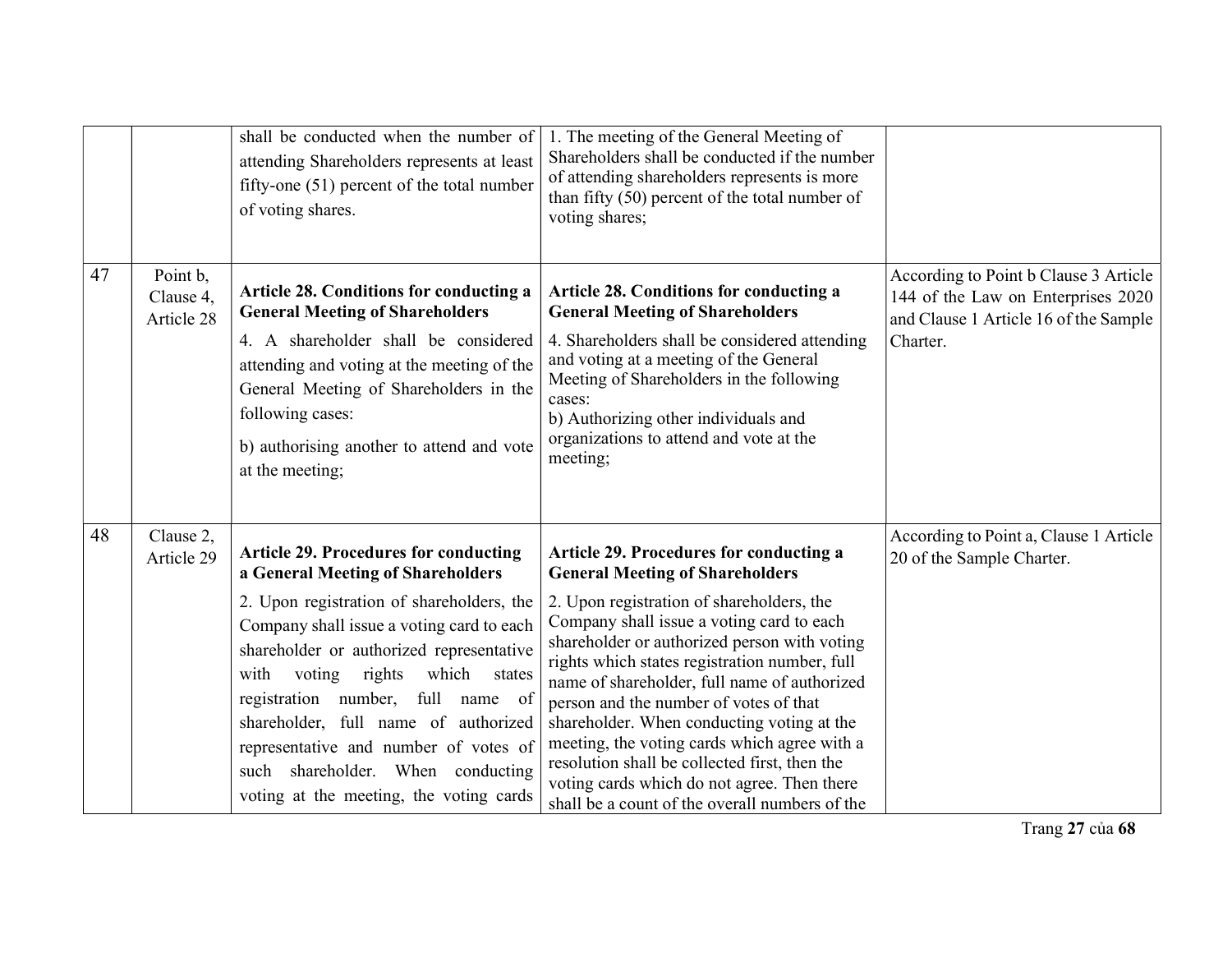| | | | | |
|---|---|---|---|---|
| | | shall be conducted when the number of attending Shareholders represents at least fifty-one (51) percent of the total number of voting shares. | 1. The meeting of the General Meeting of Shareholders shall be conducted if the number of attending shareholders represents is more than fifty (50) percent of the total number of voting shares; | |
| 47 | Point b, Clause 4, Article 28 | **Article 28. Conditions for conducting a General Meeting of Shareholders**<br>4. A shareholder shall be considered attending and voting at the meeting of the General Meeting of Shareholders in the following cases:<br>b) authorising another to attend and vote at the meeting; | **Article 28. Conditions for conducting a General Meeting of Shareholders**<br>4. Shareholders shall be considered attending and voting at a meeting of the General Meeting of Shareholders in the following cases:<br>b) Authorizing other individuals and organizations to attend and vote at the meeting; | According to Point b Clause 3 Article 144 of the Law on Enterprises 2020 and Clause 1 Article 16 of the Sample Charter. |
| 48 | Clause 2, Article 29 | **Article 29. Procedures for conducting a General Meeting of Shareholders**<br>2. Upon registration of shareholders, the Company shall issue a voting card to each shareholder or authorized representative with voting rights which states registration number, full name of shareholder, full name of authorized representative and number of votes of such shareholder. When conducting voting at the meeting, the voting cards | **Article 29. Procedures for conducting a General Meeting of Shareholders**<br>2. Upon registration of shareholders, the Company shall issue a voting card to each shareholder or authorized person with voting rights which states registration number, full name of shareholder, full name of authorized person and the number of votes of that shareholder. When conducting voting at the meeting, the voting cards which agree with a resolution shall be collected first, then the voting cards which do not agree. Then there shall be a count of the overall numbers of the | According to Point a, Clause 1 Article 20 of the Sample Charter. |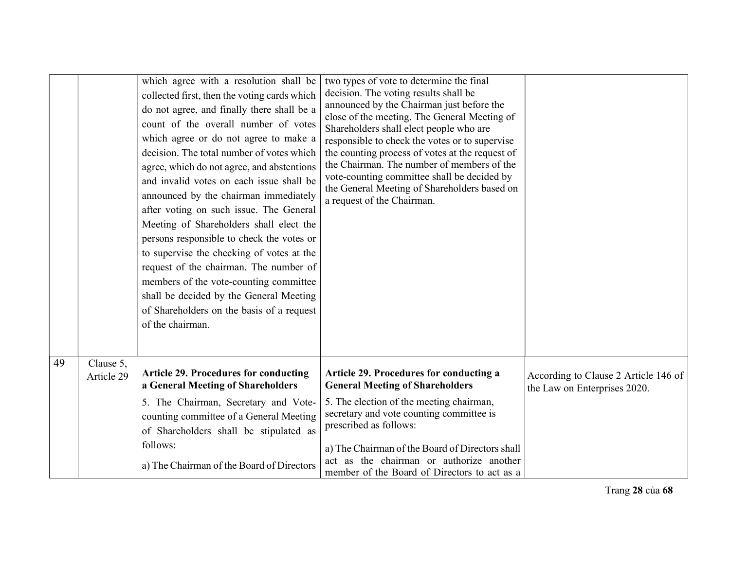| | | | | |
|---|---|---|---|---|
| | | which agree with a resolution shall be collected first, then the voting cards which do not agree, and finally there shall be a count of the overall number of votes which agree or do not agree to make a decision. The total number of votes which agree, which do not agree, and abstentions and invalid votes on each issue shall be announced by the chairman immediately after voting on such issue. The General Meeting of Shareholders shall elect the persons responsible to check the votes or to supervise the checking of votes at the request of the chairman. The number of members of the vote-counting committee shall be decided by the General Meeting of Shareholders on the basis of a request of the chairman. | two types of vote to determine the final decision. The voting results shall be announced by the Chairman just before the close of the meeting. The General Meeting of Shareholders shall elect people who are responsible to check the votes or to supervise the counting process of votes at the request of the Chairman. The number of members of the vote-counting committee shall be decided by the General Meeting of Shareholders based on a request of the Chairman. | |
| 49 | Clause 5, Article 29 | **Article 29. Procedures for conducting a General Meeting of Shareholders**<br><br>5. The Chairman, Secretary and Vote-counting committee of a General Meeting of Shareholders shall be stipulated as follows:<br><br>a) The Chairman of the Board of Directors | **Article 29. Procedures for conducting a General Meeting of Shareholders**<br><br>5. The election of the meeting chairman, secretary and vote counting committee is prescribed as follows:<br><br>a) The Chairman of the Board of Directors shall act as the chairman or authorize another member of the Board of Directors to act as a | According to Clause 2 Article 146 of the Law on Enterprises 2020. |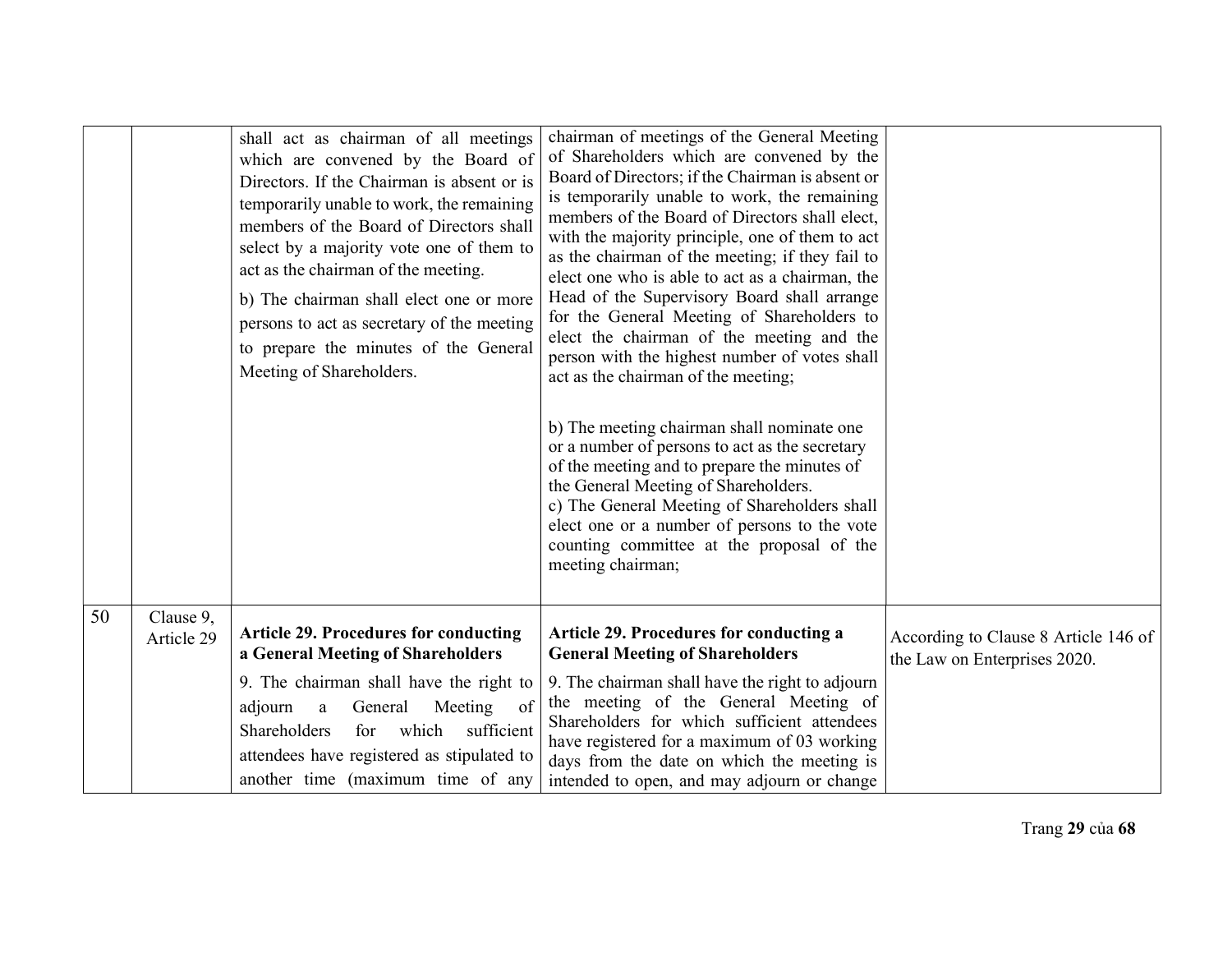| | | | | |
|---|---|---|---|---|
| | | shall act as chairman of all meetings which are convened by the Board of Directors. If the Chairman is absent or is temporarily unable to work, the remaining members of the Board of Directors shall select by a majority vote one of them to act as the chairman of the meeting.<br><br>b) The chairman shall elect one or more persons to act as secretary of the meeting to prepare the minutes of the General Meeting of Shareholders. | chairman of meetings of the General Meeting of Shareholders which are convened by the Board of Directors; if the Chairman is absent or is temporarily unable to work, the remaining members of the Board of Directors shall elect, with the majority principle, one of them to act as the chairman of the meeting; if they fail to elect one who is able to act as a chairman, the Head of the Supervisory Board shall arrange for the General Meeting of Shareholders to elect the chairman of the meeting and the person with the highest number of votes shall act as the chairman of the meeting;<br><br>b) The meeting chairman shall nominate one or a number of persons to act as the secretary of the meeting and to prepare the minutes of the General Meeting of Shareholders.<br>c) The General Meeting of Shareholders shall elect one or a number of persons to the vote counting committee at the proposal of the meeting chairman; | |
| 50 | Clause 9, Article 29 | **Article 29. Procedures for conducting a General Meeting of Shareholders**<br><br>9. The chairman shall have the right to adjourn a General Meeting of Shareholders for which sufficient attendees have registered as stipulated to another time (maximum time of any | **Article 29. Procedures for conducting a General Meeting of Shareholders**<br><br>9. The chairman shall have the right to adjourn the meeting of the General Meeting of Shareholders for which sufficient attendees have registered for a maximum of 03 working days from the date on which the meeting is intended to open, and may adjourn or change | According to Clause 8 Article 146 of the Law on Enterprises 2020. |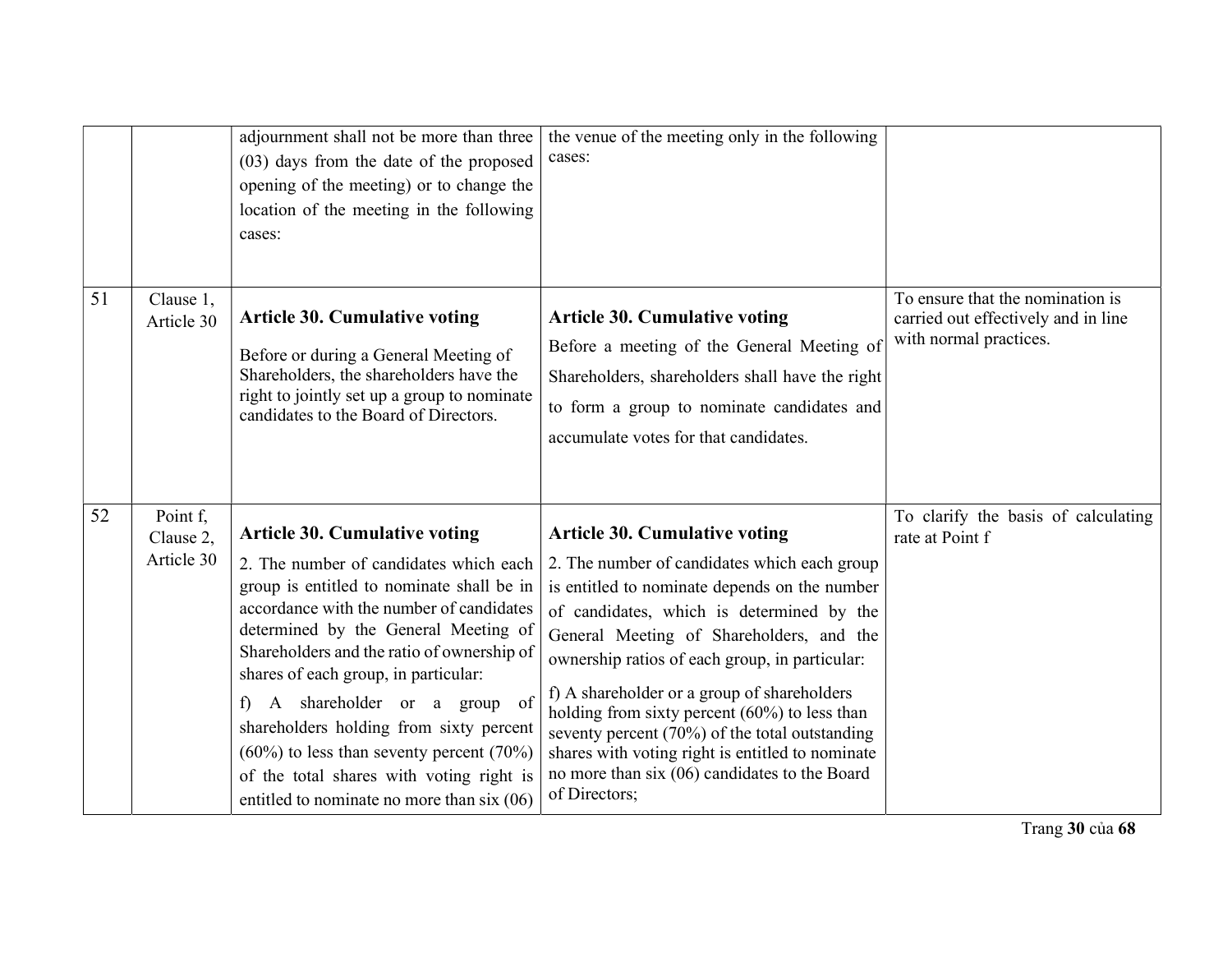| | | | | |
|---|---|---|---|---|
| | | adjournment shall not be more than three (03) days from the date of the proposed opening of the meeting) or to change the location of the meeting in the following cases: | the venue of the meeting only in the following cases: | |
| 51 | Clause 1, Article 30 | **Article 30. Cumulative voting**<br><br>Before or during a General Meeting of Shareholders, the shareholders have the right to jointly set up a group to nominate candidates to the Board of Directors. | **Article 30. Cumulative voting**<br><br>Before a meeting of the General Meeting of Shareholders, shareholders shall have the right to form a group to nominate candidates and accumulate votes for that candidates. | To ensure that the nomination is carried out effectively and in line with normal practices. |
| 52 | Point f, Clause 2, Article 30 | **Article 30. Cumulative voting**<br><br>2. The number of candidates which each group is entitled to nominate shall be in accordance with the number of candidates determined by the General Meeting of Shareholders and the ratio of ownership of shares of each group, in particular:<br><br>f) A shareholder or a group of shareholders holding from sixty percent (60%) to less than seventy percent (70%) of the total shares with voting right is entitled to nominate no more than six (06) | **Article 30. Cumulative voting**<br><br>2. The number of candidates which each group is entitled to nominate depends on the number of candidates, which is determined by the General Meeting of Shareholders, and the ownership ratios of each group, in particular:<br><br>f) A shareholder or a group of shareholders holding from sixty percent (60%) to less than seventy percent (70%) of the total outstanding shares with voting right is entitled to nominate no more than six (06) candidates to the Board of Directors; | To clarify the basis of calculating rate at Point f |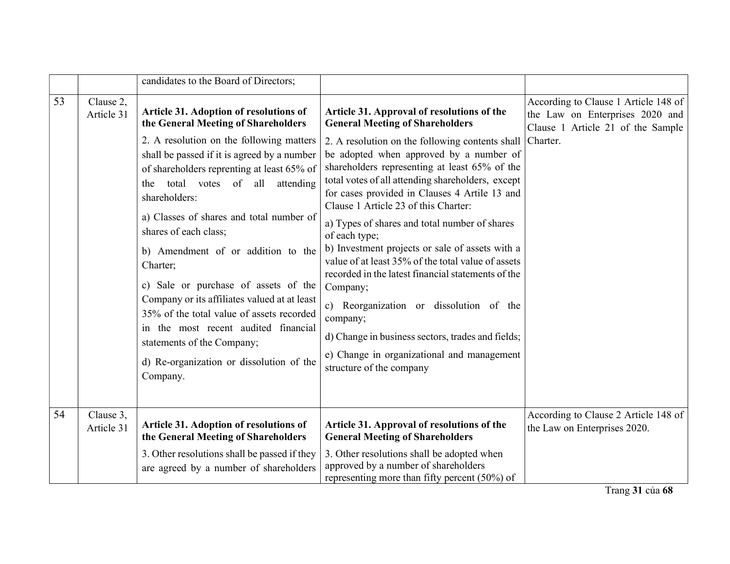| | | | | |
|---|---|---|---|---|
| | | candidates to the Board of Directors; | | |
| 53 | Clause 2, Article 31 | **Article 31. Adoption of resolutions of the General Meeting of Shareholders**<br>2. A resolution on the following matters shall be passed if it is agreed by a number of shareholders reprenting at least 65% of the total votes of all attending shareholders:<br>a) Classes of shares and total number of shares of each class;<br>b) Amendment of or addition to the Charter;<br>c) Sale or purchase of assets of the Company or its affiliates valued at at least 35% of the total value of assets recorded in the most recent audited financial statements of the Company;<br>d) Re-organization or dissolution of the Company. | **Article 31. Approval of resolutions of the General Meeting of Shareholders**<br>2. A resolution on the following contents shall be adopted when approved by a number of shareholders representing at least 65% of the total votes of all attending shareholders, except for cases provided in Clauses 4 Artile 13 and Clause 1 Article 23 of this Charter:<br>a) Types of shares and total number of shares of each type;<br>b) Investment projects or sale of assets with a value of at least 35% of the total value of assets recorded in the latest financial statements of the Company;<br>c) Reorganization or dissolution of the company;<br>d) Change in business sectors, trades and fields;<br>e) Change in organizational and management structure of the company | According to Clause 1 Article 148 of the Law on Enterprises 2020 and Clause 1 Article 21 of the Sample Charter. |
| 54 | Clause 3, Article 31 | **Article 31. Adoption of resolutions of the General Meeting of Shareholders**<br>3. Other resolutions shall be passed if they are agreed by a number of shareholders | **Article 31. Approval of resolutions of the General Meeting of Shareholders**<br>3. Other resolutions shall be adopted when approved by a number of shareholders representing more than fifty percent (50%) of | According to Clause 2 Article 148 of the Law on Enterprises 2020. |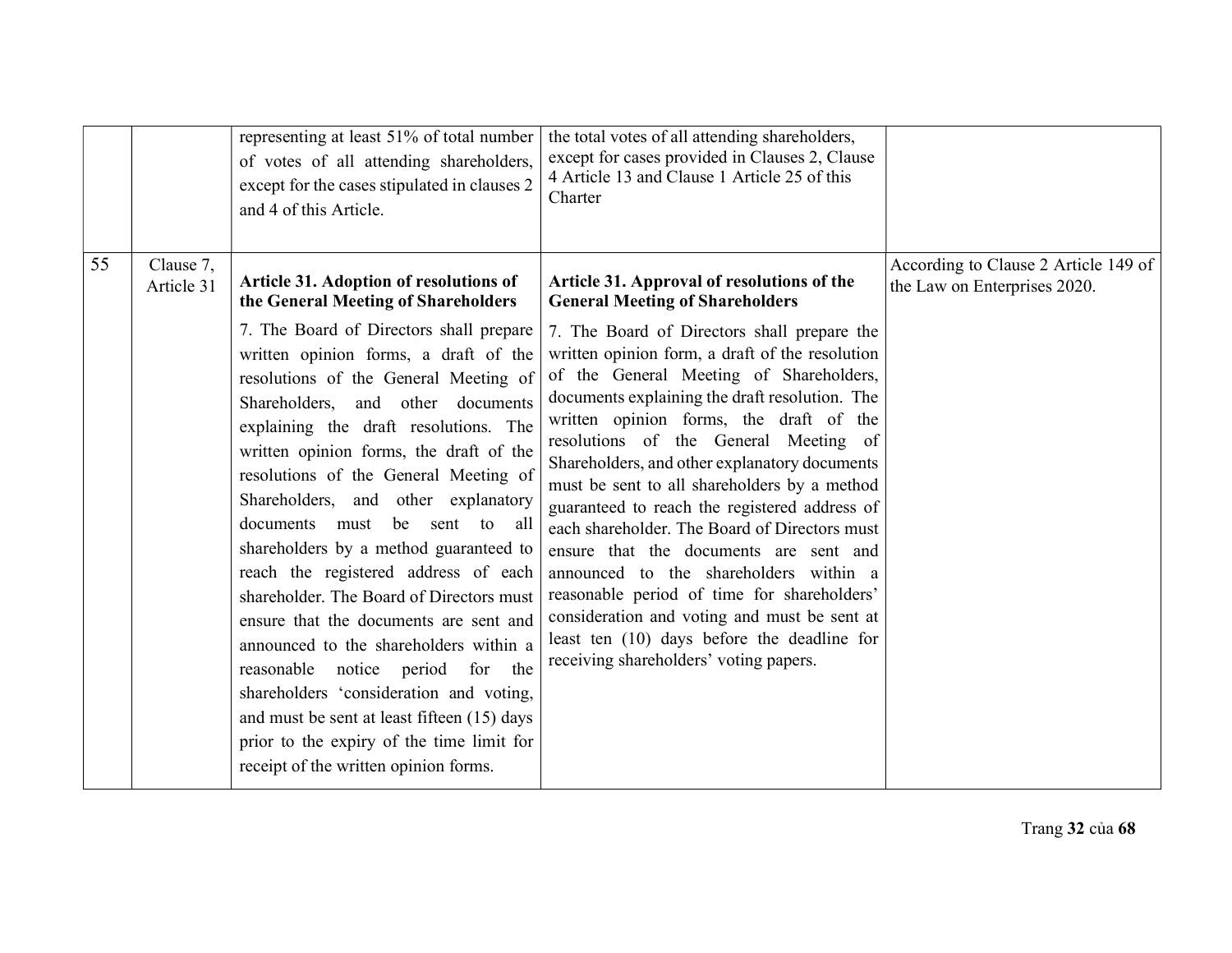| | | | | |
|---|---|---|---|---|
| | | representing at least 51% of total number of votes of all attending shareholders, except for the cases stipulated in clauses 2 and 4 of this Article. | the total votes of all attending shareholders, except for cases provided in Clauses 2, Clause 4 Article 13 and Clause 1 Article 25 of this Charter | |
| 55 | Clause 7, Article 31 | **Article 31. Adoption of resolutions of the General Meeting of Shareholders**<br>7. The Board of Directors shall prepare written opinion forms, a draft of the resolutions of the General Meeting of Shareholders, and other documents explaining the draft resolutions. The written opinion forms, the draft of the resolutions of the General Meeting of Shareholders, and other explanatory documents must be sent to all shareholders by a method guaranteed to reach the registered address of each shareholder. The Board of Directors must ensure that the documents are sent and announced to the shareholders within a reasonable notice period for the shareholders 'consideration and voting, and must be sent at least fifteen (15) days prior to the expiry of the time limit for receipt of the written opinion forms. | **Article 31. Approval of resolutions of the General Meeting of Shareholders**<br>7. The Board of Directors shall prepare the written opinion form, a draft of the resolution of the General Meeting of Shareholders, documents explaining the draft resolution. The written opinion forms, the draft of the resolutions of the General Meeting of Shareholders, and other explanatory documents must be sent to all shareholders by a method guaranteed to reach the registered address of each shareholder. The Board of Directors must ensure that the documents are sent and announced to the shareholders within a reasonable period of time for shareholders' consideration and voting and must be sent at least ten (10) days before the deadline for receiving shareholders' voting papers. | According to Clause 2 Article 149 of the Law on Enterprises 2020. |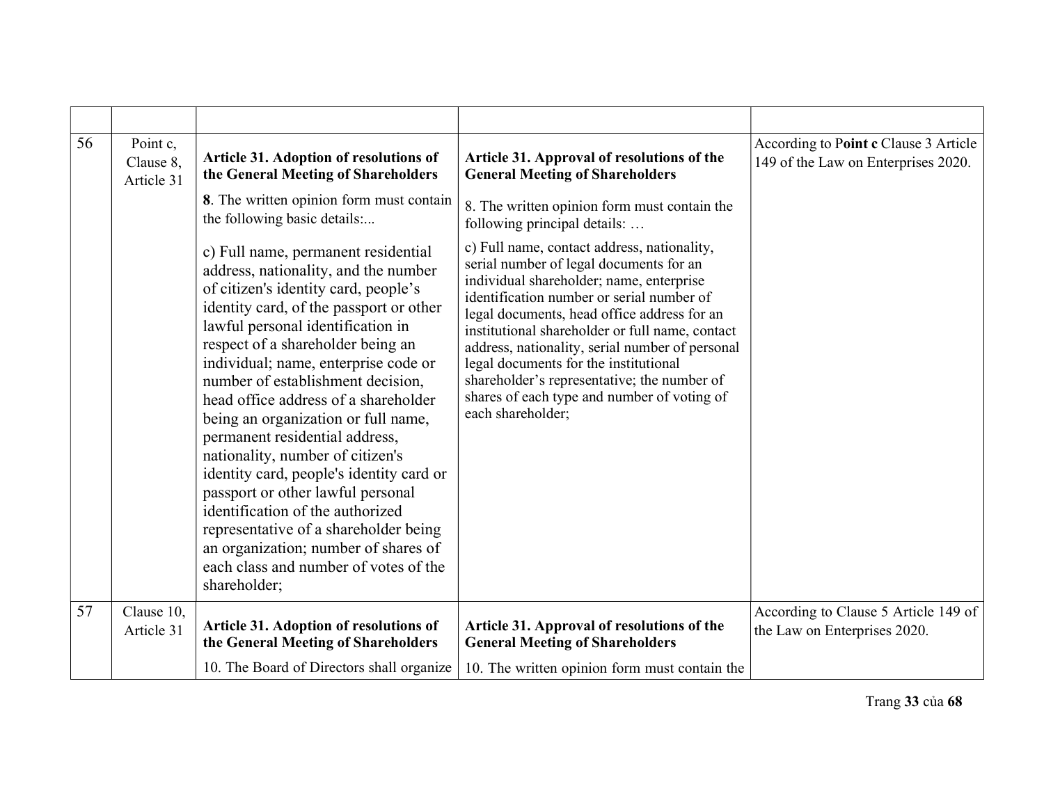| | | | | |
|---|---|---|---|---|
| 56 | Point c, Clause 8, Article 31 | **Article 31. Adoption of resolutions of the General Meeting of Shareholders**<br>**8**. The written opinion form must contain the following basic details:...<br>c) Full name, permanent residential address, nationality, and the number of citizen's identity card, people's identity card, of the passport or other lawful personal identification in respect of a shareholder being an individual; name, enterprise code or number of establishment decision, head office address of a shareholder being an organization or full name, permanent residential address, nationality, number of citizen's identity card, people's identity card or passport or other lawful personal identification of the authorized representative of a shareholder being an organization; number of shares of each class and number of votes of the shareholder; | **Article 31. Approval of resolutions of the General Meeting of Shareholders**<br>8. The written opinion form must contain the following principal details: …<br>c) Full name, contact address, nationality, serial number of legal documents for an individual shareholder; name, enterprise identification number or serial number of legal documents, head office address for an institutional shareholder or full name, contact address, nationality, serial number of personal legal documents for the institutional shareholder's representative; the number of shares of each type and number of voting of each shareholder; | According to P**oint c** Clause 3 Article 149 of the Law on Enterprises 2020. |
| 57 | Clause 10, Article 31 | **Article 31. Adoption of resolutions of the General Meeting of Shareholders**<br>10. The Board of Directors shall organize | **Article 31. Approval of resolutions of the General Meeting of Shareholders**<br>10. The written opinion form must contain the | According to Clause 5 Article 149 of the Law on Enterprises 2020. |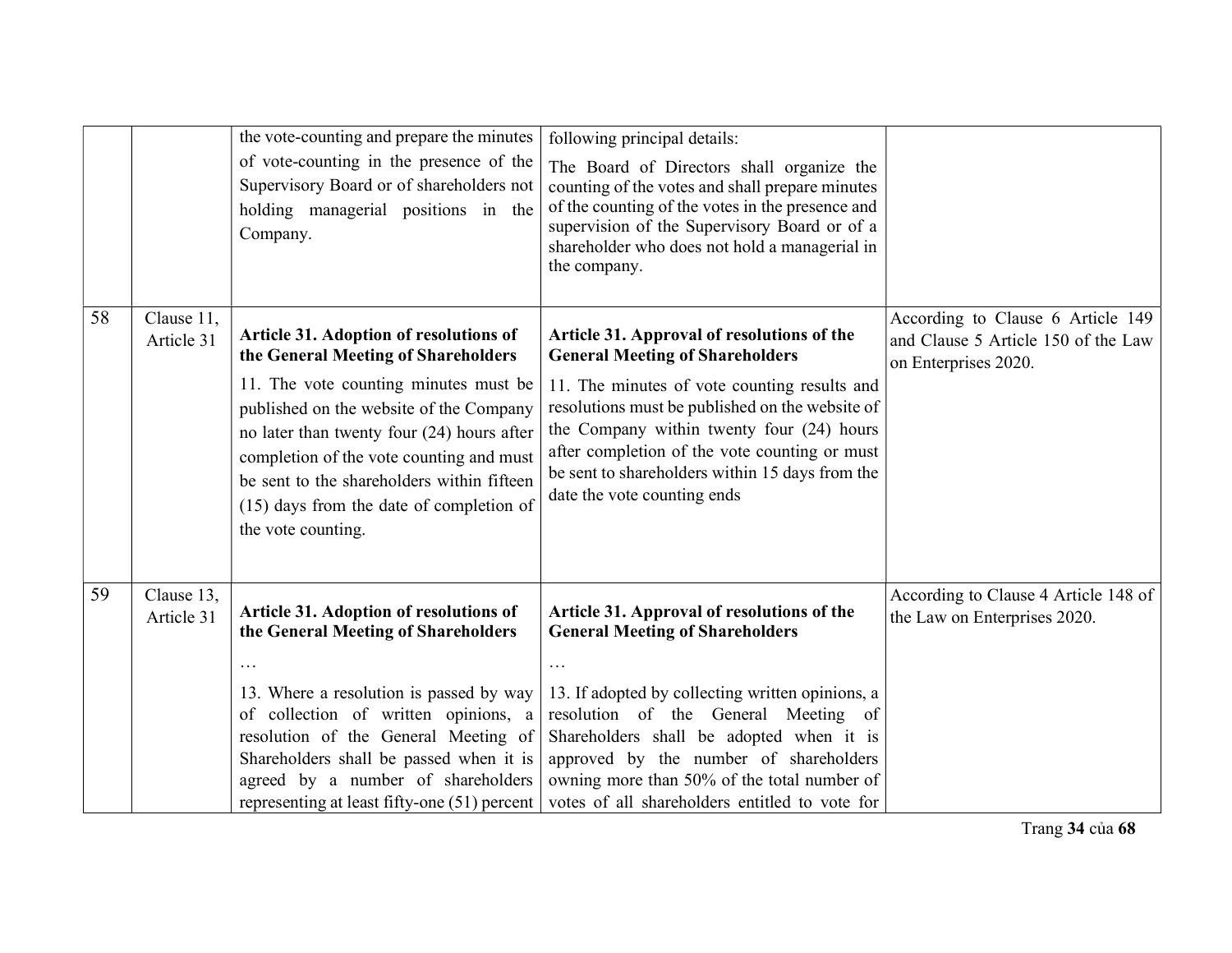| | | | | |
|---|---|---|---|---|
| | | the vote-counting and prepare the minutes of vote-counting in the presence of the Supervisory Board or of shareholders not holding managerial positions in the Company. | following principal details:<br>The Board of Directors shall organize the counting of the votes and shall prepare minutes of the counting of the votes in the presence and supervision of the Supervisory Board or of a shareholder who does not hold a managerial in the company. | |
| 58 | Clause 11, Article 31 | **Article 31. Adoption of resolutions of the General Meeting of Shareholders**<br>11. The vote counting minutes must be published on the website of the Company no later than twenty four (24) hours after completion of the vote counting and must be sent to the shareholders within fifteen (15) days from the date of completion of the vote counting. | **Article 31. Approval of resolutions of the General Meeting of Shareholders**<br>11. The minutes of vote counting results and resolutions must be published on the website of the Company within twenty four (24) hours after completion of the vote counting or must be sent to shareholders within 15 days from the date the vote counting ends | According to Clause 6 Article 149 and Clause 5 Article 150 of the Law on Enterprises 2020. |
| 59 | Clause 13, Article 31 | **Article 31. Adoption of resolutions of the General Meeting of Shareholders**<br>…<br>13. Where a resolution is passed by way of collection of written opinions, a resolution of the General Meeting of Shareholders shall be passed when it is agreed by a number of shareholders representing at least fifty-one (51) percent | **Article 31. Approval of resolutions of the General Meeting of Shareholders**<br>…<br>13. If adopted by collecting written opinions, a resolution of the General Meeting of Shareholders shall be adopted when it is approved by the number of shareholders owning more than 50% of the total number of votes of all shareholders entitled to vote for | According to Clause 4 Article 148 of the Law on Enterprises 2020. |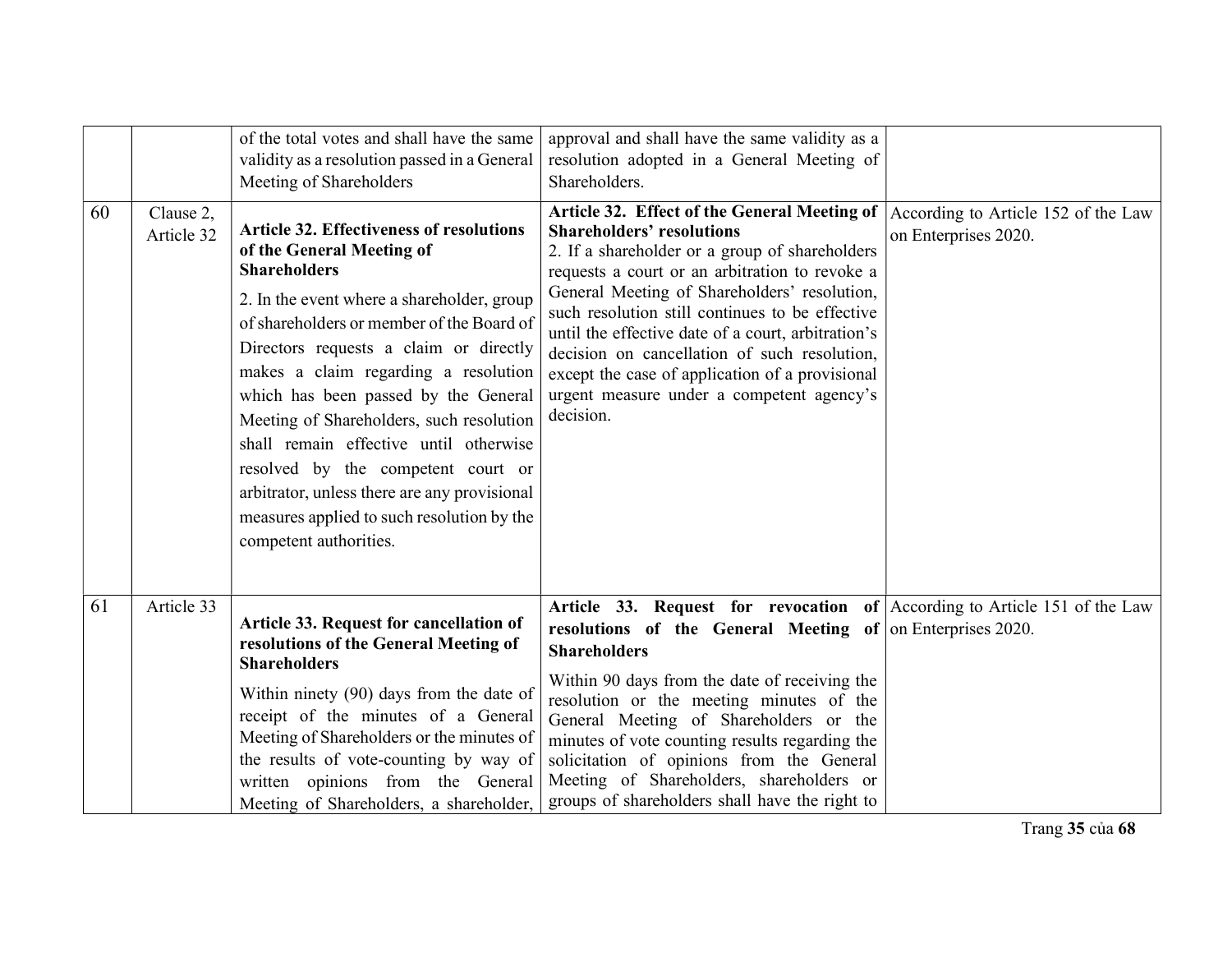| | | | | |
|---|---|---|---|---|
| | | of the total votes and shall have the same validity as a resolution passed in a General Meeting of Shareholders | approval and shall have the same validity as a resolution adopted in a General Meeting of Shareholders. | |
| 60 | Clause 2, Article 32 | **Article 32. Effectiveness of resolutions of the General Meeting of Shareholders**<br><br>2. In the event where a shareholder, group of shareholders or member of the Board of Directors requests a claim or directly makes a claim regarding a resolution which has been passed by the General Meeting of Shareholders, such resolution shall remain effective until otherwise resolved by the competent court or arbitrator, unless there are any provisional measures applied to such resolution by the competent authorities. | **Article 32. Effect of the General Meeting of Shareholders' resolutions**<br>2. If a shareholder or a group of shareholders requests a court or an arbitration to revoke a General Meeting of Shareholders' resolution, such resolution still continues to be effective until the effective date of a court, arbitration's decision on cancellation of such resolution, except the case of application of a provisional urgent measure under a competent agency's decision. | According to Article 152 of the Law on Enterprises 2020. |
| 61 | Article 33 | **Article 33. Request for cancellation of resolutions of the General Meeting of Shareholders**<br><br>Within ninety (90) days from the date of receipt of the minutes of a General Meeting of Shareholders or the minutes of the results of vote-counting by way of written opinions from the General Meeting of Shareholders, a shareholder, | **Article 33. Request for revocation of resolutions of the General Meeting of Shareholders**<br><br>Within 90 days from the date of receiving the resolution or the meeting minutes of the General Meeting of Shareholders or the minutes of vote counting results regarding the solicitation of opinions from the General Meeting of Shareholders, shareholders or groups of shareholders shall have the right to | According to Article 151 of the Law on Enterprises 2020. |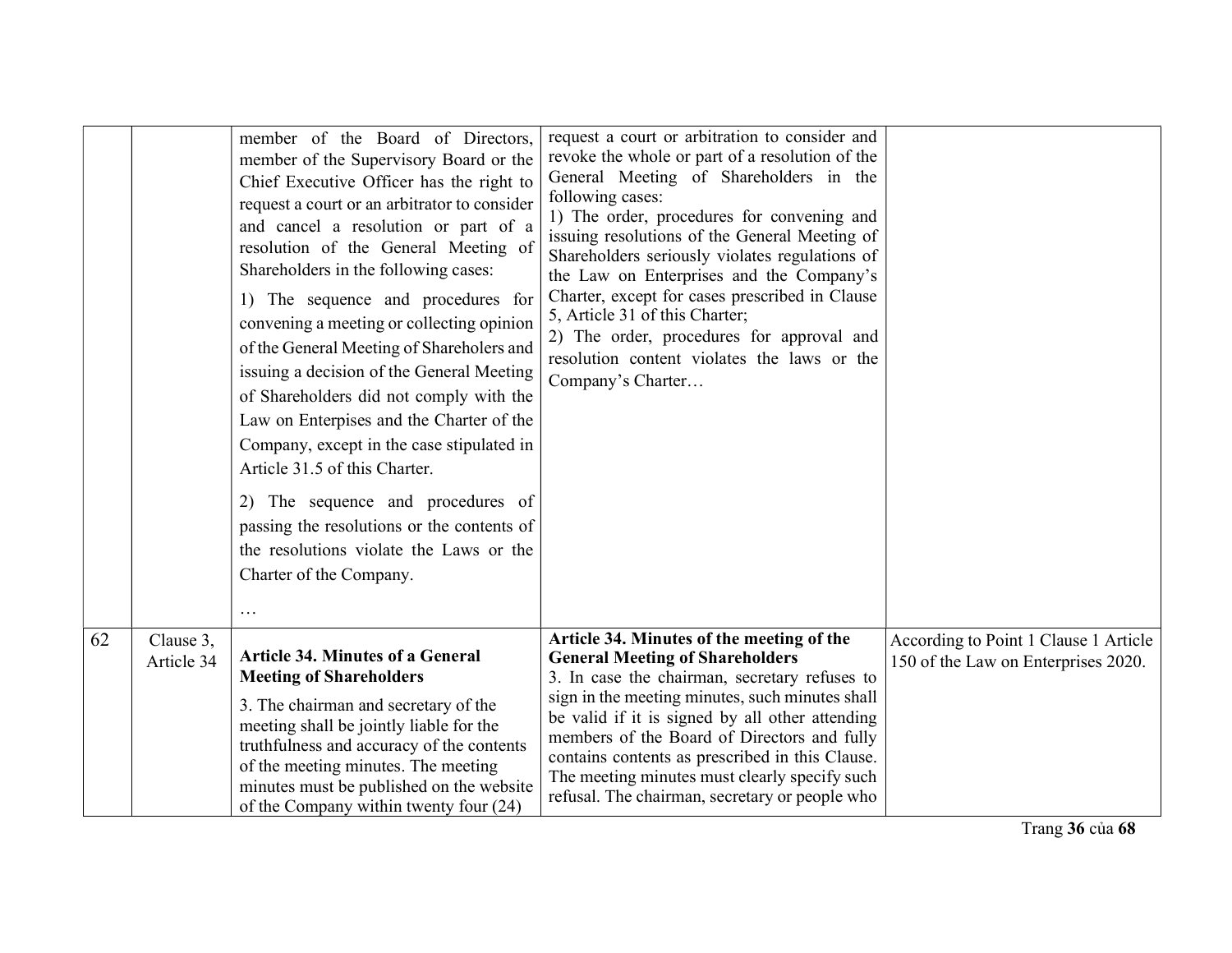| | | | | |
|---|---|---|---|---|
| | | member of the Board of Directors, member of the Supervisory Board or the Chief Executive Officer has the right to request a court or an arbitrator to consider and cancel a resolution or part of a resolution of the General Meeting of Shareholders in the following cases:<br><br>1) The sequence and procedures for convening a meeting or collecting opinion of the General Meeting of Shareholers and issuing a decision of the General Meeting of Shareholders did not comply with the Law on Enterpises and the Charter of the Company, except in the case stipulated in Article 31.5 of this Charter.<br><br>2) The sequence and procedures of passing the resolutions or the contents of the resolutions violate the Laws or the Charter of the Company.<br><br>… | request a court or arbitration to consider and revoke the whole or part of a resolution of the General Meeting of Shareholders in the following cases:<br>1) The order, procedures for convening and issuing resolutions of the General Meeting of Shareholders seriously violates regulations of the Law on Enterprises and the Company's Charter, except for cases prescribed in Clause 5, Article 31 of this Charter;<br>2) The order, procedures for approval and resolution content violates the laws or the Company's Charter… | |
| 62 | Clause 3, Article 34 | **Article 34. Minutes of a General Meeting of Shareholders**<br><br>3. The chairman and secretary of the meeting shall be jointly liable for the truthfulness and accuracy of the contents of the meeting minutes. The meeting minutes must be published on the website of the Company within twenty four (24) | **Article 34. Minutes of the meeting of the General Meeting of Shareholders**<br>3. In case the chairman, secretary refuses to sign in the meeting minutes, such minutes shall be valid if it is signed by all other attending members of the Board of Directors and fully contains contents as prescribed in this Clause. The meeting minutes must clearly specify such refusal. The chairman, secretary or people who | According to Point 1 Clause 1 Article 150 of the Law on Enterprises 2020. |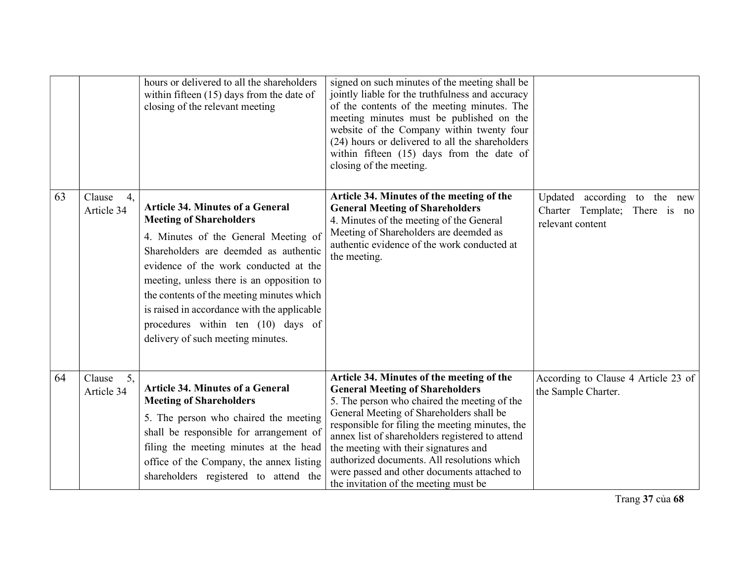| | | | | |
|---|---|---|---|---|
| | | hours or delivered to all the shareholders within fifteen (15) days from the date of closing of the relevant meeting | signed on such minutes of the meeting shall be jointly liable for the truthfulness and accuracy of the contents of the meeting minutes. The meeting minutes must be published on the website of the Company within twenty four (24) hours or delivered to all the shareholders within fifteen (15) days from the date of closing of the meeting. | |
| 63 | Clause 4, Article 34 | **Article 34. Minutes of a General Meeting of Shareholders**<br>4. Minutes of the General Meeting of Shareholders are deemded as authentic evidence of the work conducted at the meeting, unless there is an opposition to the contents of the meeting minutes which is raised in accordance with the applicable procedures within ten (10) days of delivery of such meeting minutes. | **Article 34. Minutes of the meeting of the General Meeting of Shareholders**<br>4. Minutes of the meeting of the General Meeting of Shareholders are deemded as authentic evidence of the work conducted at the meeting. | Updated according to the new Charter Template; There is no relevant content |
| 64 | Clause 5, Article 34 | **Article 34. Minutes of a General Meeting of Shareholders**<br>5. The person who chaired the meeting shall be responsible for arrangement of filing the meeting minutes at the head office of the Company, the annex listing shareholders registered to attend the | **Article 34. Minutes of the meeting of the General Meeting of Shareholders**<br>5. The person who chaired the meeting of the General Meeting of Shareholders shall be responsible for filing the meeting minutes, the annex list of shareholders registered to attend the meeting with their signatures and authorized documents. All resolutions which were passed and other documents attached to the invitation of the meeting must be | According to Clause 4 Article 23 of the Sample Charter. |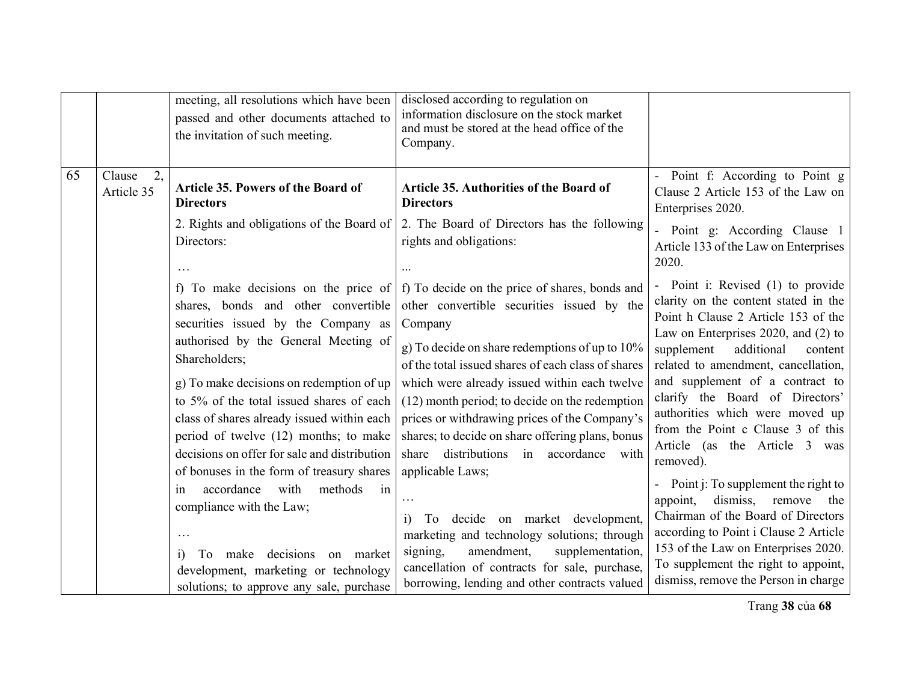| | | | | |
|---|---|---|---|---|
| | | meeting, all resolutions which have been passed and other documents attached to the invitation of such meeting. | disclosed according to regulation on information disclosure on the stock market and must be stored at the head office of the Company. | |
| 65 | Clause 2, Article 35 | **Article 35. Powers of the Board of Directors**<br><br>2. Rights and obligations of the Board of Directors:<br><br>…<br><br>f) To make decisions on the price of shares, bonds and other convertible securities issued by the Company as authorised by the General Meeting of Shareholders;<br><br>g) To make decisions on redemption of up to 5% of the total issued shares of each class of shares already issued within each period of twelve (12) months; to make decisions on offer for sale and distribution of bonuses in the form of treasury shares in accordance with methods in compliance with the Law;<br><br>…<br><br>i) To make decisions on market development, marketing or technology solutions; to approve any sale, purchase | **Article 35. Authorities of the Board of Directors**<br><br>2. The Board of Directors has the following rights and obligations:<br><br>...<br><br>f) To decide on the price of shares, bonds and other convertible securities issued by the Company<br><br>g) To decide on share redemptions of up to 10% of the total issued shares of each class of shares which were already issued within each twelve (12) month period; to decide on the redemption prices or withdrawing prices of the Company's shares; to decide on share offering plans, bonus share distributions in accordance with applicable Laws;<br><br>…<br><br>i) To decide on market development, marketing and technology solutions; through signing, amendment, supplementation, cancellation of contracts for sale, purchase, borrowing, lending and other contracts valued | - Point f: According to Point g Clause 2 Article 153 of the Law on Enterprises 2020.<br><br>- Point g: According Clause 1 Article 133 of the Law on Enterprises 2020.<br><br>- Point i: Revised (1) to provide clarity on the content stated in the Point h Clause 2 Article 153 of the Law on Enterprises 2020, and (2) to supplement additional content related to amendment, cancellation, and supplement of a contract to clarify the Board of Directors' authorities which were moved up from the Point c Clause 3 of this Article (as the Article 3 was removed).<br><br>- Point j: To supplement the right to appoint, dismiss, remove the Chairman of the Board of Directors according to Point i Clause 2 Article 153 of the Law on Enterprises 2020. To supplement the right to appoint, dismiss, remove the Person in charge |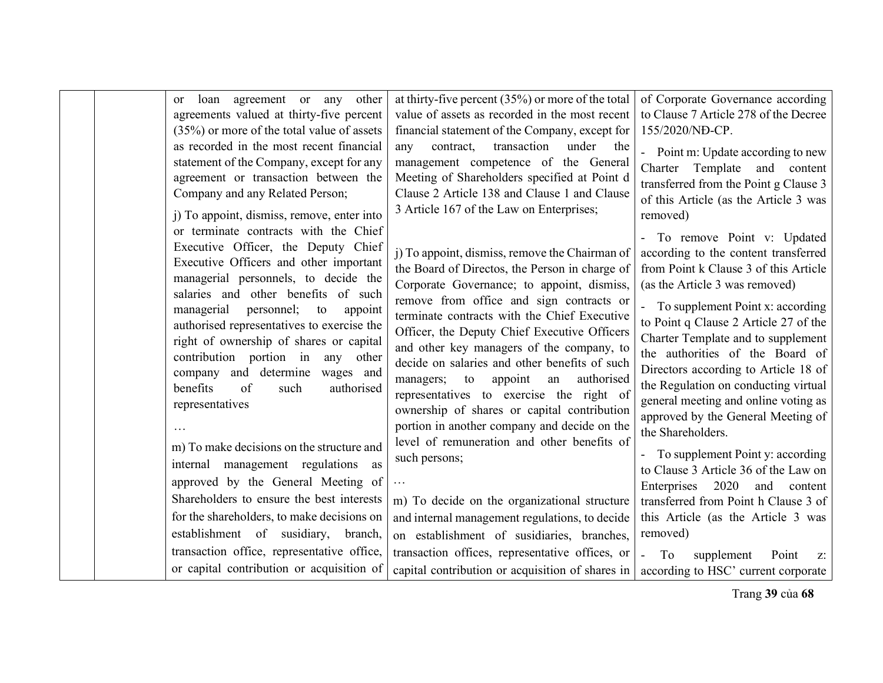| | | | | |
|---|---|---|---|---|
| | | or loan agreement or any other agreements valued at thirty-five percent (35%) or more of the total value of assets as recorded in the most recent financial statement of the Company, except for any agreement or transaction between the Company and any Related Person;<br><br>j) To appoint, dismiss, remove, enter into or terminate contracts with the Chief Executive Officer, the Deputy Chief Executive Officers and other important managerial personnels, to decide the salaries and other benefits of such managerial personnel; to appoint authorised representatives to exercise the right of ownership of shares or capital contribution portion in any other company and determine wages and benefits of such authorised representatives<br><br>…<br><br>m) To make decisions on the structure and internal management regulations as approved by the General Meeting of Shareholders to ensure the best interests for the shareholders, to make decisions on establishment of susidiary, branch, transaction office, representative office, or capital contribution or acquisition of | at thirty-five percent (35%) or more of the total value of assets as recorded in the most recent financial statement of the Company, except for any contract, transaction under the management competence of the General Meeting of Shareholders specified at Point d Clause 2 Article 138 and Clause 1 and Clause 3 Article 167 of the Law on Enterprises;<br><br>j) To appoint, dismiss, remove the Chairman of the Board of Directos, the Person in charge of Corporate Governance; to appoint, dismiss, remove from office and sign contracts or terminate contracts with the Chief Executive Officer, the Deputy Chief Executive Officers and other key managers of the company, to decide on salaries and other benefits of such managers; to appoint an authorised representatives to exercise the right of ownership of shares or capital contribution portion in another company and decide on the level of remuneration and other benefits of such persons;<br><br>…<br><br>m) To decide on the organizational structure and internal management regulations, to decide on establishment of susidiaries, branches, transaction offices, representative offices, or capital contribution or acquisition of shares in | of Corporate Governance according to Clause 7 Article 278 of the Decree 155/2020/NĐ-CP.<br><br>- Point m: Update according to new Charter Template and content transferred from the Point g Clause 3 of this Article (as the Article 3 was removed)<br><br>- To remove Point v: Updated according to the content transferred from Point k Clause 3 of this Article (as the Article 3 was removed)<br><br>- To supplement Point x: according to Point q Clause 2 Article 27 of the Charter Template and to supplement the authorities of the Board of Directors according to Article 18 of the Regulation on conducting virtual general meeting and online voting as approved by the General Meeting of the Shareholders.<br><br>- To supplement Point y: according to Clause 3 Article 36 of the Law on Enterprises 2020 and content transferred from Point h Clause 3 of this Article (as the Article 3 was removed)<br><br>- To supplement Point z: according to HSC' current corporate |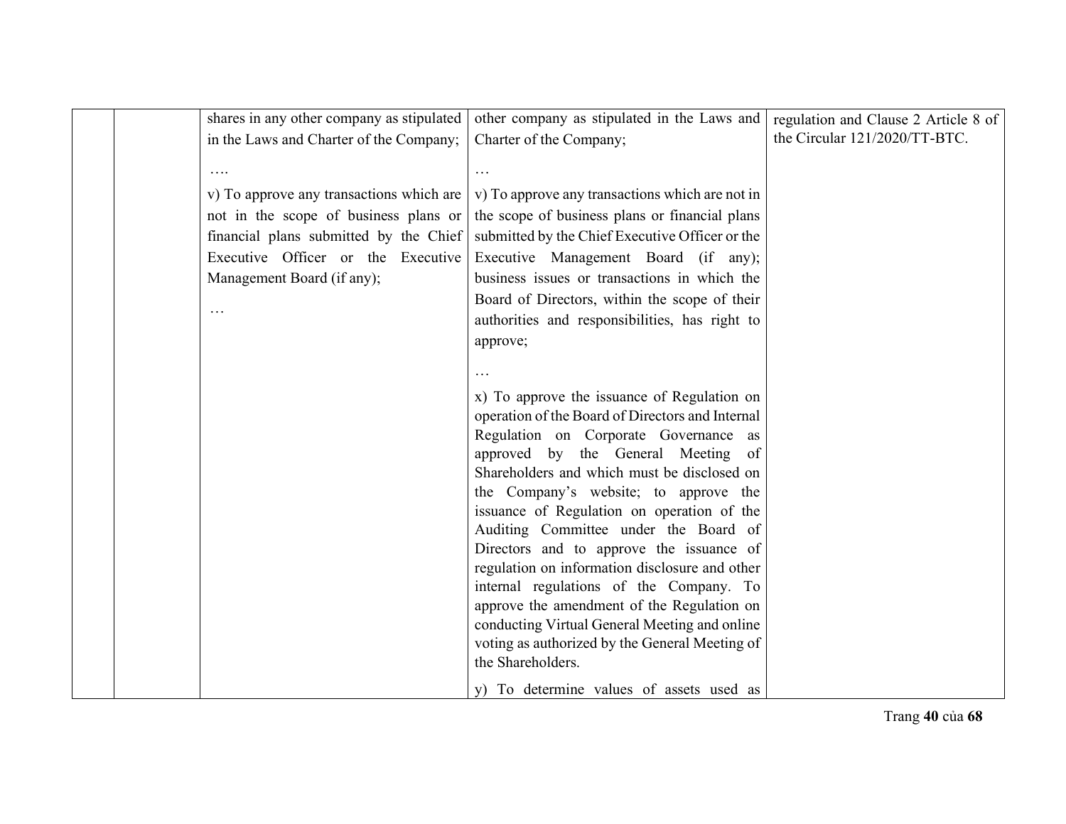| | | | | |
|---|---|---|---|---|
| | | shares in any other company as stipulated in the Laws and Charter of the Company;<br><br>….<br><br>v) To approve any transactions which are not in the scope of business plans or financial plans submitted by the Chief Executive Officer or the Executive Management Board (if any);<br><br>… | other company as stipulated in the Laws and Charter of the Company;<br><br>…<br><br>v) To approve any transactions which are not in the scope of business plans or financial plans submitted by the Chief Executive Officer or the Executive Management Board (if any); business issues or transactions in which the Board of Directors, within the scope of their authorities and responsibilities, has right to approve;<br><br>…<br><br>x) To approve the issuance of Regulation on operation of the Board of Directors and Internal Regulation on Corporate Governance as approved by the General Meeting of Shareholders and which must be disclosed on the Company's website; to approve the issuance of Regulation on operation of the Auditing Committee under the Board of Directors and to approve the issuance of regulation on information disclosure and other internal regulations of the Company. To approve the amendment of the Regulation on conducting Virtual General Meeting and online voting as authorized by the General Meeting of the Shareholders.<br><br>y) To determine values of assets used as | regulation and Clause 2 Article 8 of the Circular 121/2020/TT-BTC. |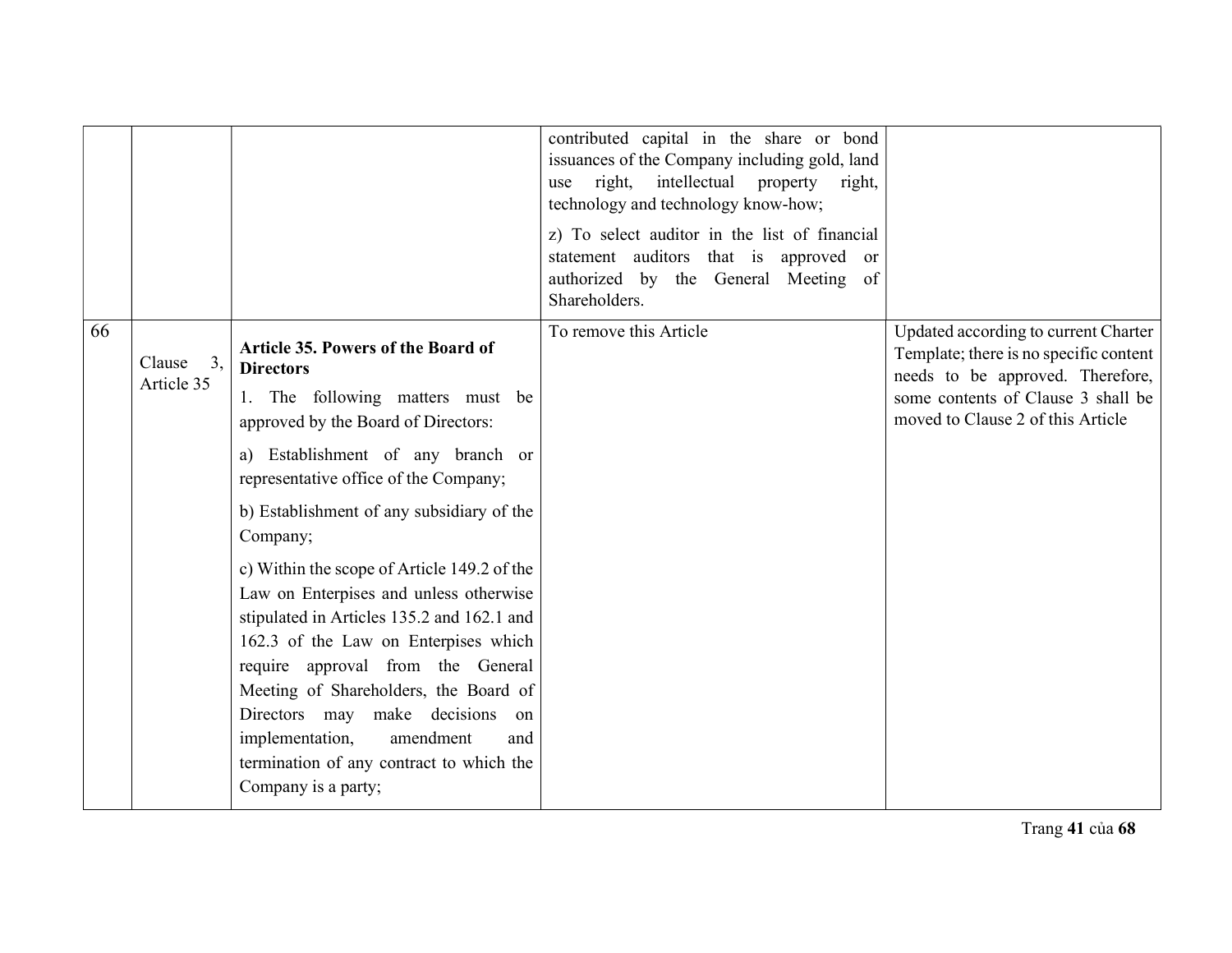| | | | | |
|---|---|---|---|---|
| | | | contributed capital in the share or bond issuances of the Company including gold, land use right, intellectual property right, technology and technology know-how;<br><br>z) To select auditor in the list of financial statement auditors that is approved or authorized by the General Meeting of Shareholders. | |
| 66 | Clause 3, Article 35 | **Article 35. Powers of the Board of Directors**<br><br>1. The following matters must be approved by the Board of Directors:<br><br>a) Establishment of any branch or representative office of the Company;<br><br>b) Establishment of any subsidiary of the Company;<br><br>c) Within the scope of Article 149.2 of the Law on Enterpises and unless otherwise stipulated in Articles 135.2 and 162.1 and 162.3 of the Law on Enterpises which require approval from the General Meeting of Shareholders, the Board of Directors may make decisions on implementation, amendment and termination of any contract to which the Company is a party; | To remove this Article | Updated according to current Charter Template; there is no specific content needs to be approved. Therefore, some contents of Clause 3 shall be moved to Clause 2 of this Article |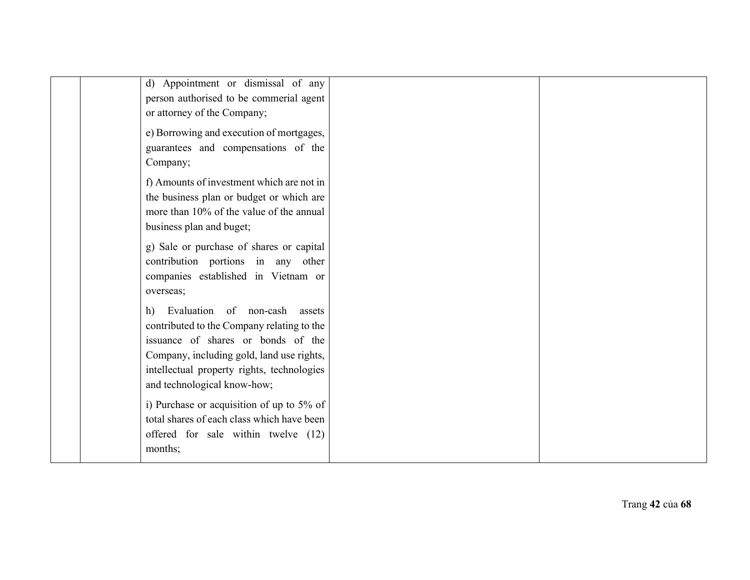| | | | | |
|---|---|---|---|---|
| | | d) Appointment or dismissal of any person authorised to be commerial agent or attorney of the Company;<br><br>e) Borrowing and execution of mortgages, guarantees and compensations of the Company;<br><br>f) Amounts of investment which are not in the business plan or budget or which are more than 10% of the value of the annual business plan and buget;<br><br>g) Sale or purchase of shares or capital contribution portions in any other companies established in Vietnam or overseas;<br><br>h) Evaluation of non-cash assets contributed to the Company relating to the issuance of shares or bonds of the Company, including gold, land use rights, intellectual property rights, technologies and technological know-how;<br><br>i) Purchase or acquisition of up to 5% of total shares of each class which have been offered for sale within twelve (12) months; | | |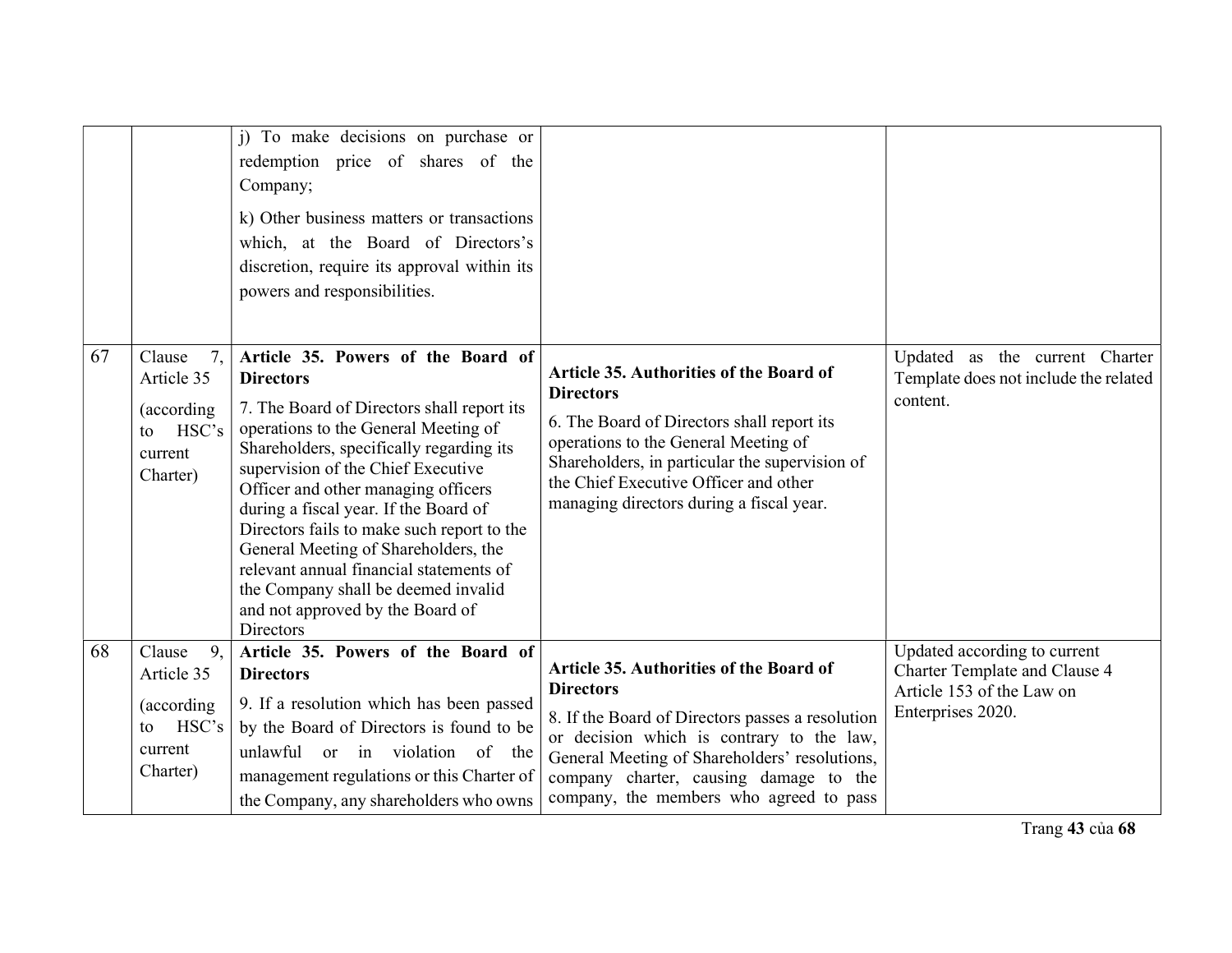| | | | | |
|---|---|---|---|---|
| | | j) To make decisions on purchase or redemption price of shares of the Company;<br><br>k) Other business matters or transactions which, at the Board of Directors's discretion, require its approval within its powers and responsibilities. | | |
| 67 | Clause 7, Article 35<br><br>(according to HSC's current Charter) | **Article 35. Powers of the Board of Directors**<br><br>7. The Board of Directors shall report its operations to the General Meeting of Shareholders, specifically regarding its supervision of the Chief Executive Officer and other managing officers during a fiscal year. If the Board of Directors fails to make such report to the General Meeting of Shareholders, the relevant annual financial statements of the Company shall be deemed invalid and not approved by the Board of Directors | **Article 35. Authorities of the Board of Directors**<br><br>6. The Board of Directors shall report its operations to the General Meeting of Shareholders, in particular the supervision of the Chief Executive Officer and other managing directors during a fiscal year. | Updated as the current Charter Template does not include the related content. |
| 68 | Clause 9, Article 35<br><br>(according to HSC's current Charter) | **Article 35. Powers of the Board of Directors**<br><br>9. If a resolution which has been passed by the Board of Directors is found to be unlawful or in violation of the management regulations or this Charter of the Company, any shareholders who owns | **Article 35. Authorities of the Board of Directors**<br><br>8. If the Board of Directors passes a resolution or decision which is contrary to the law, General Meeting of Shareholders' resolutions, company charter, causing damage to the company, the members who agreed to pass | Updated according to current Charter Template and Clause 4 Article 153 of the Law on Enterprises 2020. |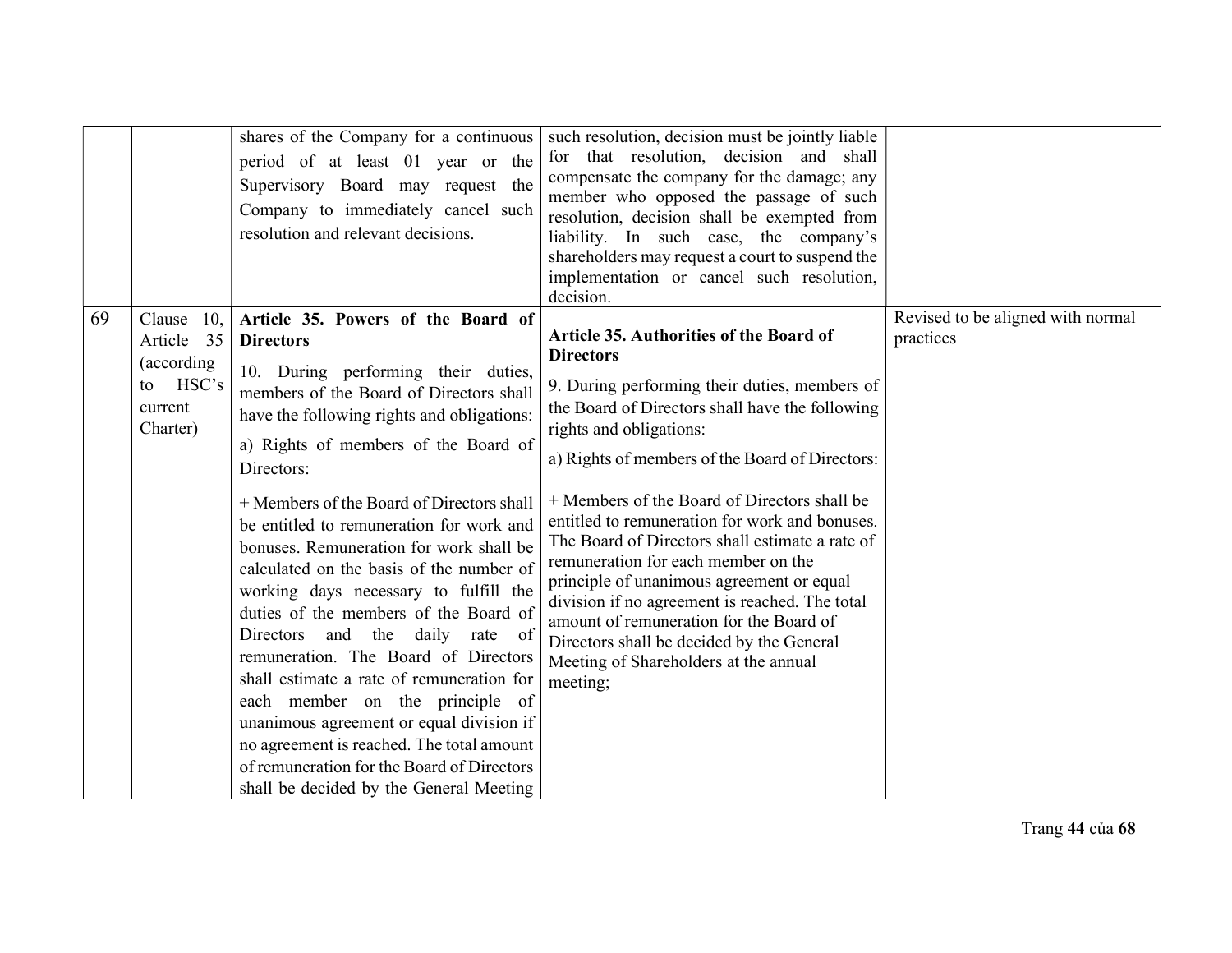| | | | | |
|---|---|---|---|---|
| | | shares of the Company for a continuous period of at least 01 year or the Supervisory Board may request the Company to immediately cancel such resolution and relevant decisions. | such resolution, decision must be jointly liable for that resolution, decision and shall compensate the company for the damage; any member who opposed the passage of such resolution, decision shall be exempted from liability. In such case, the company's shareholders may request a court to suspend the implementation or cancel such resolution, decision. | |
| 69 | Clause 10, Article 35 (according to HSC's current Charter) | **Article 35. Powers of the Board of Directors**<br><br>10. During performing their duties, members of the Board of Directors shall have the following rights and obligations:<br><br>a) Rights of members of the Board of Directors:<br><br>+ Members of the Board of Directors shall be entitled to remuneration for work and bonuses. Remuneration for work shall be calculated on the basis of the number of working days necessary to fulfill the duties of the members of the Board of Directors and the daily rate of remuneration. The Board of Directors shall estimate a rate of remuneration for each member on the principle of unanimous agreement or equal division if no agreement is reached. The total amount of remuneration for the Board of Directors shall be decided by the General Meeting | **Article 35. Authorities of the Board of Directors**<br><br>9. During performing their duties, members of the Board of Directors shall have the following rights and obligations:<br><br>a) Rights of members of the Board of Directors:<br><br>+ Members of the Board of Directors shall be entitled to remuneration for work and bonuses. The Board of Directors shall estimate a rate of remuneration for each member on the principle of unanimous agreement or equal division if no agreement is reached. The total amount of remuneration for the Board of Directors shall be decided by the General Meeting of Shareholders at the annual meeting; | Revised to be aligned with normal practices |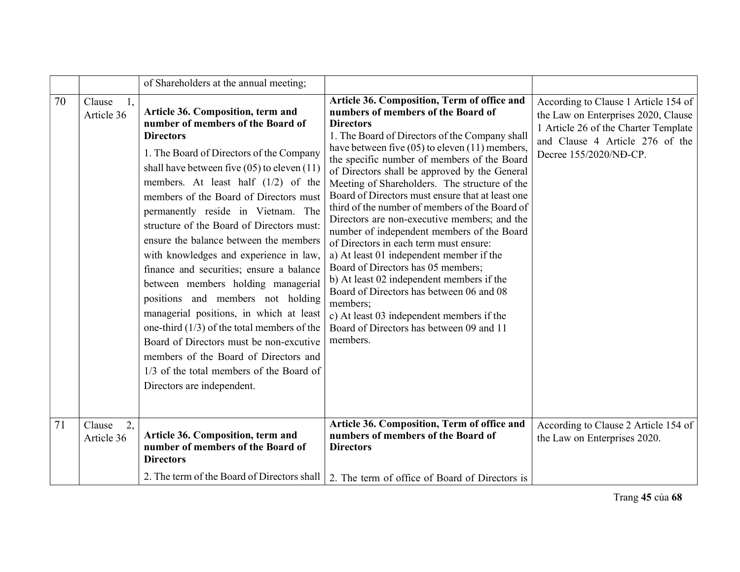| | | | | |
|---|---|---|---|---|
| | | of Shareholders at the annual meeting; | | |
| 70 | Clause 1, Article 36 | **Article 36. Composition, term and number of members of the Board of Directors**<br><br>1. The Board of Directors of the Company shall have between five (05) to eleven (11) members. At least half (1/2) of the members of the Board of Directors must permanently reside in Vietnam. The structure of the Board of Directors must: ensure the balance between the members with knowledges and experience in law, finance and securities; ensure a balance between members holding managerial positions and members not holding managerial positions, in which at least one-third (1/3) of the total members of the Board of Directors must be non-excutive members of the Board of Directors and 1/3 of the total members of the Board of Directors are independent. | **Article 36. Composition, Term of office and numbers of members of the Board of Directors**<br>1. The Board of Directors of the Company shall have between five (05) to eleven (11) members, the specific number of members of the Board of Directors shall be approved by the General Meeting of Shareholders. The structure of the Board of Directors must ensure that at least one third of the number of members of the Board of Directors are non-executive members; and the number of independent members of the Board of Directors in each term must ensure:<br>a) At least 01 independent member if the Board of Directors has 05 members;<br>b) At least 02 independent members if the Board of Directors has between 06 and 08 members;<br>c) At least 03 independent members if the Board of Directors has between 09 and 11 members. | According to Clause 1 Article 154 of the Law on Enterprises 2020, Clause 1 Article 26 of the Charter Template and Clause 4 Article 276 of the Decree 155/2020/NĐ-CP. |
| 71 | Clause 2, Article 36 | **Article 36. Composition, term and number of members of the Board of Directors**<br><br>2. The term of the Board of Directors shall | **Article 36. Composition, Term of office and numbers of members of the Board of Directors**<br><br>2. The term of office of Board of Directors is | According to Clause 2 Article 154 of the Law on Enterprises 2020. |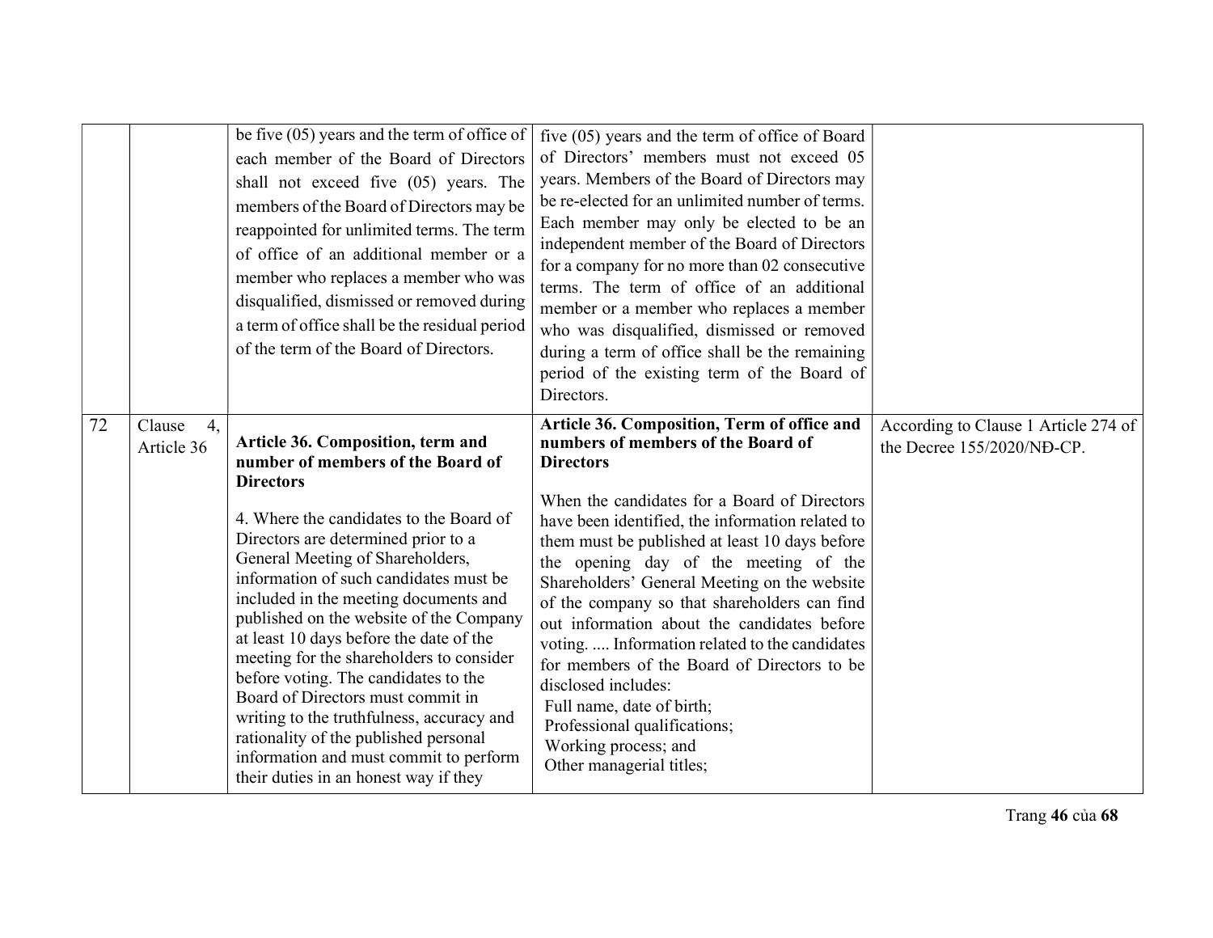| | | | | |
|---|---|---|---|---|
| | | be five (05) years and the term of office of each member of the Board of Directors shall not exceed five (05) years. The members of the Board of Directors may be reappointed for unlimited terms. The term of office of an additional member or a member who replaces a member who was disqualified, dismissed or removed during a term of office shall be the residual period of the term of the Board of Directors. | five (05) years and the term of office of Board of Directors' members must not exceed 05 years. Members of the Board of Directors may be re-elected for an unlimited number of terms. Each member may only be elected to be an independent member of the Board of Directors for a company for no more than 02 consecutive terms. The term of office of an additional member or a member who replaces a member who was disqualified, dismissed or removed during a term of office shall be the remaining period of the existing term of the Board of Directors. | |
| 72 | Clause 4, Article 36 | **Article 36. Composition, term and number of members of the Board of Directors**<br><br>4. Where the candidates to the Board of Directors are determined prior to a General Meeting of Shareholders, information of such candidates must be included in the meeting documents and published on the website of the Company at least 10 days before the date of the meeting for the shareholders to consider before voting. The candidates to the Board of Directors must commit in writing to the truthfulness, accuracy and rationality of the published personal information and must commit to perform their duties in an honest way if they | **Article 36. Composition, Term of office and numbers of members of the Board of Directors**<br><br>When the candidates for a Board of Directors have been identified, the information related to them must be published at least 10 days before the opening day of the meeting of the Shareholders' General Meeting on the website of the company so that shareholders can find out information about the candidates before voting. .... Information related to the candidates for members of the Board of Directors to be disclosed includes:<br>Full name, date of birth;<br>Professional qualifications;<br>Working process; and<br>Other managerial titles; | According to Clause 1 Article 274 of the Decree 155/2020/NĐ-CP. |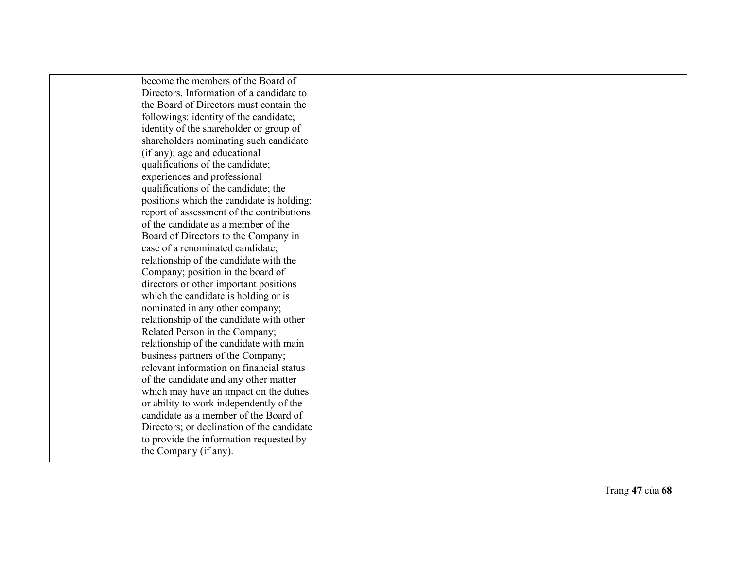| | | | | |
|---|---|---|---|---|
| | | become the members of the Board of Directors. Information of a candidate to the Board of Directors must contain the followings: identity of the candidate; identity of the shareholder or group of shareholders nominating such candidate (if any); age and educational qualifications of the candidate; experiences and professional qualifications of the candidate; the positions which the candidate is holding; report of assessment of the contributions of the candidate as a member of the Board of Directors to the Company in case of a renominated candidate; relationship of the candidate with the Company; position in the board of directors or other important positions which the candidate is holding or is nominated in any other company; relationship of the candidate with other Related Person in the Company; relationship of the candidate with main business partners of the Company; relevant information on financial status of the candidate and any other matter which may have an impact on the duties or ability to work independently of the candidate as a member of the Board of Directors; or declination of the candidate to provide the information requested by the Company (if any). | | |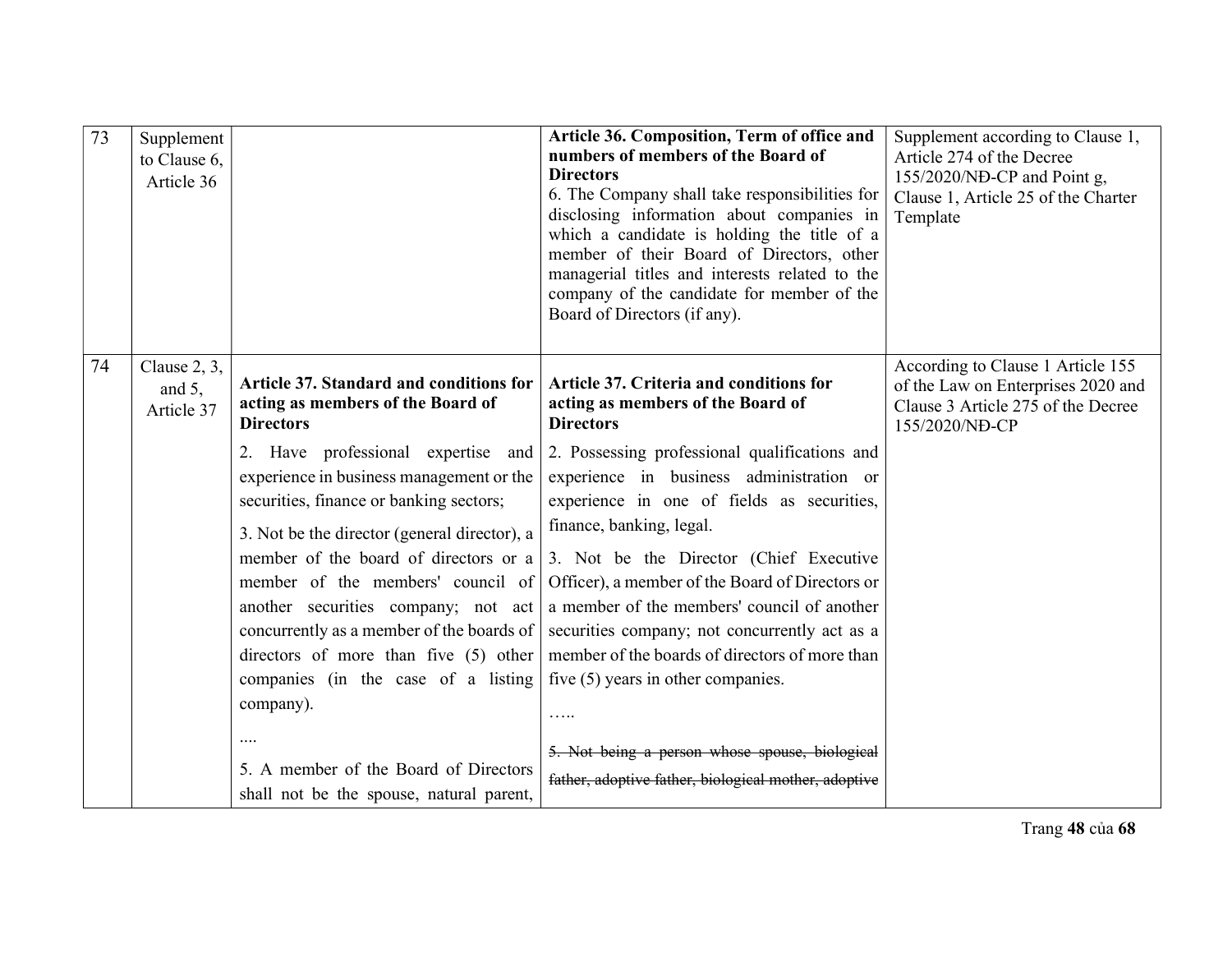| | | | | |
|---|---|---|---|---|
| 73 | Supplement to Clause 6, Article 36 | | **Article 36. Composition, Term of office and numbers of members of the Board of Directors**<br>6. The Company shall take responsibilities for disclosing information about companies in which a candidate is holding the title of a member of their Board of Directors, other managerial titles and interests related to the company of the candidate for member of the Board of Directors (if any). | Supplement according to Clause 1, Article 274 of the Decree 155/2020/NĐ-CP and Point g, Clause 1, Article 25 of the Charter Template |
| 74 | Clause 2, 3, and 5, Article 37 | **Article 37. Standard and conditions for acting as members of the Board of Directors**<br>2. Have professional expertise and experience in business management or the securities, finance or banking sectors;<br>3. Not be the director (general director), a member of the board of directors or a member of the members' council of another securities company; not act concurrently as a member of the boards of directors of more than five (5) other companies (in the case of a listing company).<br>....<br>5. A member of the Board of Directors shall not be the spouse, natural parent, | **Article 37. Criteria and conditions for acting as members of the Board of Directors**<br>2. Possessing professional qualifications and experience in business administration or experience in one of fields as securities, finance, banking, legal.<br>3. Not be the Director (Chief Executive Officer), a member of the Board of Directors or a member of the members' council of another securities company; not concurrently act as a member of the boards of directors of more than five (5) years in other companies.<br>…..<br>~~5. Not being a person whose spouse, biological father, adoptive father, biological mother, adoptive~~ | According to Clause 1 Article 155 of the Law on Enterprises 2020 and Clause 3 Article 275 of the Decree 155/2020/NĐ-CP |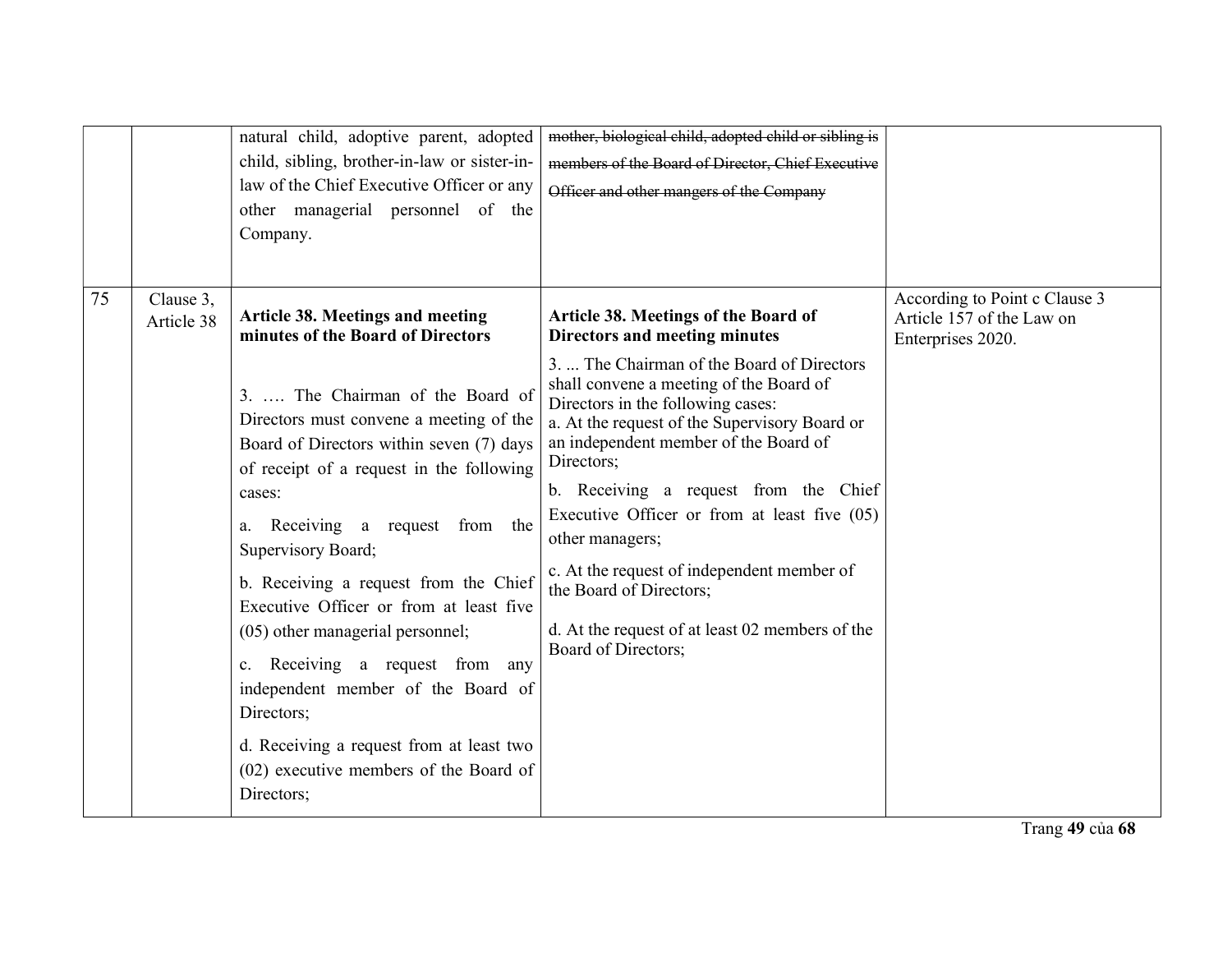| | | | | |
|---|---|---|---|---|
| | | natural child, adoptive parent, adopted child, sibling, brother-in-law or sister-in-law of the Chief Executive Officer or any other managerial personnel of the Company. | ~~mother, biological child, adopted child or sibling is members of the Board of Director, Chief Executive Officer and other mangers of the Company~~ | |
| 75 | Clause 3, Article 38 | **Article 38. Meetings and meeting minutes of the Board of Directors**<br><br>3. …. The Chairman of the Board of Directors must convene a meeting of the Board of Directors within seven (7) days of receipt of a request in the following cases:<br><br>a. Receiving a request from the Supervisory Board;<br><br>b. Receiving a request from the Chief Executive Officer or from at least five (05) other managerial personnel;<br><br>c. Receiving a request from any independent member of the Board of Directors;<br><br>d. Receiving a request from at least two (02) executive members of the Board of Directors; | **Article 38. Meetings of the Board of Directors and meeting minutes**<br><br>3. ... The Chairman of the Board of Directors shall convene a meeting of the Board of Directors in the following cases:<br>a. At the request of the Supervisory Board or an independent member of the Board of Directors;<br><br>b. Receiving a request from the Chief Executive Officer or from at least five (05) other managers;<br><br>c. At the request of independent member of the Board of Directors;<br><br>d. At the request of at least 02 members of the Board of Directors; | According to Point c Clause 3 Article 157 of the Law on Enterprises 2020. |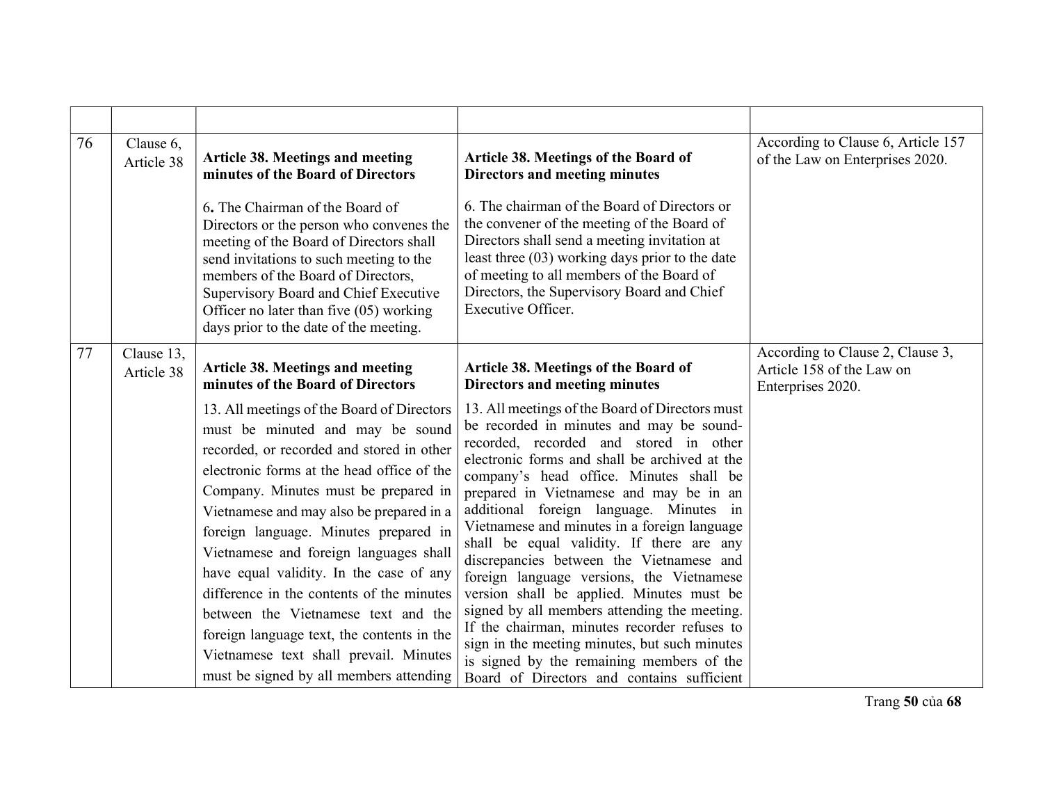| | | | | |
|---|---|---|---|---|
| 76 | Clause 6, Article 38 | **Article 38. Meetings and meeting minutes of the Board of Directors**<br><br>6**.** The Chairman of the Board of Directors or the person who convenes the meeting of the Board of Directors shall send invitations to such meeting to the members of the Board of Directors, Supervisory Board and Chief Executive Officer no later than five (05) working days prior to the date of the meeting. | **Article 38. Meetings of the Board of Directors and meeting minutes**<br><br>6. The chairman of the Board of Directors or the convener of the meeting of the Board of Directors shall send a meeting invitation at least three (03) working days prior to the date of meeting to all members of the Board of Directors, the Supervisory Board and Chief Executive Officer. | According to Clause 6, Article 157 of the Law on Enterprises 2020. |
| 77 | Clause 13, Article 38 | **Article 38. Meetings and meeting minutes of the Board of Directors**<br><br>13. All meetings of the Board of Directors must be minuted and may be sound recorded, or recorded and stored in other electronic forms at the head office of the Company. Minutes must be prepared in Vietnamese and may also be prepared in a foreign language. Minutes prepared in Vietnamese and foreign languages shall have equal validity. In the case of any difference in the contents of the minutes between the Vietnamese text and the foreign language text, the contents in the Vietnamese text shall prevail. Minutes must be signed by all members attending | **Article 38. Meetings of the Board of Directors and meeting minutes**<br><br>13. All meetings of the Board of Directors must be recorded in minutes and may be sound-recorded, recorded and stored in other electronic forms and shall be archived at the company's head office. Minutes shall be prepared in Vietnamese and may be in an additional foreign language. Minutes in Vietnamese and minutes in a foreign language shall be equal validity. If there are any discrepancies between the Vietnamese and foreign language versions, the Vietnamese version shall be applied. Minutes must be signed by all members attending the meeting. If the chairman, minutes recorder refuses to sign in the meeting minutes, but such minutes is signed by the remaining members of the Board of Directors and contains sufficient | According to Clause 2, Clause 3, Article 158 of the Law on Enterprises 2020. |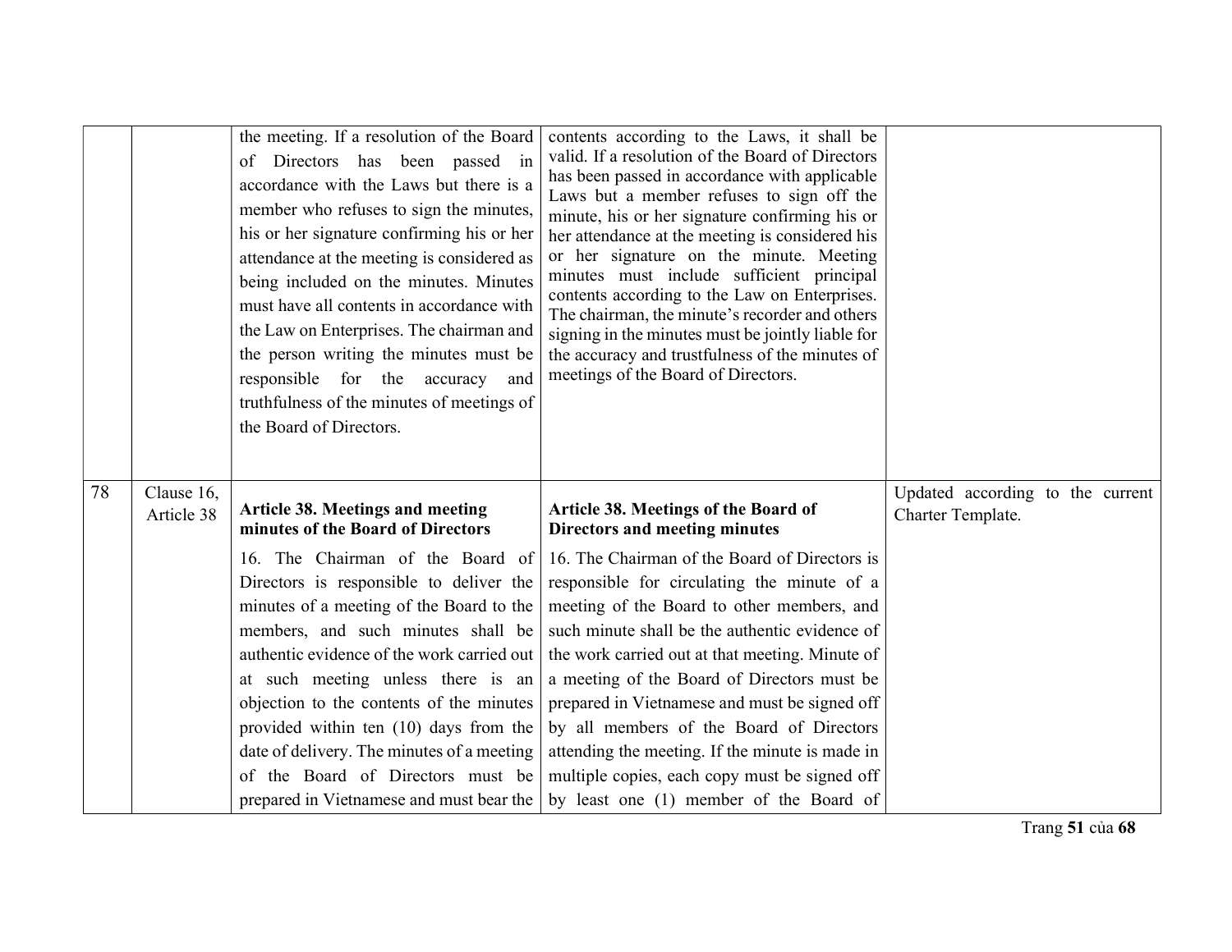| | | | | |
|---|---|---|---|---|
| | | the meeting. If a resolution of the Board of Directors has been passed in accordance with the Laws but there is a member who refuses to sign the minutes, his or her signature confirming his or her attendance at the meeting is considered as being included on the minutes. Minutes must have all contents in accordance with the Law on Enterprises. The chairman and the person writing the minutes must be responsible for the accuracy and truthfulness of the minutes of meetings of the Board of Directors. | contents according to the Laws, it shall be valid. If a resolution of the Board of Directors has been passed in accordance with applicable Laws but a member refuses to sign off the minute, his or her signature confirming his or her attendance at the meeting is considered his or her signature on the minute. Meeting minutes must include sufficient principal contents according to the Law on Enterprises. The chairman, the minute's recorder and others signing in the minutes must be jointly liable for the accuracy and trustfulness of the minutes of meetings of the Board of Directors. | |
| 78 | Clause 16, Article 38 | **Article 38. Meetings and meeting minutes of the Board of Directors**<br><br>16. The Chairman of the Board of Directors is responsible to deliver the minutes of a meeting of the Board to the members, and such minutes shall be authentic evidence of the work carried out at such meeting unless there is an objection to the contents of the minutes provided within ten (10) days from the date of delivery. The minutes of a meeting of the Board of Directors must be prepared in Vietnamese and must bear the | **Article 38. Meetings of the Board of Directors and meeting minutes**<br><br>16. The Chairman of the Board of Directors is responsible for circulating the minute of a meeting of the Board to other members, and such minute shall be the authentic evidence of the work carried out at that meeting. Minute of a meeting of the Board of Directors must be prepared in Vietnamese and must be signed off by all members of the Board of Directors attending the meeting. If the minute is made in multiple copies, each copy must be signed off by least one (1) member of the Board of | Updated according to the current Charter Template. |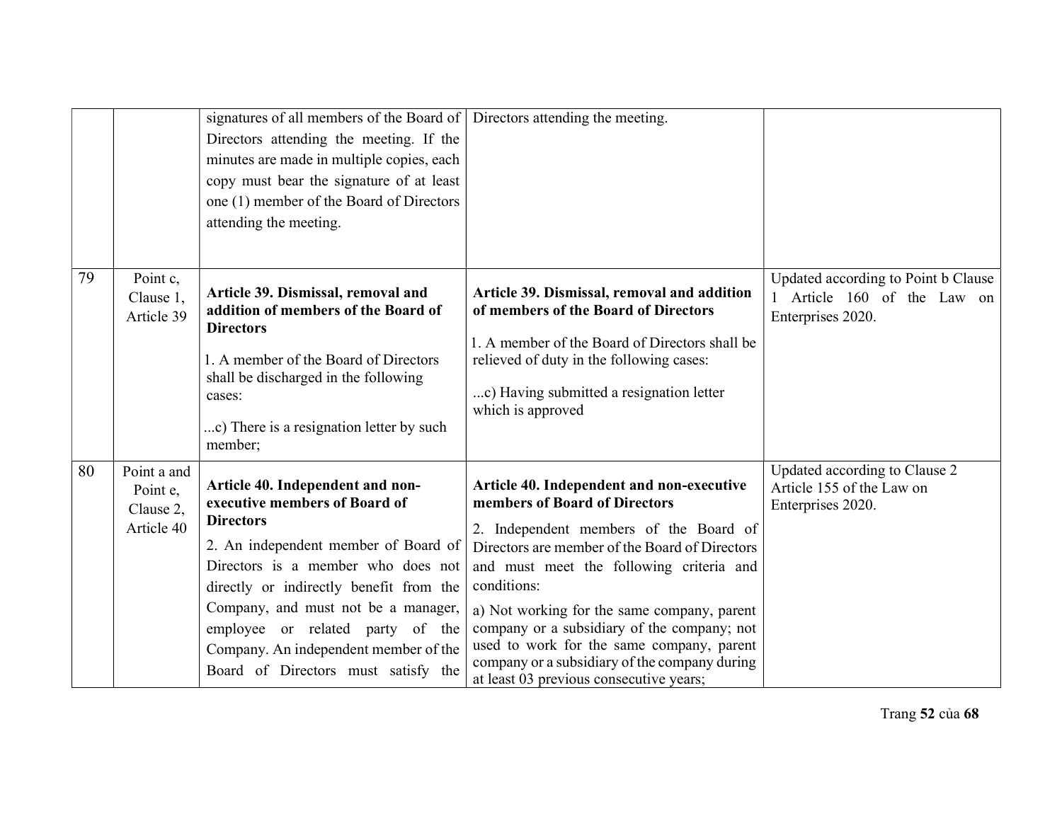| | | | | |
|---|---|---|---|---|
| | | signatures of all members of the Board of Directors attending the meeting. If the minutes are made in multiple copies, each copy must bear the signature of at least one (1) member of the Board of Directors attending the meeting. | Directors attending the meeting. | |
| 79 | Point c, Clause 1, Article 39 | **Article 39. Dismissal, removal and addition of members of the Board of Directors**<br><br>1. A member of the Board of Directors shall be discharged in the following cases:<br><br>...c) There is a resignation letter by such member; | **Article 39. Dismissal, removal and addition of members of the Board of Directors**<br><br>1. A member of the Board of Directors shall be relieved of duty in the following cases:<br><br>...c) Having submitted a resignation letter which is approved | Updated according to Point b Clause 1 Article 160 of the Law on Enterprises 2020. |
| 80 | Point a and Point e, Clause 2, Article 40 | **Article 40. Independent and non-executive members of Board of Directors**<br><br>2. An independent member of Board of Directors is a member who does not directly or indirectly benefit from the Company, and must not be a manager, employee or related party of the Company. An independent member of the Board of Directors must satisfy the | **Article 40. Independent and non-executive members of Board of Directors**<br><br>2. Independent members of the Board of Directors are member of the Board of Directors and must meet the following criteria and conditions:<br><br>a) Not working for the same company, parent company or a subsidiary of the company; not used to work for the same company, parent company or a subsidiary of the company during at least 03 previous consecutive years; | Updated according to Clause 2 Article 155 of the Law on Enterprises 2020. |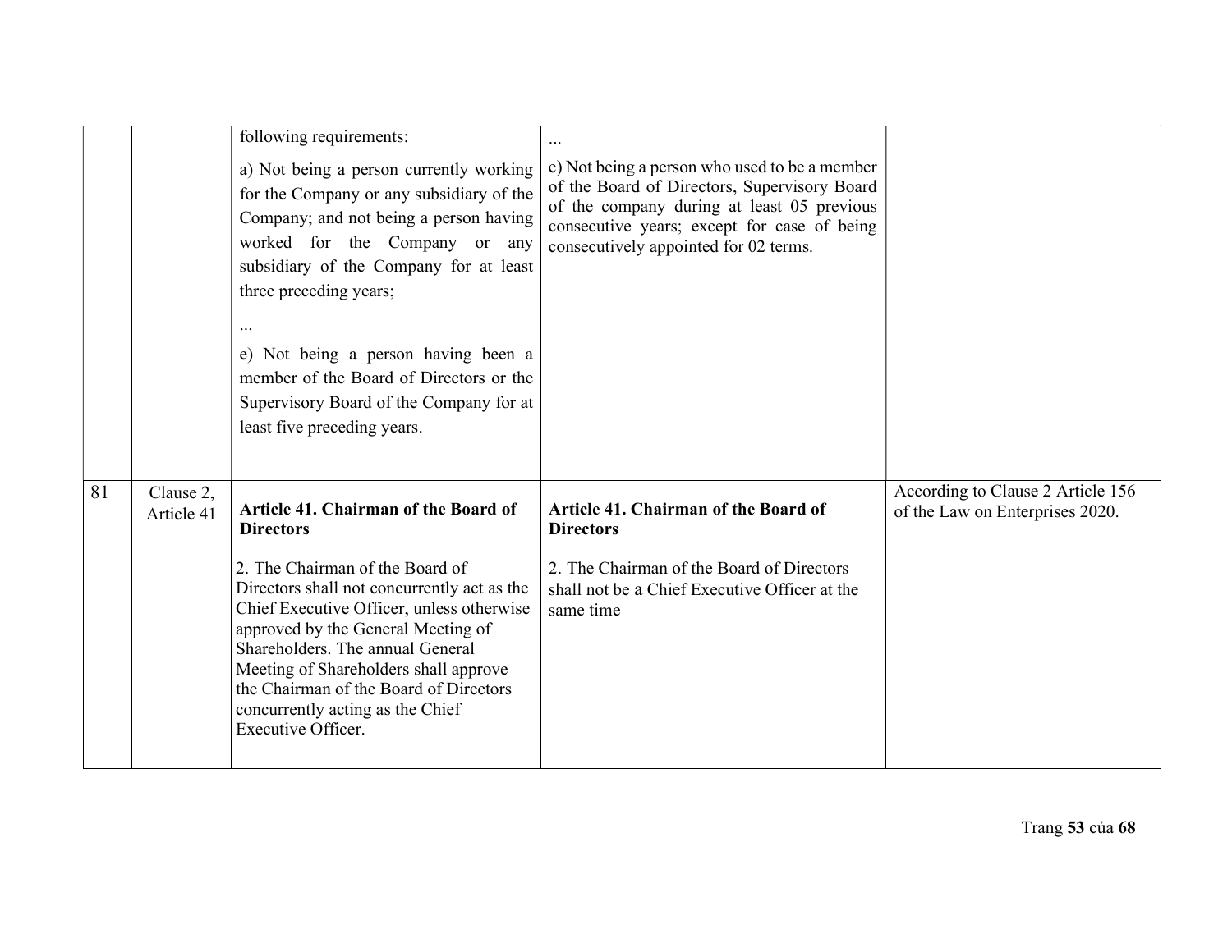| | | | | |
|---|---|---|---|---|
| | | following requirements:<br><br>a) Not being a person currently working for the Company or any subsidiary of the Company; and not being a person having worked for the Company or any subsidiary of the Company for at least three preceding years;<br><br>...<br><br>e) Not being a person having been a member of the Board of Directors or the Supervisory Board of the Company for at least five preceding years. | ...<br><br>e) Not being a person who used to be a member of the Board of Directors, Supervisory Board of the company during at least 05 previous consecutive years; except for case of being consecutively appointed for 02 terms. | |
| 81 | Clause 2, Article 41 | **Article 41. Chairman of the Board of Directors**<br><br>2. The Chairman of the Board of Directors shall not concurrently act as the Chief Executive Officer, unless otherwise approved by the General Meeting of Shareholders. The annual General Meeting of Shareholders shall approve the Chairman of the Board of Directors concurrently acting as the Chief Executive Officer. | **Article 41. Chairman of the Board of Directors**<br><br>2. The Chairman of the Board of Directors shall not be a Chief Executive Officer at the same time | According to Clause 2 Article 156 of the Law on Enterprises 2020. |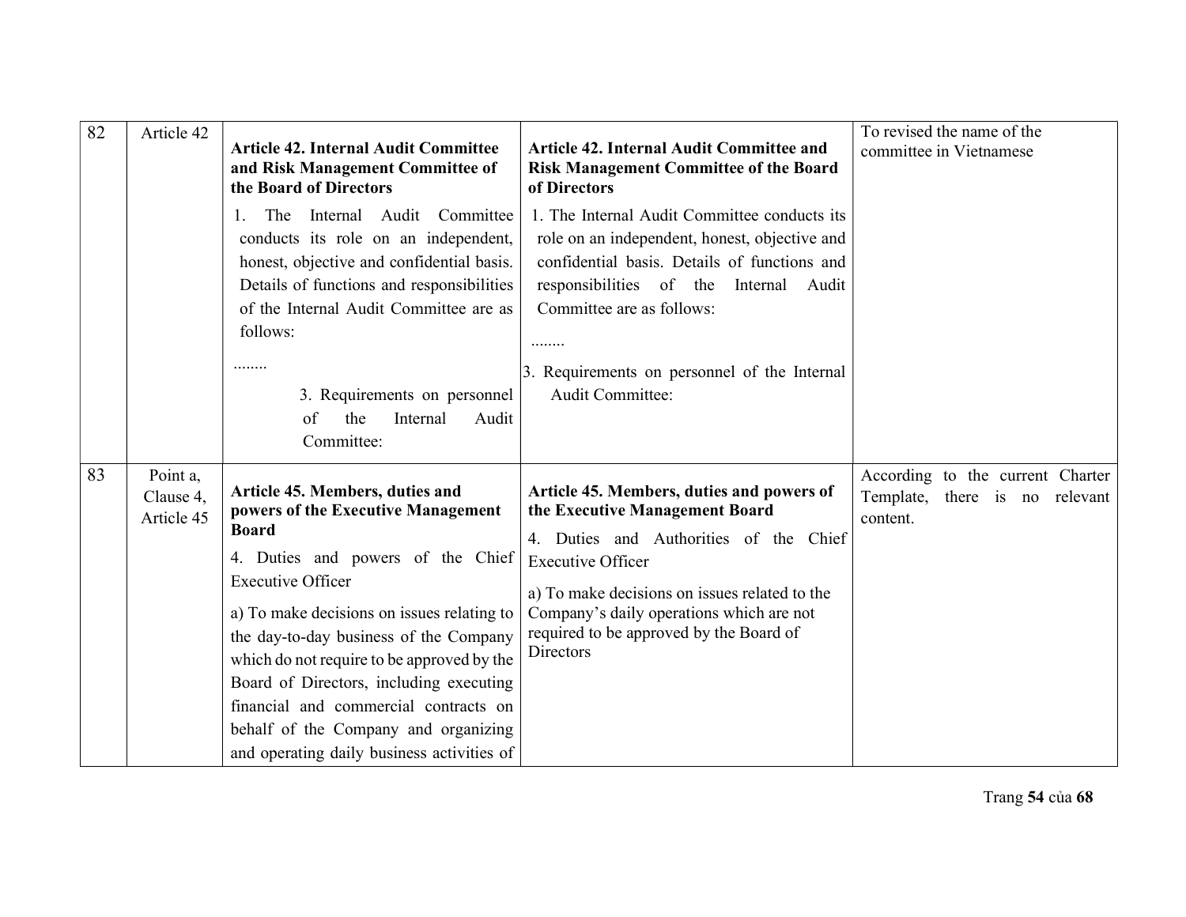| 82 | Article 42 | **Article 42. Internal Audit Committee and Risk Management Committee of the Board of Directors**<br>1. The Internal Audit Committee conducts its role on an independent, honest, objective and confidential basis. Details of functions and responsibilities of the Internal Audit Committee are as follows:<br>........<br>3. Requirements on personnel of the Internal Audit Committee: | **Article 42. Internal Audit Committee and Risk Management Committee of the Board of Directors**<br>1. The Internal Audit Committee conducts its role on an independent, honest, objective and confidential basis. Details of functions and responsibilities of the Internal Audit Committee are as follows:<br>........<br>3. Requirements on personnel of the Internal Audit Committee: | To revised the name of the committee in Vietnamese |
|---|---|---|---|---|
| 83 | Point a, Clause 4, Article 45 | **Article 45. Members, duties and powers of the Executive Management Board**<br>4. Duties and powers of the Chief Executive Officer<br>a) To make decisions on issues relating to the day-to-day business of the Company which do not require to be approved by the Board of Directors, including executing financial and commercial contracts on behalf of the Company and organizing and operating daily business activities of | **Article 45. Members, duties and powers of the Executive Management Board**<br>4. Duties and Authorities of the Chief Executive Officer<br>a) To make decisions on issues related to the Company's daily operations which are not required to be approved by the Board of Directors | According to the current Charter Template, there is no relevant content. |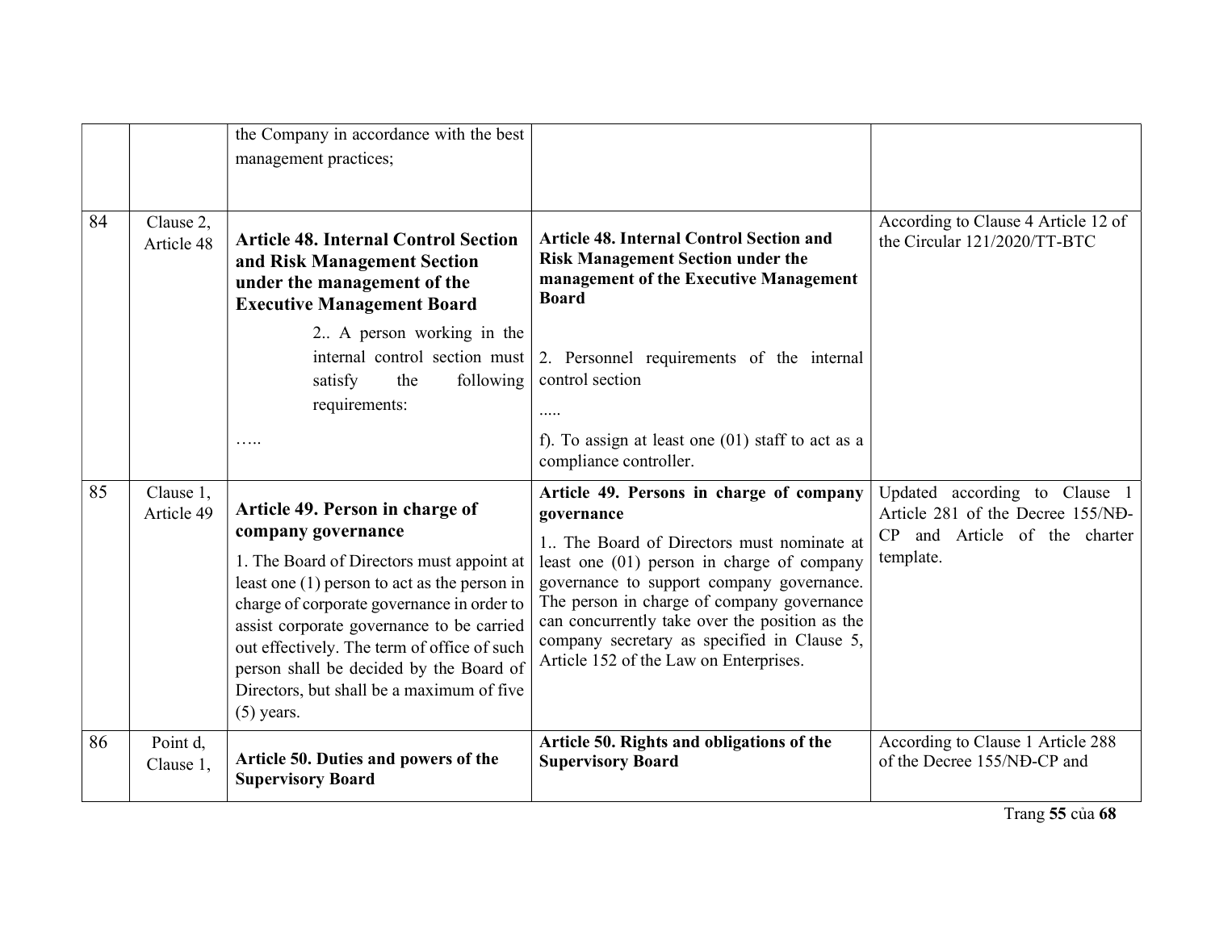| | | | | |
|---|---|---|---|---|
| | | the Company in accordance with the best management practices; | | |
| 84 | Clause 2, Article 48 | **Article 48. Internal Control Section and Risk Management Section under the management of the Executive Management Board**<br><br>2.. A person working in the internal control section must satisfy the following requirements:<br><br>….. | **Article 48. Internal Control Section and Risk Management Section under the management of the Executive Management Board**<br><br>2. Personnel requirements of the internal control section<br><br>.....<br><br>f). To assign at least one (01) staff to act as a compliance controller. | According to Clause 4 Article 12 of the Circular 121/2020/TT-BTC |
| 85 | Clause 1, Article 49 | **Article 49. Person in charge of company governance**<br><br>1. The Board of Directors must appoint at least one (1) person to act as the person in charge of corporate governance in order to assist corporate governance to be carried out effectively. The term of office of such person shall be decided by the Board of Directors, but shall be a maximum of five (5) years. | **Article 49. Persons in charge of company governance**<br><br>1.. The Board of Directors must nominate at least one (01) person in charge of company governance to support company governance. The person in charge of company governance can concurrently take over the position as the company secretary as specified in Clause 5, Article 152 of the Law on Enterprises. | Updated according to Clause 1 Article 281 of the Decree 155/NĐ-CP and Article of the charter template. |
| 86 | Point d, Clause 1, | **Article 50. Duties and powers of the Supervisory Board** | **Article 50. Rights and obligations of the Supervisory Board** | According to Clause 1 Article 288 of the Decree 155/NĐ-CP and |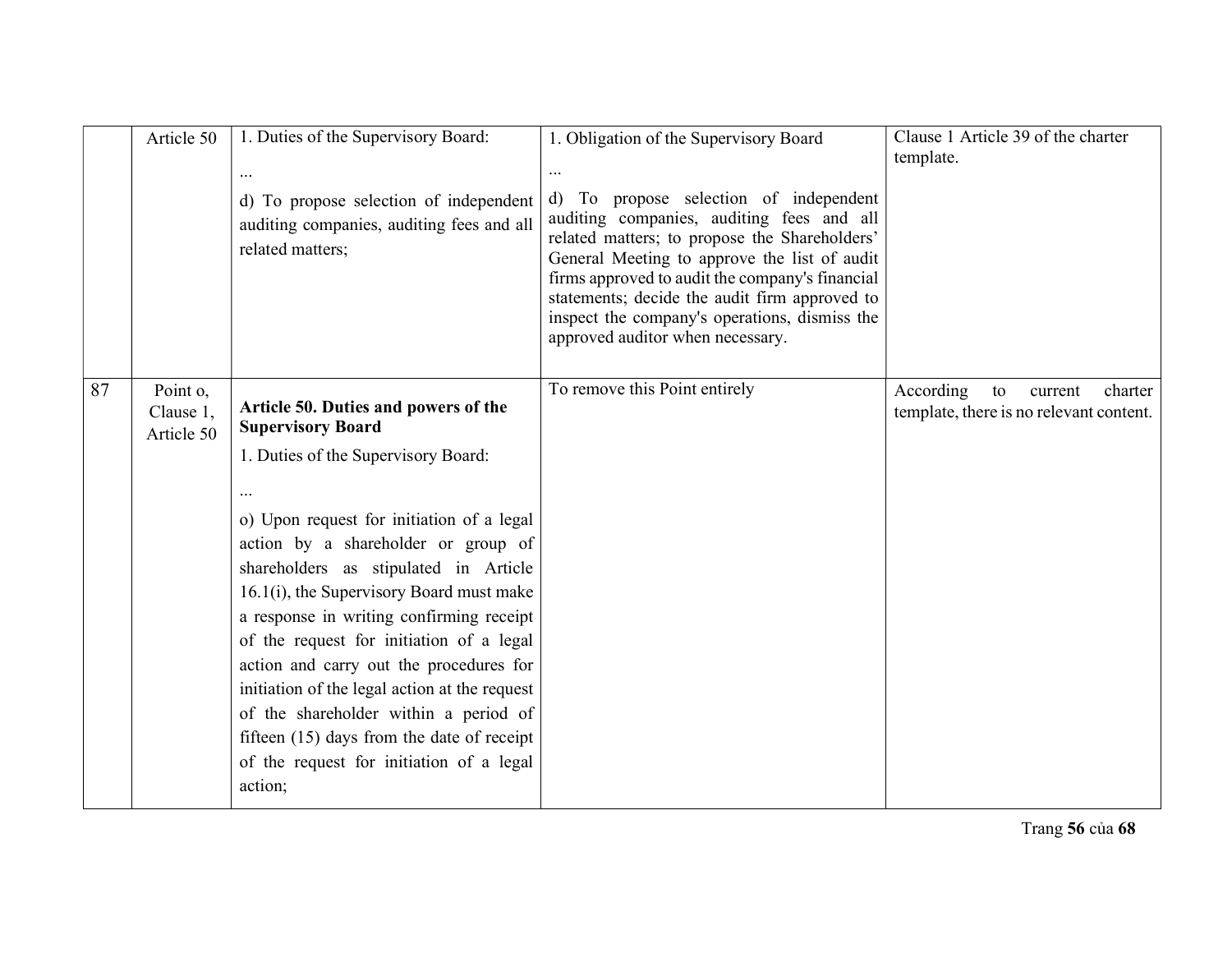| | | | | |
|---|---|---|---|---|
| | Article 50 | 1. Duties of the Supervisory Board:<br><br>...<br><br>d) To propose selection of independent auditing companies, auditing fees and all related matters; | 1. Obligation of the Supervisory Board<br><br>...<br><br>d) To propose selection of independent auditing companies, auditing fees and all related matters; to propose the Shareholders' General Meeting to approve the list of audit firms approved to audit the company's financial statements; decide the audit firm approved to inspect the company's operations, dismiss the approved auditor when necessary. | Clause 1 Article 39 of the charter template. |
| 87 | Point o, Clause 1, Article 50 | **Article 50. Duties and powers of the Supervisory Board**<br><br>1. Duties of the Supervisory Board:<br><br>...<br><br>o) Upon request for initiation of a legal action by a shareholder or group of shareholders as stipulated in Article 16.1(i), the Supervisory Board must make a response in writing confirming receipt of the request for initiation of a legal action and carry out the procedures for initiation of the legal action at the request of the shareholder within a period of fifteen (15) days from the date of receipt of the request for initiation of a legal action; | To remove this Point entirely | According to current charter template, there is no relevant content. |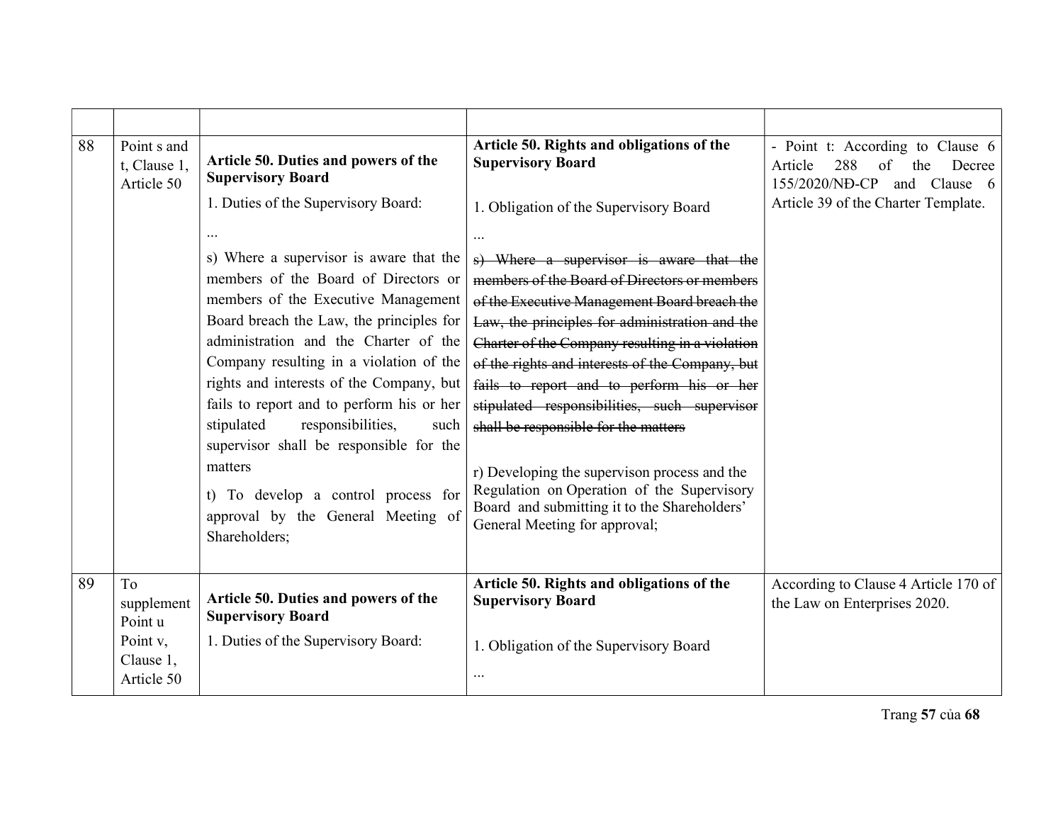| | | | | |
|---|---|---|---|---|
| 88 | Point s and t, Clause 1, Article 50 | **Article 50. Duties and powers of the Supervisory Board**<br><br>1. Duties of the Supervisory Board:<br><br>...<br><br>s) Where a supervisor is aware that the members of the Board of Directors or members of the Executive Management Board breach the Law, the principles for administration and the Charter of the Company resulting in a violation of the rights and interests of the Company, but fails to report and to perform his or her stipulated responsibilities, such supervisor shall be responsible for the matters<br><br>t) To develop a control process for approval by the General Meeting of Shareholders; | **Article 50. Rights and obligations of the Supervisory Board**<br><br>1. Obligation of the Supervisory Board<br><br>...<br><br>~~s) Where a supervisor is aware that the members of the Board of Directors or members of the Executive Management Board breach the Law, the principles for administration and the Charter of the Company resulting in a violation of the rights and interests of the Company, but fails to report and to perform his or her stipulated responsibilities, such supervisor shall be responsible for the matters~~<br><br>r) Developing the supervison process and the Regulation on Operation of the Supervisory Board and submitting it to the Shareholders' General Meeting for approval; | - Point t: According to Clause 6 Article 288 of the Decree 155/2020/NĐ-CP and Clause 6 Article 39 of the Charter Template. |
| 89 | To supplement Point u Point v, Clause 1, Article 50 | **Article 50. Duties and powers of the Supervisory Board**<br><br>1. Duties of the Supervisory Board: | **Article 50. Rights and obligations of the Supervisory Board**<br><br>1. Obligation of the Supervisory Board<br><br>... | According to Clause 4 Article 170 of the Law on Enterprises 2020. |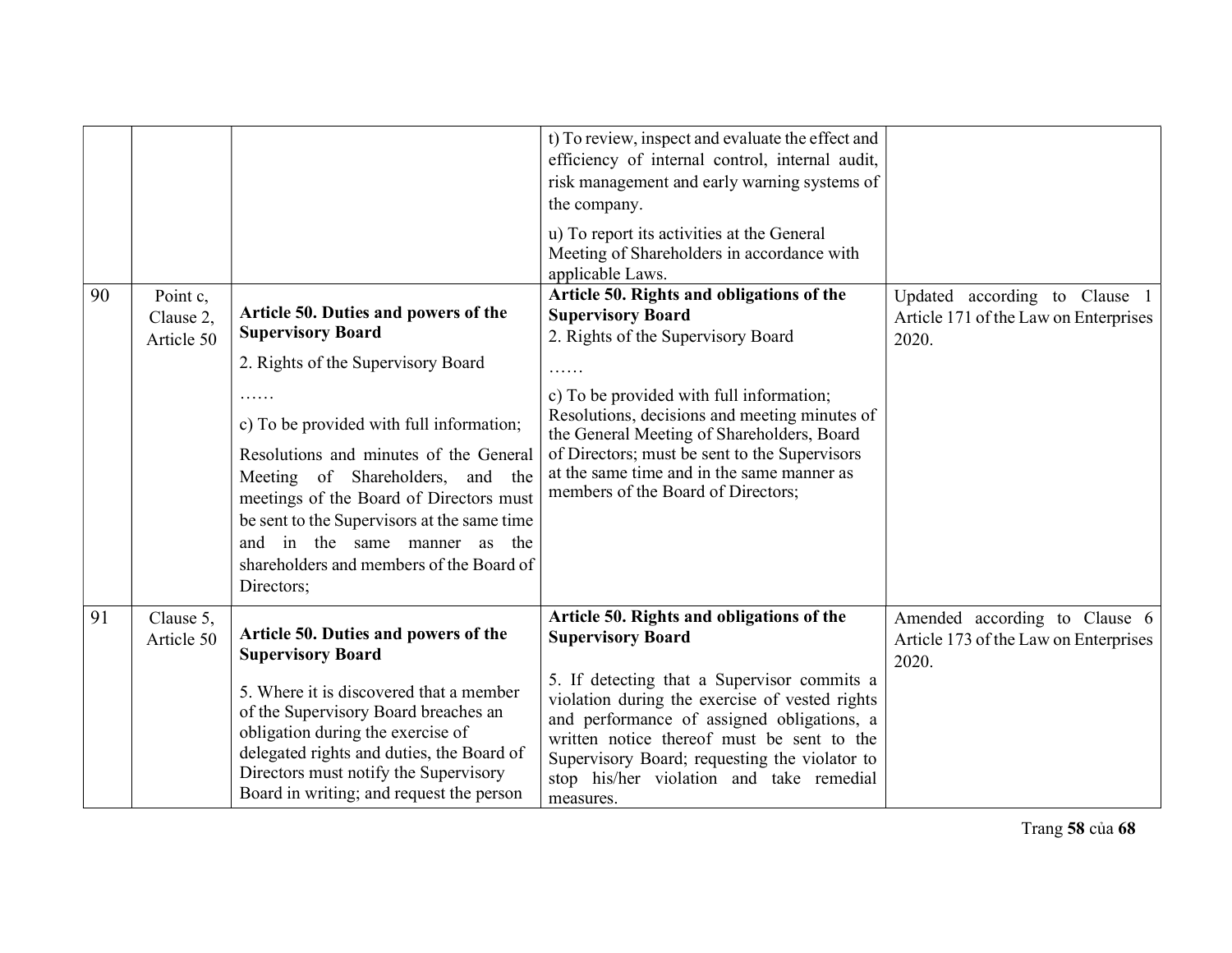| | | | | |
|---|---|---|---|---|
| | | | t) To review, inspect and evaluate the effect and efficiency of internal control, internal audit, risk management and early warning systems of the company.<br><br>u) To report its activities at the General Meeting of Shareholders in accordance with applicable Laws. | |
| 90 | Point c, Clause 2, Article 50 | **Article 50. Duties and powers of the Supervisory Board**<br><br>2. Rights of the Supervisory Board<br><br>……<br><br>c) To be provided with full information;<br><br>Resolutions and minutes of the General Meeting of Shareholders, and the meetings of the Board of Directors must be sent to the Supervisors at the same time and in the same manner as the shareholders and members of the Board of Directors; | **Article 50. Rights and obligations of the Supervisory Board**<br>2. Rights of the Supervisory Board<br><br>……<br><br>c) To be provided with full information; Resolutions, decisions and meeting minutes of the General Meeting of Shareholders, Board of Directors; must be sent to the Supervisors at the same time and in the same manner as members of the Board of Directors; | Updated according to Clause 1 Article 171 of the Law on Enterprises 2020. |
| 91 | Clause 5, Article 50 | **Article 50. Duties and powers of the Supervisory Board**<br><br>5. Where it is discovered that a member of the Supervisory Board breaches an obligation during the exercise of delegated rights and duties, the Board of Directors must notify the Supervisory Board in writing; and request the person | **Article 50. Rights and obligations of the Supervisory Board**<br><br>5. If detecting that a Supervisor commits a violation during the exercise of vested rights and performance of assigned obligations, a written notice thereof must be sent to the Supervisory Board; requesting the violator to stop his/her violation and take remedial measures. | Amended according to Clause 6 Article 173 of the Law on Enterprises 2020. |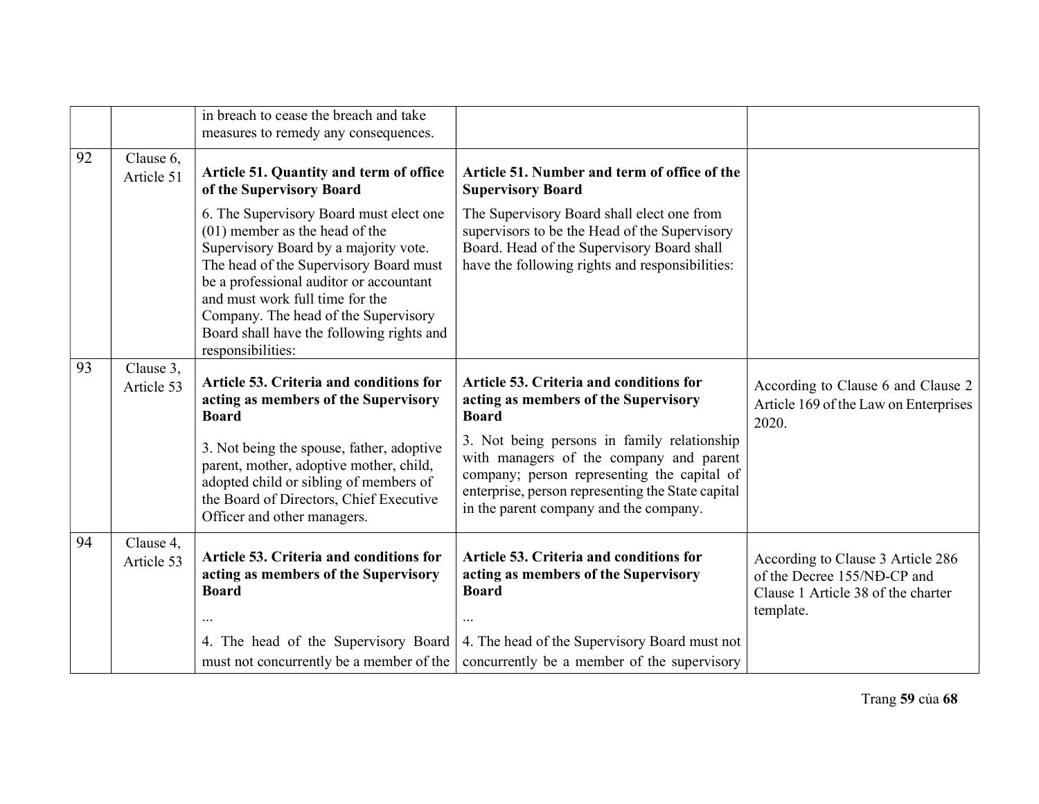| | | | | |
|---|---|---|---|---|
| | | in breach to cease the breach and take measures to remedy any consequences. | | |
| 92 | Clause 6, Article 51 | **Article 51. Quantity and term of office of the Supervisory Board**<br><br>6. The Supervisory Board must elect one (01) member as the head of the Supervisory Board by a majority vote. The head of the Supervisory Board must be a professional auditor or accountant and must work full time for the Company. The head of the Supervisory Board shall have the following rights and responsibilities: | **Article 51. Number and term of office of the Supervisory Board**<br><br>The Supervisory Board shall elect one from supervisors to be the Head of the Supervisory Board. Head of the Supervisory Board shall have the following rights and responsibilities: | |
| 93 | Clause 3, Article 53 | **Article 53. Criteria and conditions for acting as members of the Supervisory Board**<br><br>3. Not being the spouse, father, adoptive parent, mother, adoptive mother, child, adopted child or sibling of members of the Board of Directors, Chief Executive Officer and other managers. | **Article 53. Criteria and conditions for acting as members of the Supervisory Board**<br><br>3. Not being persons in family relationship with managers of the company and parent company; person representing the capital of enterprise, person representing the State capital in the parent company and the company. | According to Clause 6 and Clause 2 Article 169 of the Law on Enterprises 2020. |
| 94 | Clause 4, Article 53 | **Article 53. Criteria and conditions for acting as members of the Supervisory Board**<br><br>...<br><br>4. The head of the Supervisory Board must not concurrently be a member of the | **Article 53. Criteria and conditions for acting as members of the Supervisory Board**<br><br>...<br><br>4. The head of the Supervisory Board must not concurrently be a member of the supervisory | According to Clause 3 Article 286 of the Decree 155/NĐ-CP and Clause 1 Article 38 of the charter template. |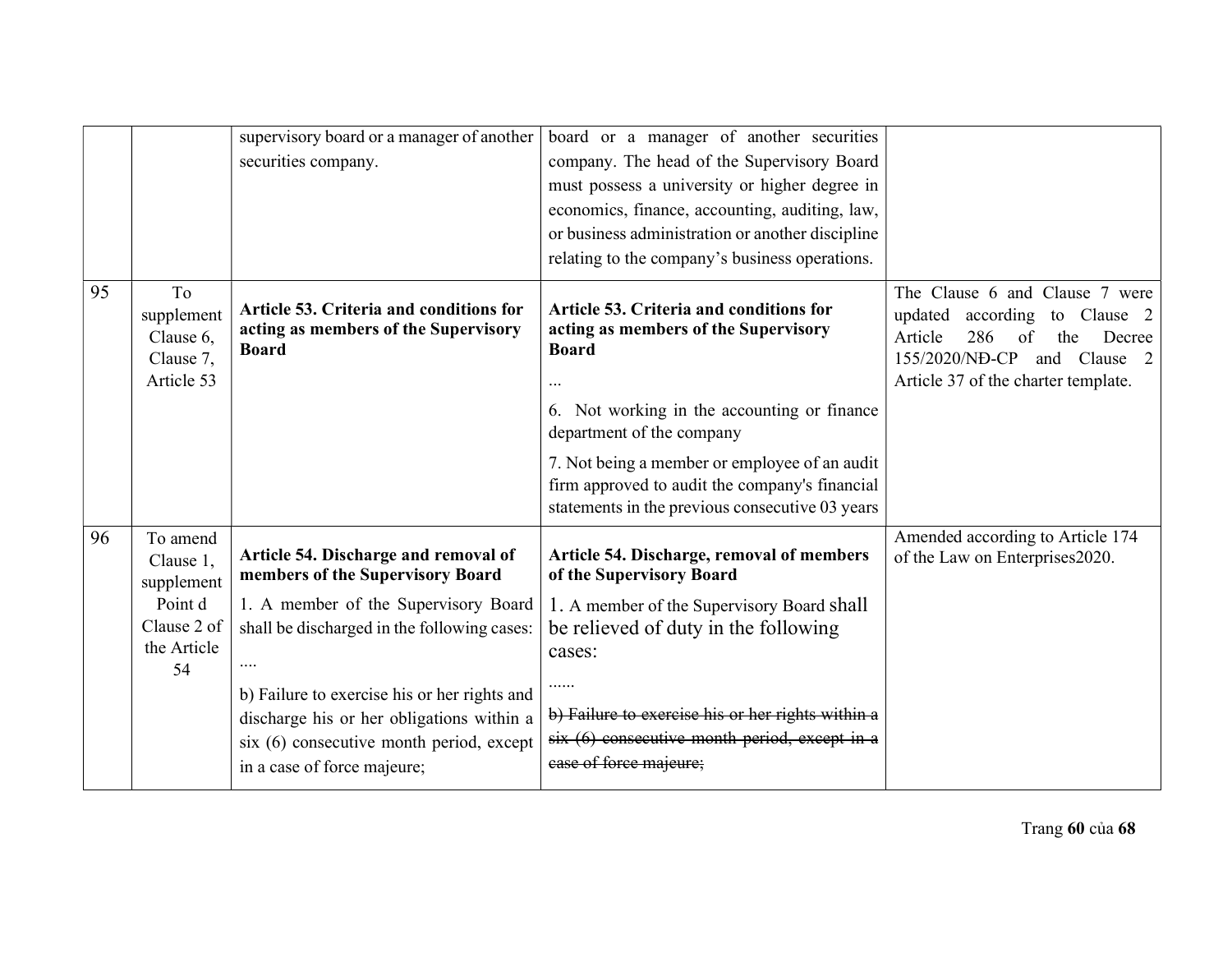| | | | | |
|---|---|---|---|---|
| | | supervisory board or a manager of another securities company. | board or a manager of another securities company. The head of the Supervisory Board must possess a university or higher degree in economics, finance, accounting, auditing, law, or business administration or another discipline relating to the company's business operations. | |
| 95 | To supplement Clause 6, Clause 7, Article 53 | **Article 53. Criteria and conditions for acting as members of the Supervisory Board** | **Article 53. Criteria and conditions for acting as members of the Supervisory Board**<br>...<br>6. Not working in the accounting or finance department of the company<br>7. Not being a member or employee of an audit firm approved to audit the company's financial statements in the previous consecutive 03 years | The Clause 6 and Clause 7 were updated according to Clause 2 Article 286 of the Decree 155/2020/NĐ-CP and Clause 2 Article 37 of the charter template. |
| 96 | To amend Clause 1, supplement Point d Clause 2 of the Article 54 | **Article 54. Discharge and removal of members of the Supervisory Board**<br>1. A member of the Supervisory Board shall be discharged in the following cases:<br>....<br>b) Failure to exercise his or her rights and discharge his or her obligations within a six (6) consecutive month period, except in a case of force majeure; | **Article 54. Discharge, removal of members of the Supervisory Board**<br>1. A member of the Supervisory Board shall be relieved of duty in the following cases:<br>......<br>~~b) Failure to exercise his or her rights within a six (6) consecutive month period, except in a case of force majeure;~~ | Amended according to Article 174 of the Law on Enterprises2020. |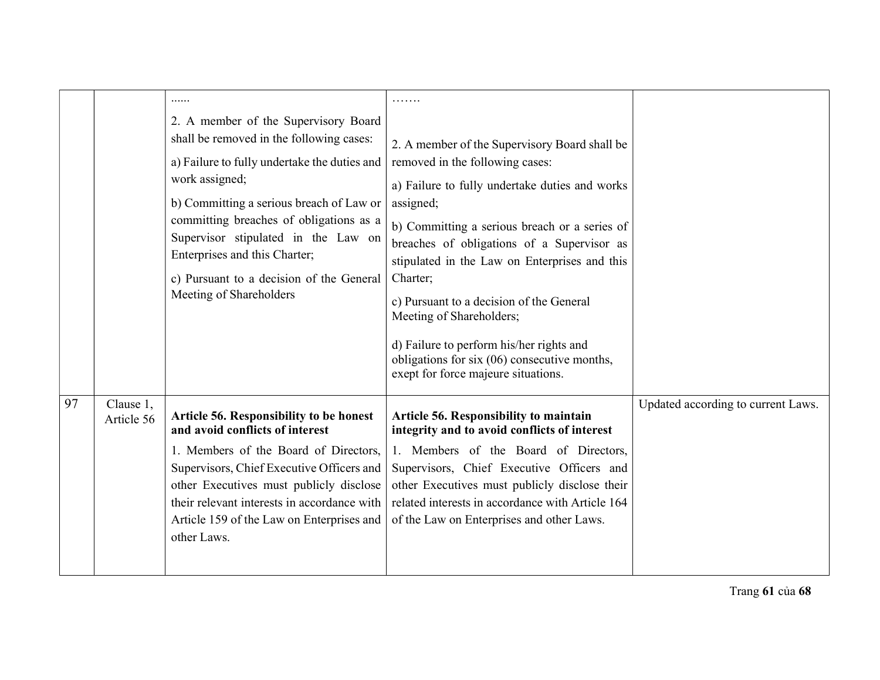| | | | | |
|---|---|---|---|---|
| | | ......<br><br>2. A member of the Supervisory Board shall be removed in the following cases:<br><br>a) Failure to fully undertake the duties and work assigned;<br><br>b) Committing a serious breach of Law or committing breaches of obligations as a Supervisor stipulated in the Law on Enterprises and this Charter;<br><br>c) Pursuant to a decision of the General Meeting of Shareholders | …….<br><br>2. A member of the Supervisory Board shall be removed in the following cases:<br><br>a) Failure to fully undertake duties and works assigned;<br><br>b) Committing a serious breach or a series of breaches of obligations of a Supervisor as stipulated in the Law on Enterprises and this Charter;<br><br>c) Pursuant to a decision of the General Meeting of Shareholders;<br><br>d) Failure to perform his/her rights and obligations for six (06) consecutive months, exept for force majeure situations. | |
| 97 | Clause 1, Article 56 | **Article 56. Responsibility to be honest and avoid conflicts of interest**<br><br>1. Members of the Board of Directors, Supervisors, Chief Executive Officers and other Executives must publicly disclose their relevant interests in accordance with Article 159 of the Law on Enterprises and other Laws. | **Article 56. Responsibility to maintain integrity and to avoid conflicts of interest**<br><br>1. Members of the Board of Directors, Supervisors, Chief Executive Officers and other Executives must publicly disclose their related interests in accordance with Article 164 of the Law on Enterprises and other Laws. | Updated according to current Laws. |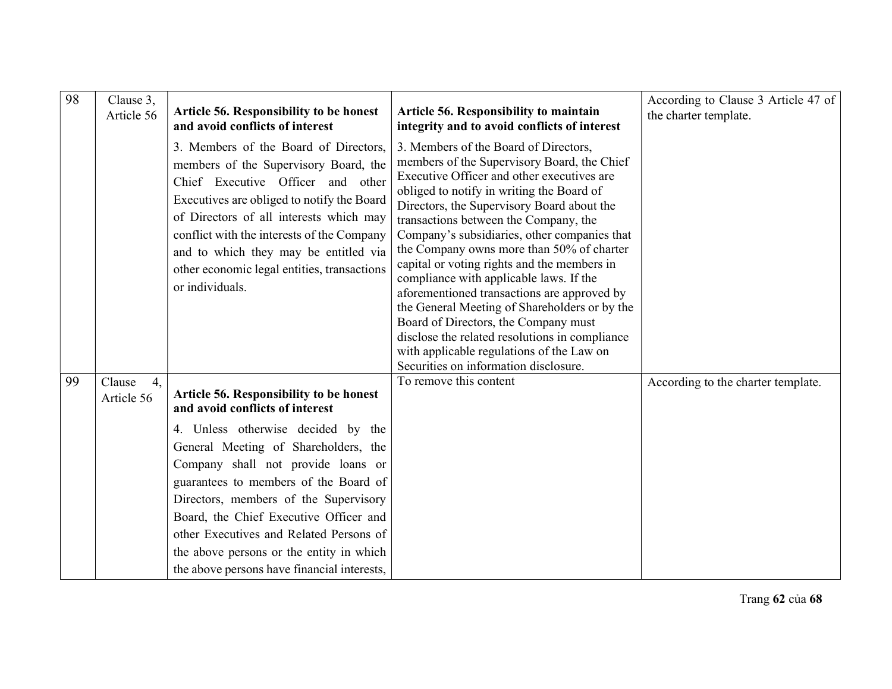| | | | | |
|---|---|---|---|---|
| 98 | Clause 3, Article 56 | **Article 56. Responsibility to be honest and avoid conflicts of interest**<br><br>3. Members of the Board of Directors, members of the Supervisory Board, the Chief Executive Officer and other Executives are obliged to notify the Board of Directors of all interests which may conflict with the interests of the Company and to which they may be entitled via other economic legal entities, transactions or individuals. | **Article 56. Responsibility to maintain integrity and to avoid conflicts of interest**<br><br>3. Members of the Board of Directors, members of the Supervisory Board, the Chief Executive Officer and other executives are obliged to notify in writing the Board of Directors, the Supervisory Board about the transactions between the Company, the Company's subsidiaries, other companies that the Company owns more than 50% of charter capital or voting rights and the members in compliance with applicable laws. If the aforementioned transactions are approved by the General Meeting of Shareholders or by the Board of Directors, the Company must disclose the related resolutions in compliance with applicable regulations of the Law on Securities on information disclosure. | According to Clause 3 Article 47 of the charter template. |
| 99 | Clause 4, Article 56 | **Article 56. Responsibility to be honest and avoid conflicts of interest**<br><br>4. Unless otherwise decided by the General Meeting of Shareholders, the Company shall not provide loans or guarantees to members of the Board of Directors, members of the Supervisory Board, the Chief Executive Officer and other Executives and Related Persons of the above persons or the entity in which the above persons have financial interests, | To remove this content | According to the charter template. |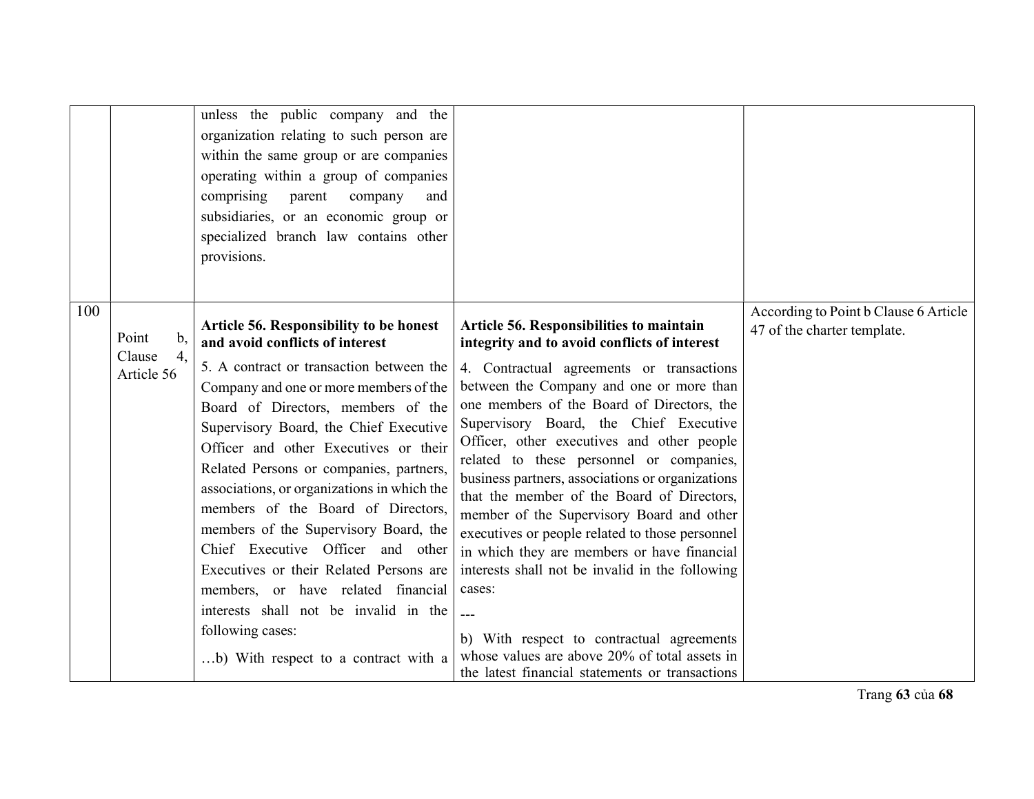| | | | | |
|---|---|---|---|---|
| | | unless the public company and the organization relating to such person are within the same group or are companies operating within a group of companies comprising parent company and subsidiaries, or an economic group or specialized branch law contains other provisions. | | |
| 100 | Point b, Clause 4, Article 56 | **Article 56. Responsibility to be honest and avoid conflicts of interest**<br>5. A contract or transaction between the Company and one or more members of the Board of Directors, members of the Supervisory Board, the Chief Executive Officer and other Executives or their Related Persons or companies, partners, associations, or organizations in which the members of the Board of Directors, members of the Supervisory Board, the Chief Executive Officer and other Executives or their Related Persons are members, or have related financial interests shall not be invalid in the following cases:<br>…b) With respect to a contract with a | **Article 56. Responsibilities to maintain integrity and to avoid conflicts of interest**<br>4. Contractual agreements or transactions between the Company and one or more than one members of the Board of Directors, the Supervisory Board, the Chief Executive Officer, other executives and other people related to these personnel or companies, business partners, associations or organizations that the member of the Board of Directors, member of the Supervisory Board and other executives or people related to those personnel in which they are members or have financial interests shall not be invalid in the following cases:<br>---<br>b) With respect to contractual agreements whose values are above 20% of total assets in the latest financial statements or transactions | According to Point b Clause 6 Article 47 of the charter template. |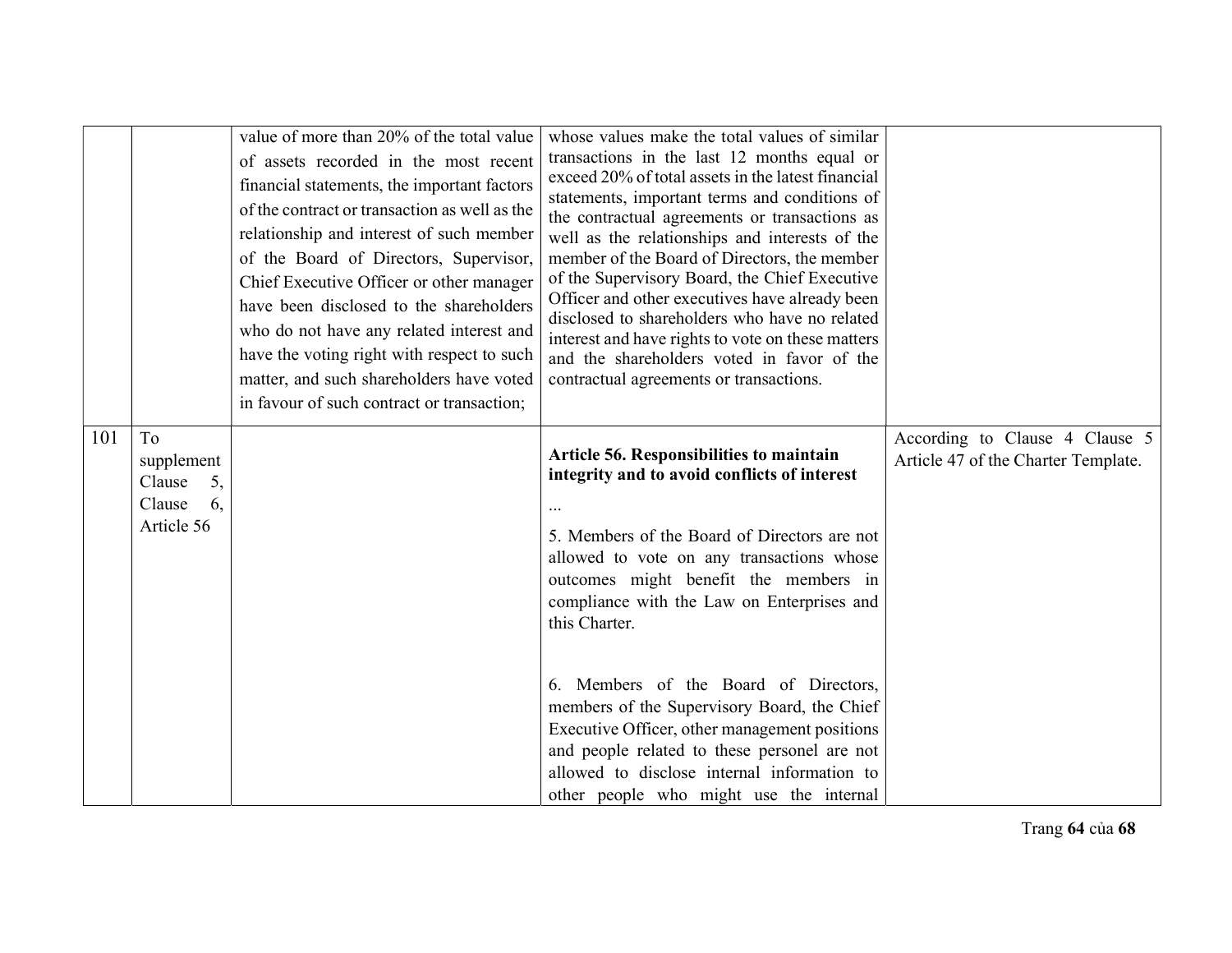| | | | | |
|---|---|---|---|---|
| | | value of more than 20% of the total value of assets recorded in the most recent financial statements, the important factors of the contract or transaction as well as the relationship and interest of such member of the Board of Directors, Supervisor, Chief Executive Officer or other manager have been disclosed to the shareholders who do not have any related interest and have the voting right with respect to such matter, and such shareholders have voted in favour of such contract or transaction; | whose values make the total values of similar transactions in the last 12 months equal or exceed 20% of total assets in the latest financial statements, important terms and conditions of the contractual agreements or transactions as well as the relationships and interests of the member of the Board of Directors, the member of the Supervisory Board, the Chief Executive Officer and other executives have already been disclosed to shareholders who have no related interest and have rights to vote on these matters and the shareholders voted in favor of the contractual agreements or transactions. | |
| 101 | To supplement Clause 5, Clause 6, Article 56 | | **Article 56. Responsibilities to maintain integrity and to avoid conflicts of interest**<br>...<br>5. Members of the Board of Directors are not allowed to vote on any transactions whose outcomes might benefit the members in compliance with the Law on Enterprises and this Charter.<br><br>6. Members of the Board of Directors, members of the Supervisory Board, the Chief Executive Officer, other management positions and people related to these personel are not allowed to disclose internal information to other people who might use the internal | According to Clause 4 Clause 5 Article 47 of the Charter Template. |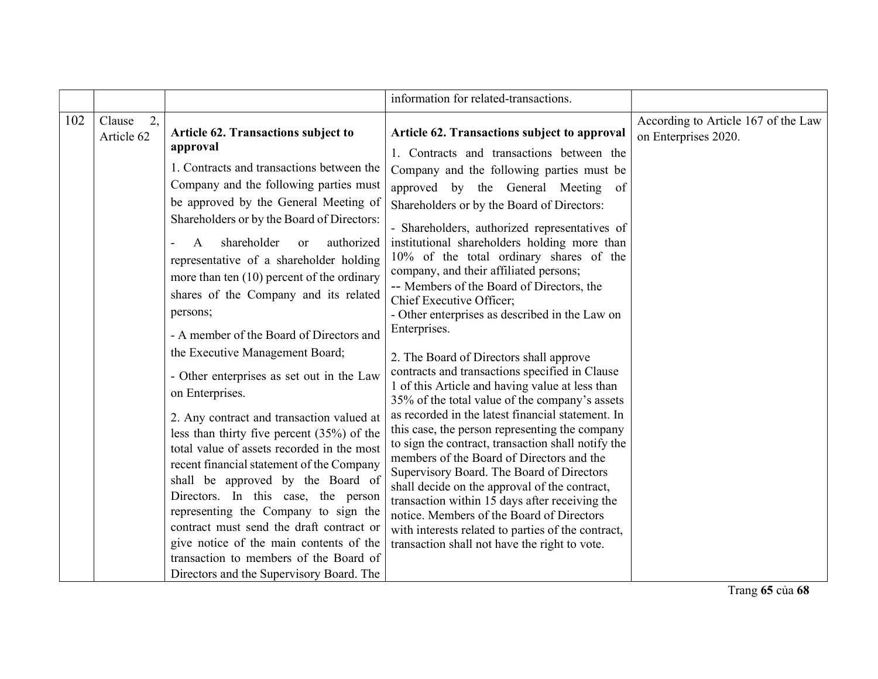| | | | | |
|---|---|---|---|---|
| | | | information for related-transactions. | |
| 102 | Clause 2, Article 62 | **Article 62. Transactions subject to approval**<br>1. Contracts and transactions between the Company and the following parties must be approved by the General Meeting of Shareholders or by the Board of Directors:<br>- A shareholder or authorized representative of a shareholder holding more than ten (10) percent of the ordinary shares of the Company and its related persons;<br>- A member of the Board of Directors and the Executive Management Board;<br>- Other enterprises as set out in the Law on Enterprises.<br>2. Any contract and transaction valued at less than thirty five percent (35%) of the total value of assets recorded in the most recent financial statement of the Company shall be approved by the Board of Directors. In this case, the person representing the Company to sign the contract must send the draft contract or give notice of the main contents of the transaction to members of the Board of Directors and the Supervisory Board. The | **Article 62. Transactions subject to approval**<br>1. Contracts and transactions between the Company and the following parties must be approved by the General Meeting of Shareholders or by the Board of Directors:<br>- Shareholders, authorized representatives of institutional shareholders holding more than 10% of the total ordinary shares of the company, and their affiliated persons;<br>-- Members of the Board of Directors, the Chief Executive Officer;<br>- Other enterprises as described in the Law on Enterprises.<br>2. The Board of Directors shall approve contracts and transactions specified in Clause 1 of this Article and having value at less than 35% of the total value of the company's assets as recorded in the latest financial statement. In this case, the person representing the company to sign the contract, transaction shall notify the members of the Board of Directors and the Supervisory Board. The Board of Directors shall decide on the approval of the contract, transaction within 15 days after receiving the notice. Members of the Board of Directors with interests related to parties of the contract, transaction shall not have the right to vote. | According to Article 167 of the Law on Enterprises 2020. |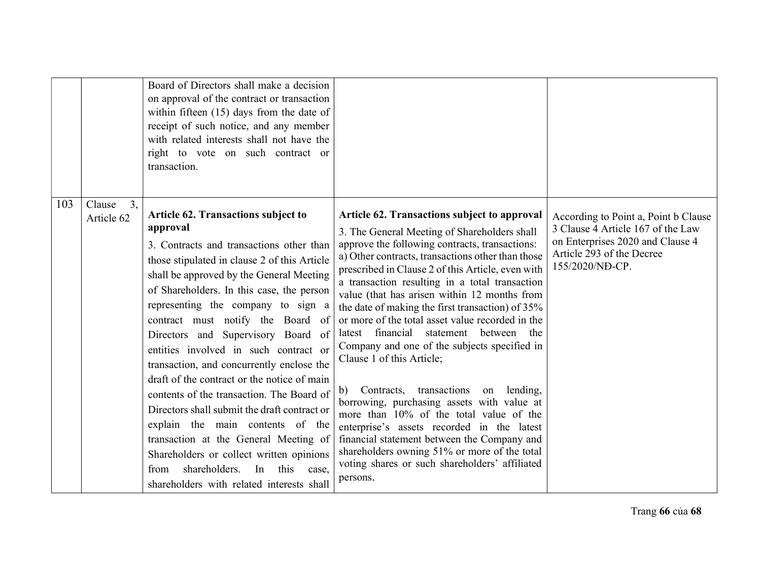| | | | | |
|---|---|---|---|---|
| | | Board of Directors shall make a decision on approval of the contract or transaction within fifteen (15) days from the date of receipt of such notice, and any member with related interests shall not have the right to vote on such contract or transaction. | | |
| 103 | Clause 3, Article 62 | **Article 62. Transactions subject to approval**<br>3. Contracts and transactions other than those stipulated in clause 2 of this Article shall be approved by the General Meeting of Shareholders. In this case, the person representing the company to sign a contract must notify the Board of Directors and Supervisory Board of entities involved in such contract or transaction, and concurrently enclose the draft of the contract or the notice of main contents of the transaction. The Board of Directors shall submit the draft contract or explain the main contents of the transaction at the General Meeting of Shareholders or collect written opinions from shareholders. In this case, shareholders with related interests shall | **Article 62. Transactions subject to approval**<br>3. The General Meeting of Shareholders shall approve the following contracts, transactions:<br>a) Other contracts, transactions other than those prescribed in Clause 2 of this Article, even with a transaction resulting in a total transaction value (that has arisen within 12 months from the date of making the first transaction) of 35% or more of the total asset value recorded in the latest financial statement between the Company and one of the subjects specified in Clause 1 of this Article;<br><br>b) Contracts, transactions on lending, borrowing, purchasing assets with value at more than 10% of the total value of the enterprise's assets recorded in the latest financial statement between the Company and shareholders owning 51% or more of the total voting shares or such shareholders' affiliated persons. | According to Point a, Point b Clause 3 Clause 4 Article 167 of the Law on Enterprises 2020 and Clause 4 Article 293 of the Decree 155/2020/NĐ-CP. |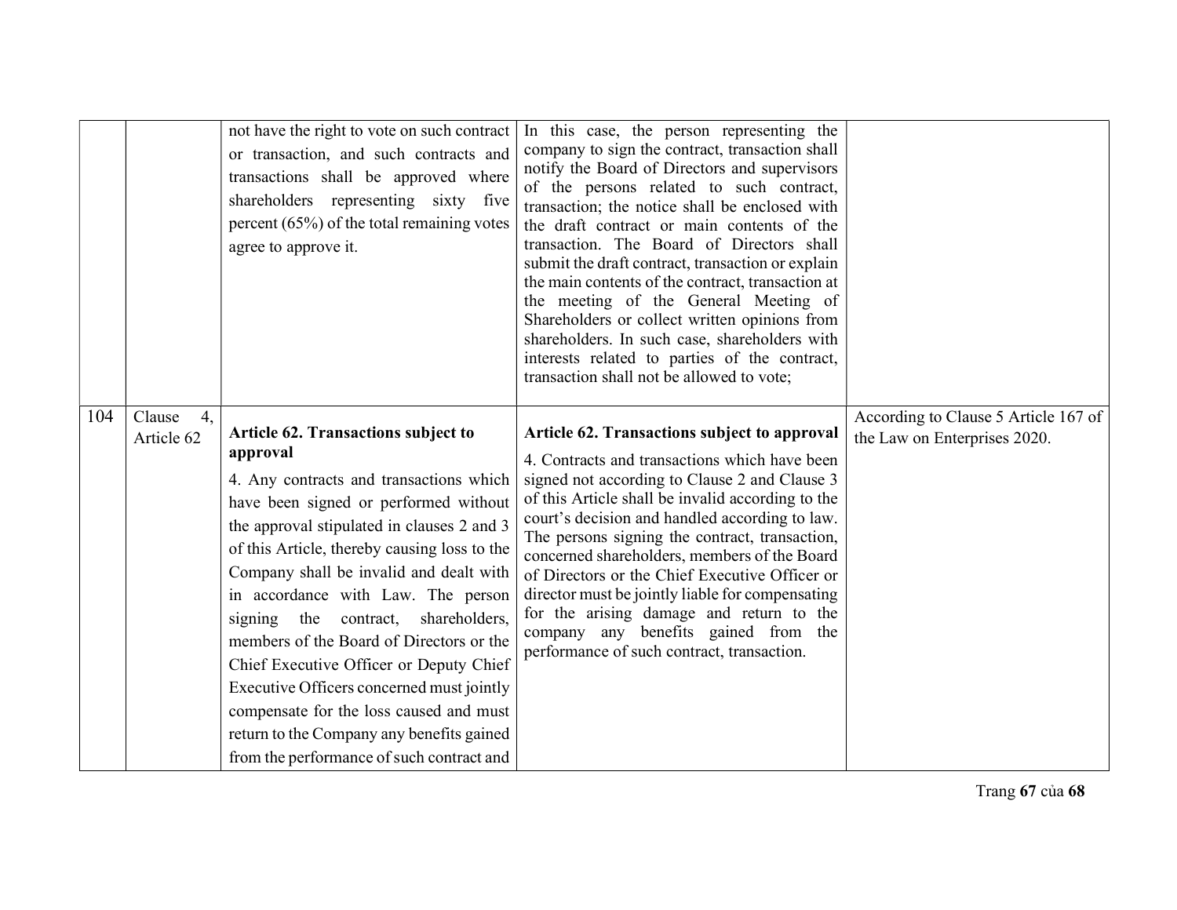| | | | | |
|---|---|---|---|---|
| | | not have the right to vote on such contract or transaction, and such contracts and transactions shall be approved where shareholders representing sixty five percent (65%) of the total remaining votes agree to approve it. | In this case, the person representing the company to sign the contract, transaction shall notify the Board of Directors and supervisors of the persons related to such contract, transaction; the notice shall be enclosed with the draft contract or main contents of the transaction. The Board of Directors shall submit the draft contract, transaction or explain the main contents of the contract, transaction at the meeting of the General Meeting of Shareholders or collect written opinions from shareholders. In such case, shareholders with interests related to parties of the contract, transaction shall not be allowed to vote; | |
| 104 | Clause 4, Article 62 | **Article 62. Transactions subject to approval**<br>4. Any contracts and transactions which have been signed or performed without the approval stipulated in clauses 2 and 3 of this Article, thereby causing loss to the Company shall be invalid and dealt with in accordance with Law. The person signing the contract, shareholders, members of the Board of Directors or the Chief Executive Officer or Deputy Chief Executive Officers concerned must jointly compensate for the loss caused and must return to the Company any benefits gained from the performance of such contract and | **Article 62. Transactions subject to approval**<br>4. Contracts and transactions which have been signed not according to Clause 2 and Clause 3 of this Article shall be invalid according to the court's decision and handled according to law. The persons signing the contract, transaction, concerned shareholders, members of the Board of Directors or the Chief Executive Officer or director must be jointly liable for compensating for the arising damage and return to the company any benefits gained from the performance of such contract, transaction. | According to Clause 5 Article 167 of the Law on Enterprises 2020. |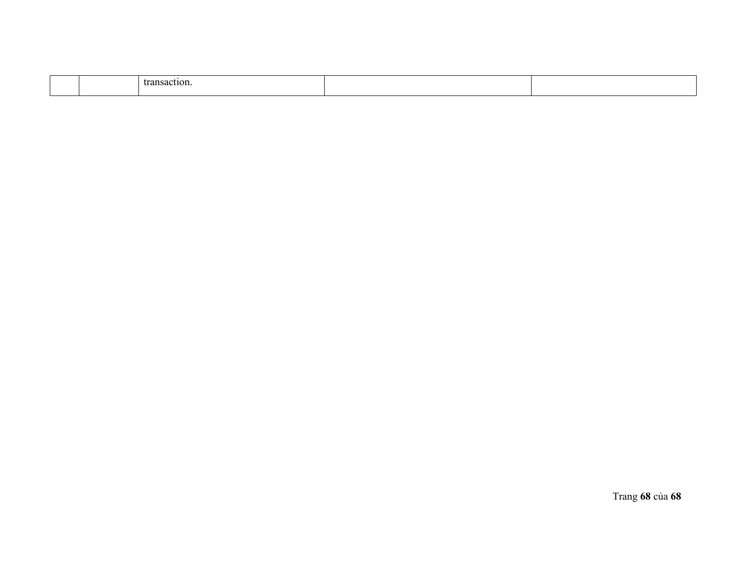| | | | | |
|---|---|---|---|---|
| | | transaction. | | |